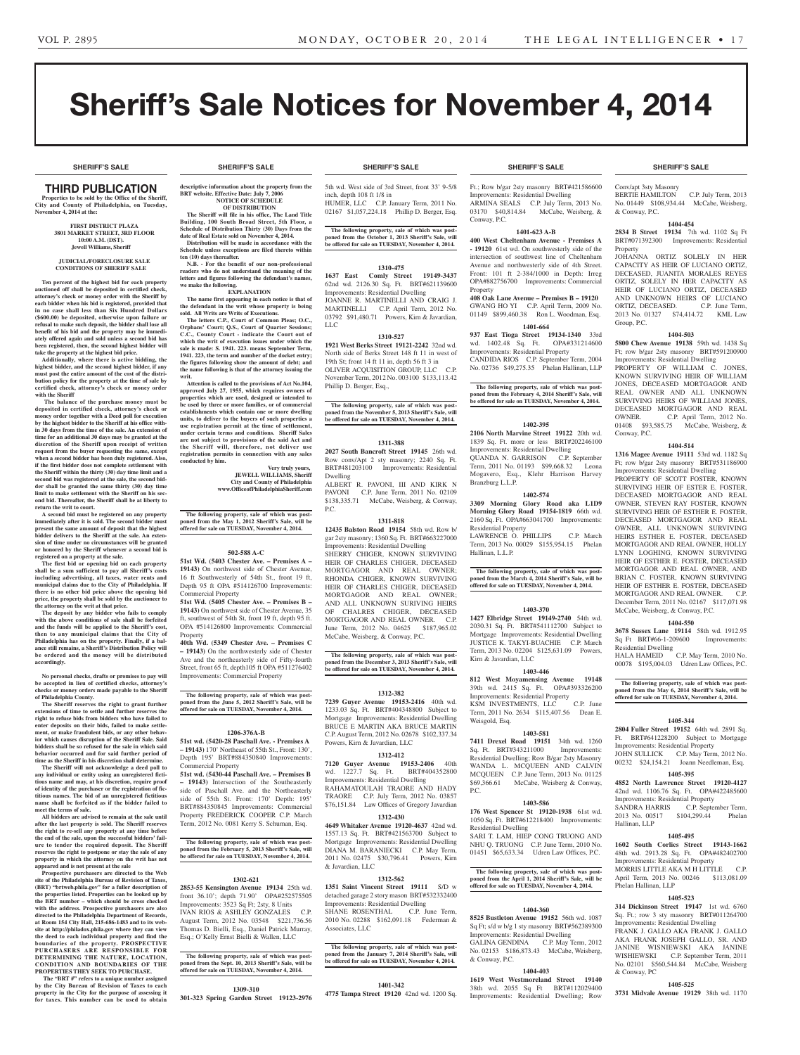# Sheriff's Sale Notices for November 4, 2014

SHERIFF'S SALE

## THIRD PUBLICATION

**Properties to be sold by the Office of the Sheriff, City and County of Philadelphia, on Tuesday, November 4, 2014 at the:**

**FIRST DISTRICT PLAZA**
**3801 MARKET STREET, 3RD FLOOR**
**10:00 A.M. (DST).**
**Jewell Williams, Sheriff**

**JUDICIAL/FORECLOSURE SALE CONDITIONS OF SHERIFF SALE**

**Ten percent of the highest bid for each property auctioned off shall be deposited in certified check, attorney's check or money order with the Sheriff by each bidder when his bid is registered, provided that in no case shall less than Six Hundred Dollars ($600.00) be deposited, otherwise upon failure or refusal to make such deposit, the bidder shall lose all benefit of his bid and the property may be immediately offered again and sold unless a second bid has been registered, then, the second highest bidder will take the property at the highest bid price.**

**Additionally, where there is active bidding, the highest bidder, and the second highest bidder, if any must post the entire amount of the cost of the distribution policy for the property at the time of sale by certified check, attorney's check or money order with the Sheriff**

**The balance of the purchase money must be deposited in certified check, attorney's check or money order together with a Deed poll for execution by the highest bidder to the Sheriff at his office within 30 days from the time of the sale. An extension of time for an additional 30 days may be granted at the discretion of the Sheriff upon receipt of written request from the buyer requesting the same, except when a second bidder has been duly registered. Also, if the first bidder does not complete settlement with the Sheriff within the thirty (30) day time limit and a second bid was registered at the sale, the second bidder shall be granted the same thirty (30) day time limit to make settlement with the Sheriff on his second bid. Thereafter, the Sheriff shall be at liberty to return the writ to court.**

**A second bid must be registered on any property immediately after it is sold. The second bidder must present the same amount of deposit that the highest bidder delivers to the Sheriff at the sale. An extension of time under no circumstances will be granted or honored by the Sheriff whenever a second bid is registered on a property at the sale.**

**The first bid or opening bid on each property shall be a sum sufficient to pay all Sheriff's costs including advertising, all taxes, water rents and municipal claims due to the City of Philadelphia. If there is no other bid price above the opening bid price, the property shall be sold by the auctioneer to the attorney on the writ at that price.**

**The deposit by any bidder who fails to comply with the above conditions of sale shall be forfeited and the funds will be applied to the Sheriff's cost, then to any municipal claims that the City of Philadelphia has on the property. Finally, if a balance still remains, a Sheriff's Distribution Policy will be ordered and the money will be distributed accordingly.**

**No personal checks, drafts or promises to pay will be accepted in lieu of certified checks, attorney's checks or money orders made payable to the Sheriff of Philadelphia County.**

**The Sheriff reserves the right to grant further extensions of time to settle and further reserves the right to refuse bids from bidders who have failed to enter deposits on their bids, failed to make settlement, or make fraudulent bids, or any other behavior which causes disruption of the Sheriff Sale. Said bidders shall be so refused for the sale in which said behavior occurred and for said further period of time as the Sheriff in his discretion shall determine.**

**The Sheriff will not acknowledge a deed poll to any individual or entity using an unregistered fictitious name and may, at his discretion, require proof of identity of the purchaser or the registration of fictitious names. The bid of an unregistered fictitious name shall be forfeited as if the bidder failed to meet the terms of sale.**

**All bidders are advised to remain at the sale until after the last property is sold. The Sheriff reserves the right to re-sell any property at any time before the end of the sale, upon the successful bidders' failure to tender the required deposit. The Sheriff reserves the right to postpone or stay the sale of any property in which the attorney on the writ has not appeared and is not present at the sale**

**Prospective purchasers are directed to the Web site of the Philadelphia Bureau of Revision of Taxes, (BRT) "brtweb.phila.gov" for a fuller description of the properties listed. Properties can be looked up by the BRT number – which should be cross checked with the address. Prospective purchasers are also directed to the Philadelphia Department of Records, at Room 154 City Hall, 215-686-1483 and to its website at http://philadox.phila.gov where they can view the deed to each individual property and find the boundaries of the property. PROSPECTIVE PURCHASERS ARE RESPONSIBLE FOR DETERMINING THE NATURE, LOCATION, CONDITION AND BOUNDARIES OF THE PROPERTIES THEY SEEK TO PURCHASE.**

**The "BRT #" refers to a unique number assigned by the City Bureau of Revision of Taxes to each property in the City for the purpose of assessing it for taxes. This number can be used to obtain descriptive information about the property from the BRT website. Effective Date: July 7, 2006**

**NOTICE OF SCHEDULE OF DISTRIBUTION**

**The Sheriff will file in his office, The Land Title Building, 100 South Broad Street, 5th Floor, a Schedule of Distribution Thirty (30) Days from the date of Real Estate sold on November 4, 2014.**

**Distribution will be made in accordance with the Schedule unless exceptions are filed thereto within ten (10) days thereafter.**

**N.B. - For the benefit of our non-professional readers who do not understand the meaning of the letters and figures following the defendant's names, we make the following.**

**EXPLANATION**

**The name first appearing in each notice is that of the defendant in the writ whose property is being sold. All Writs are Writs of Executions.**

**The letters C.P., Court of Common Pleas; O.C., Orphans' Court; Q.S., Court of Quarter Sessions; C.C., County Court - indicate the Court out of which the writ of execution issues under which the sale is made: S. 1941. 223. means September Term, 1941. 223, the term and number of the docket entry; the figures following show the amount of debt; and the name following is that of the attorney issuing the writ.**

**Attention is called to the provisions of Act No.104, approved July 27, 1955, which requires owners of properties which are used, designed or intended to be used by three or more families, or of commercial establishments which contain one or more dwelling units, to deliver to the buyers of such properties a use registration permit at the time of settlement, under certain terms and conditions. Sheriff Sales are not subject to provisions of the said Act and the Sheriff will, therefore, not deliver use registration permits in connection with any sales conducted by him.**

**Very truly yours,**
**JEWELL WILLIAMS, Sheriff**
**City and County of Philadelphia**
**www.OfficeofPhiladelphiaSheriff.com**

**The following property, sale of which was postponed from the May 1, 2012 Sheriff's Sale, will be offered for sale on TUESDAY, November 4, 2014.**

**502-588 A-C**

**51st Wd. (5403 Chester Ave. – Premises A – 19143)** On northwest side of Chester Avenue, 16 ft Southwesterly of 54th St., front 19 ft, Depth 95 ft OPA #514126700 Improvements: Commercial Property

**51st Wd. (5405 Chester Ave. – Premises B – 19143)** On northwest side of Chester Avenue, 35 ft. southwest of 54th St., front 19 ft, depth 95 ft. OPA #514126800 Improvements: Commercial Property

**40th Wd. (5349 Chester Ave. – Premises C – 19143)** On the northwesterly side of Chester Ave and the northeasterly side of Fifty-fourth Street, front 65 ft, depth105 ft OPA #511276402 Improvements: Commercial Property

**The following property, sale of which was postponed from the June 5, 2012 Sheriff's Sale, will be offered for sale on TUESDAY, November 4, 2014.**

**1206-376A-B**

**51st wd. (5420-28 Paschall Ave. - Premises A – 19143)** 170' Northeast of 55th St., Front: 130', Depth 195' BRT#884350840 Improvements: Commercial Property

**51st wd. (5430-44 Paschall Ave. – Premises B – 19143)** Intersection of the Southeasterly side of Paschall Ave. and the Northeasterly side of 55th St. Front: 170' Depth: 195' BRT#884350845 Improvements: Commercial Property FREDERICK COOPER C.P. March Term, 2012 No. 0081 Kerry S. Schuman, Esq.

**The following property, sale of which was postponed from the February 5, 2013 Sheriff's Sale, will be offered for sale on TUESDAY, November 4, 2014.**

**1302-621**

**2853-55 Kensington Avenue 19134** 25th wd. front 36.10'; depth 71.90' OPA#252575505 Improvements: 3523 Sq Ft; 2sty, 8 Units
IVAN RIOS & ASHLEY GONZALES C.P. August Term, 2012 No. 03548 $221,736.56 Thomas D. Bielli, Esq., Daniel Patrick Murray, Esq.; O'Kelly Ernst Bielli & Wallen, LLC

**The following property, sale of which was postponed from the Sept. 10, 2013 Sheriff's Sale, will be offered for sale on TUESDAY, November 4, 2014.**

**1309-310**

**301-323 Spring Garden Street 19123-2976** 5th wd. West side of 3rd Street, front 33' 9-5/8 inch, depth 108 ft 1/8 in
HUMER, LLC C.P. January Term, 2011 No. 02167 $1,057,224.18 Phillip D. Berger, Esq.

**The following property, sale of which was postponed from the October 1, 2013 Sheriff's Sale, will be offered for sale on TUESDAY, November 4, 2014.**

**1310-475**

**1637 East Comly Street 19149-3437** 62nd wd. 2126.30 Sq. Ft. BRT#621139600 Improvements: Residential Dwelling
JOANNE R. MARTINELLI AND CRAIG J. MARTINELLI C.P. April Term, 2012 No. 03792 $91,480.71 Powers, Kirn & Javardian, LLC

**1310-527**

**1921 West Berks Street 19121-2242** 32nd wd. North side of Berks Street 148 ft 11 in west of 19th St; front 14 ft 11 in, depth 56 ft 3 in
OLIVER ACQUISITION GROUP, LLC C.P. November Term, 2012 No. 003100 $133,113.42 Phillip D. Berger, Esq.,

**The following property, sale of which was postponed from the November 5, 2013 Sheriff's Sale, will be offered for sale on TUESDAY, November 4, 2014.**

**1311-388**

**2027 South Bancroft Street 19145** 26th wd. Row conv/Apt 2 sty masonry; 2240 Sq. Ft. BRT#481203100 Improvements: Residential Dwelling
ALBERT R. PAVONI, III AND KIRK N PAVONI C.P. June Term, 2011 No. 02109 $138,335.71 McCabe, Weisberg, & Conway, P.C.

**1311-818**

**12435 Balston Road 19154** 58th wd. Row b/gar 2sty masonry; 1360 Sq. Ft. BRT#663227000 Improvements: Residential Dwelling
SHERRY CHIGER, KNOWN SURVIVING HEIR OF CHARLES CHIGER, DECEASED MORTGAGOR AND REAL OWNER; RHONDA CHIGER, KNOWN SURVIVING HEIR OF CHARLES CHIGER, DECEASED MORTGAGOR AND REAL OWNER; AND ALL UNKNOWN SURIVING HEIRS OF CHALRES CHIGER, DECEASED MORTGAGOR AND REAL OWNER. C.P. June Term, 2012 No. 04625 $187,965.02 McCabe, Weisberg, & Conway, P.C.

**The following property, sale of which was postponed from the December 3, 2013 Sheriff's Sale, will be offered for sale on TUESDAY, November 4, 2014.**

**1312-382**

**7239 Guyer Avenue 19153-2416** 40th wd. 1233.03 Sq. Ft. BRT#404348800 Subject to Mortgage Improvements: Residential Dwelling
BRUCE E MARTIN AKA BRUCE MARTIN C.P. August Term, 2012 No. 02678 $102,337.34 Powers, Kirn & Javardian, LLC

**1312-412**

**7120 Guyer Avenue 19153-2406** 40th wd. 1227.7 Sq. Ft. BRT#404352800 Improvements: Residential Dwelling
RAHAMATOULAH TRAORE AND HADY TRAORE C.P. July Term, 2012 No. 03857 $76,151.84 Law Offices of Gregory Javardian

**1312-430**

**4649 Whitaker Avenue 19120-4637** 42nd wd. 1557.13 Sq. Ft. BRT#421563700 Subject to Mortgage Improvements: Residential Dwelling
DIANA M. BARANIECKI C.P. May Term, 2011 No. 02475 $30,796.41 Powers, Kirn & Javardian, LLC

**1312-562**

**1351 Saint Vincent Street 19111** S/D w detached garage 2 story mason BRT#532332400 Improvements: Residential Dwelling
SHANE ROSENTHAL C.P. June Term, 2010 No. 02288 $162,091.18 Federman & Associates, LLC

**The following property, sale of which was postponed from the January 7, 2014 Sheriff's Sale, will be offered for sale on TUESDAY, November 4, 2014.**

**1401-342**

**4775 Tampa Street 19120** 42nd wd. 1200 Sq. Ft.; Row b/gar 2sty masonry BRT#421586600 Improvements: Residential Dwelling
ARMINA SEALS C.P. July Term, 2013 No. 03170 $40,814.84 McCabe, Weisberg, & Conway, P.C.

**1401-623 A-B**

**400 West Cheltenham Avenue - Premises A - 19120** 61st wd. On southwesterly side of the intersection of southwest line of Cheltenham Avenue and northwesterly side of 4th Street. Front: 101 ft 2-384/1000 in Depth: Irreg OPA#882756700 Improvements: Commercial Property

**408 Oak Lane Avenue – Premises B – 19120**
GWANG HO YI C.P. April Term, 2009 No. 01149 $899,460.38 Ron L. Woodman, Esq.

**1401-664**

**937 East Tioga Street 19134-1340** 33rd wd. 1402.48 Sq. Ft. OPA#331214600 Improvements: Residential Property
CANDIDA RIOS C.P. September Term, 2004 No. 02736 $49,275.35 Phelan Hallinan, LLP

**The following property, sale of which was postponed from the February 4, 2014 Sheriff's Sale, will be offered for sale on TUESDAY, November 4, 2014.**

**1402-395**

**2106 North Marvine Street 19122** 20th wd. 1839 Sq. Ft. more or less BRT#202246100 Improvements: Residential Dwelling
QUANDA N. GARRISON C.P. September Term, 2011 No. 01193 $99,668.32 Leona Mogavero, Esq., Klehr Harrison Harvey Branzburg L.L.P.

**1402-574**

**3309 Morning Glory Road aka L1D9 Morning Glory Road 19154-1819** 66th wd. 2160 Sq. Ft. OPA#663041700 Improvements: Residential Property
LAWRENCE O. PHILLIPS C.P. March Term, 2013 No. 00029 $155,954.15 Phelan Hallinan, L.L.P.

**The following property, sale of which was postponed from the March 4, 2014 Sheriff's Sale, will be offered for sale on TUESDAY, November 4, 2014.**

**1403-370**

**1427 Elbridge Street 19149-2740** 54th wd. 2030.31 Sq. Ft. BRT#541112700 Subject to Mortgage Improvements: Residential Dwelling
JUSTICE K. TAKYI-BUACHIE C.P. March Term, 2013 No. 02204 $125,631.09 Powers, Kirn & Javardian, LLC

**1403-446**

**812 West Moyamensing Avenue 19148** 39th wd. 2415 Sq. Ft. OPA#393326200 Improvements: Residential Property
KSM INVESTMENTS, LLC C.P. June Term, 2011 No. 2634 $115,407.56 Dean E. Weisgold, Esq.

**1403-581**

**7411 Drexel Road 19151** 34th wd. 1260 Sq. Ft. BRT#343211000 Improvements: Residential Dwelling; Row B/gar 2sty Masonry
WANDA L. MCQUEEN AND CALVIN MCQUEEN C.P. June Term, 2013 No. 01125 $69,366.61 McCabe, Weisberg & Conway, P.C.

**1403-586**

**176 West Spencer St 19120-1938** 61st wd. 1050 Sq. Ft. BRT#612218400 Improvements: Residential Dwelling
SARI T. LAM, HIEP CONG TRUONG AND NHU Q. TRUONG C.P. June Term, 2010 No. 01451 $65,633.34 Udren Law Offices, P.C.

**The following property, sale of which was postponed from the April 1, 2014 Sheriff's Sale, will be offered for sale on TUESDAY, November 4, 2014.**

**1404-360**

**8525 Bustleton Avenue 19152** 56th wd. 1087 Sq Ft; s/d w b/g 1 sty masonry BRT#562389300 Improvements: Residential Dwelling
GALINA GENDINA C.P. May Term, 2012 No. 02153 $186,873.43 McCabe, Weisberg, & Conway, P.C.

**1404-403**

**1619 West Westmoreland Street 19140** 38th wd. 2055 Sq Ft BRT#112029400 Improvements: Residential Dwelling; Row Conv/apt 3sty Masonry
BERTIE HAMILTON C.P. July Term, 2013 No. 01449 $108,934.44 McCabe, Weisberg, & Conway, P.C.

**1404-454**

**2834 B Street 19134** 7th wd. 1102 Sq Ft BRT#071392300 Improvements: Residential Property
JOHANNA ORTIZ SOLELY IN HER CAPACITY AS HEIR OF LUCIANO ORTIZ, DECEASED, JUANITA MORALES REYES ORTIZ, SOLELY IN HER CAPACITY AS HEIR OF LUCIANO ORTIZ, DECEASED AND UNKNOWN HEIRS OF LUCIANO ORTIZ, DECEASED. C.P. June Term, 2013 No. 01327 $74,414.72 KML Law Group, P.C.

**1404-503**

**5800 Chew Avenue 19138** 59th wd. 1438 Sq Ft; row b/gar 2sty masonry BRT#591200900 Improvements: Residential Dwelling
PROPERTY OF WILLIAM C. JONES, KNOWN SURVIVING HEIR OF WILLIAM JONES, DECEASED MORTGAGOR AND REAL OWNER AND ALL UNKNOWN SURVIVING HEIRS OF WILLIAM JONES, DECEASED MORTGAGOR AND REAL OWNER. C.P. April Term, 2012 No. 01408 $93,585.75 McCabe, Weisberg, & Conway, P.C.

**1404-514**

**1316 Magee Avenue 19111** 53rd wd. 1182 Sq Ft; row b/gar 2sty masonry BRT#531186900 Improvements: Residential Dwelling
PROPERTY OF SCOTT FOSTER, KNOWN SURVIVING HEIR OF ESTER E. FOSTER, DECEASED MORTGAGOR AND REAL OWNER, STEVEN RAY FOSTER, KNOWN SURVIVING HEIR OF ESTHER E. FOSTER, DECEASED MORTGAGOR AND REAL OWNER, ALL UNKNOWN SURVIVING HEIRS ESTHER E. FOSTER, DECEASED MORTGAGOR AND REAL OWNER, HOLLY LYNN LOGHING, KNOWN SURVIVING HEIR OF ESTHER E. FOSTER, DECEASED MORTGAGOR AND REAL OWNER, AND BRIAN C. FOSTER, KNOWN SURVIVING HEIR OF ESTHER E. FOSTER, DECEASED MORTGAGOR AND REAL OWNER. C.P. December Term, 2011 No. 02167 $117,071.98 McCabe, Weisberg, & Conway, P.C.

**1404-550**

**3678 Sussex Lane 19114** 58th wd. 1912.95 Sq Ft BRT#66-1-209600 Improvements: Residential Dwelling
HALA HAMEID C.P. May Term, 2010 No. 00078 $195,004.03 Udren Law Offices, P.C.

**The following property, sale of which was postponed from the May 6, 2014 Sheriff's Sale, will be offered for sale on TUESDAY, November 4, 2014.**

**1405-344**

**2804 Fuller Street 19152** 64th wd. 2891 Sq. Ft. BRT#641228200 Subject to Mortgage Improvements: Residential Property
JOHN SULLICK C.P. May Term, 2012 No. 00232 $24,154.21 Joann Needleman, Esq.

**1405-395**

**4852 North Lawrence Street 19120-4127** 42nd wd. 1106.76 Sq. Ft. OPA#422485600 Improvements: Residential Property
SANDRA HARRIS C.P. September Term, 2013 No. 00517 $104,299.44 Phelan Hallinan, LLP

**1405-495**

**1602 South Corlies Street 19143-1662** 48th wd. 2913.28 Sq. Ft. OPA#482402700 Improvements: Residential Property
MORRIS LITTLE AKA M H LITTLE C.P. April Term, 2013 No. 00246 $113,081.09 Phelan Hallinan, LLP

**1405-523**

**314 Dickinson Street 19147** 1st wd. 6760 Sq. Ft.; row 3 sty masonry BRT#011264700 Improvements: Residential Dwelling
FRANK J. GALLO AKA FRANK J. GALLO AKA FRANK JOSEPH GALLO, SR. AND JANINE WISNIEWSKI AKA JANINE WISHIEWSKI C.P. September Term, 2011 No. 02101 $560,544.84 McCabe, Weisberg & Conway, PC

**1405-525**

**3731 Midvale Avenue 19129** 38th wd. 1170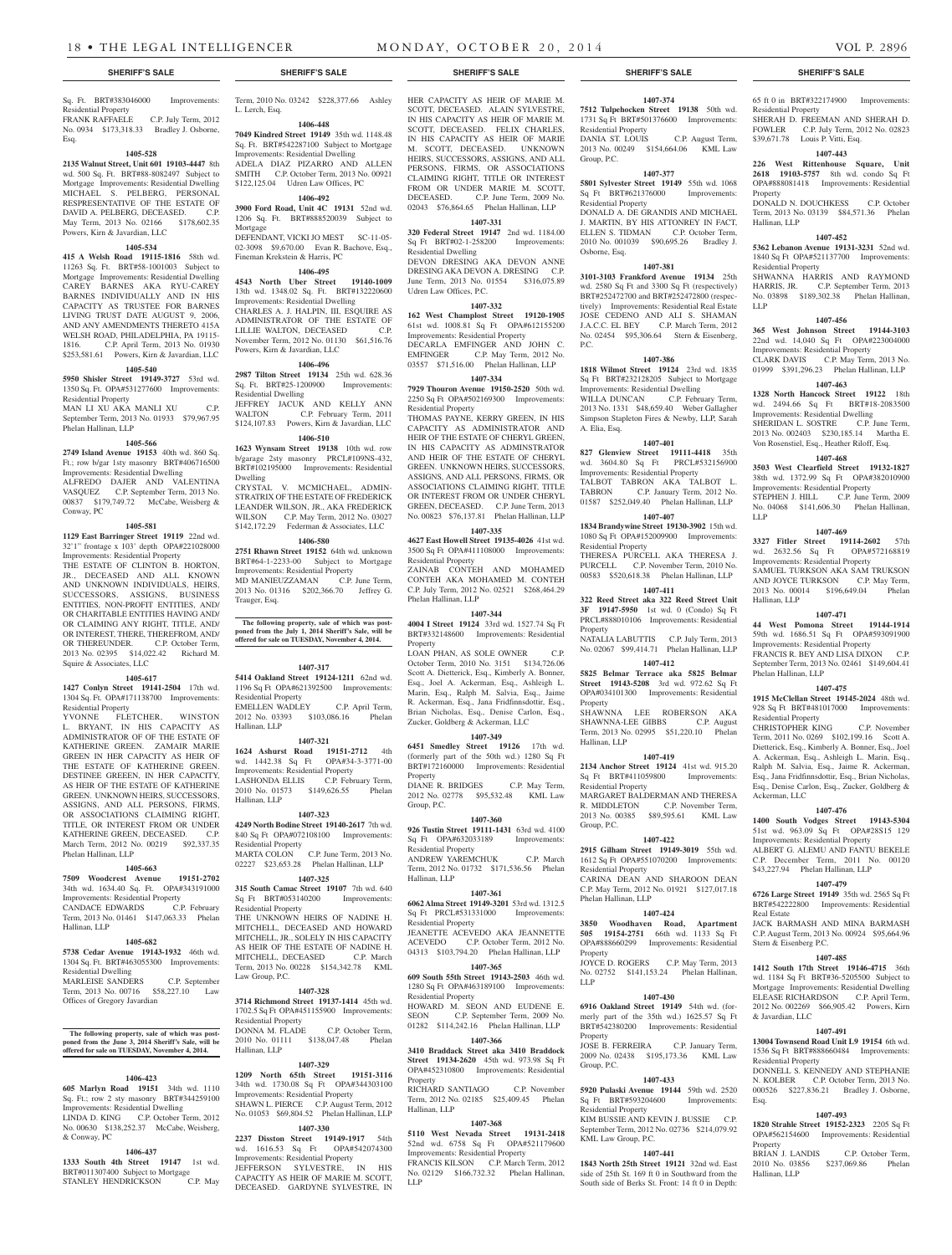Sq. Ft. BRT#383046000 Improvements: Residential Property
FRANK RAFFAELE C.P. July Term, 2012 No. 0934 $173,318.33 Bradley J. Osborne, Esq.

**1405-528**

**2135 Walnut Street, Unit 601 19103-4447** 8th wd. 500 Sq. Ft. BRT#88-8082497 Subject to Mortgage Improvements: Residential Dwelling
MICHAEL S. PELBERG, PERSONAL RESPRESENTATIVE OF THE ESTATE OF DAVID A. PELBERG, DECEASED. C.P. May Term, 2013 No. 02166 $178,602.35 Powers, Kirn & Javardian, LLC

**1405-534**

**415 A Welsh Road 19115-1816** 58th wd. 11263 Sq. Ft. BRT#58-1001003 Subject to Mortgage Improvements: Residential Dwelling
CAREY BARNES AKA RYU-CAREY BARNES INDIVIDUALLY AND IN HIS CAPACITY AS TRUSTEE FOR BARNES LIVING TRUST DATE AUGUST 9, 2006, AND ANY AMENDMENTS THERETO 415A WELSH ROAD, PHILADELPHIA, PA 19115-1816. C.P. April Term, 2013 No. 01930 $253,581.61 Powers, Kirn & Javardian, LLC

**1405-540**

**5950 Shisler Street 19149-3727** 53rd wd. 1350 Sq. Ft. OPA#531277600 Improvements: Residential Property
MAN LI XU AKA MANLI XU C.P. September Term, 2013 No. 01933 $79,967.95 Phelan Hallinan, LLP

**1405-566**

**2749 Island Avenue 19153** 40th wd. 860 Sq. Ft.; row b/gar 1sty masonry BRT#406716500 Improvements: Residential Dwelling
ALFREDO DAJER AND VALENTINA VASQUEZ C.P. September Term, 2013 No. 00837 $179,749.72 McCabe, Weisberg & Conway, PC

**1405-581**

**1129 East Barringer Street 19119** 22nd wd. 32'1" frontage x 103' depth OPA#221028000 Improvements: Residential Property
THE ESTATE OF CLINTON B. HORTON, JR., DECEASED AND ALL KNOWN AND UNKNOWN INDIVIDUALS, HEIRS, SUCCESSORS, ASSIGNS, BUSINESS ENTITIES, NON-PROFIT ENTITIES, AND/ OR CHARITABLE ENTITIES HAVING AND/ OR CLAIMING ANY RIGHT, TITLE, AND/ OR INTEREST, THERE, THEREFROM, AND/ OR THEREUNDER. C.P. October Term, 2013 No. 02395 $14,022.42 Richard M. Squire & Associates, LLC

**1405-617**

**1427 Conlyn Street 19141-2504** 17th wd. 1304 Sq. Ft. OPA#171138700 Improvements: Residential Property
YVONNE FLETCHER, WINSTON L. BRYANT, IN HIS CAPACITY AS ADMINISTRATOR OF THE ESTATE OF KATHERINE GREEN. ZAMAIR MARIE GREEN IN HER CAPACITY AS HEIR OF THE ESTATE OF KATHERINE GREEN. DESTINEE GREEEN, IN HER CAPACITY, AS HEIR OF THE ESTATE OF KATHERINE GREEN. UNKNOWN HEIRS, SUCCESSORS, ASSIGNS, AND ALL PERSONS, FIRMS, OR ASSOCIATIONS CLAIMING RIGHT, TITLE, OR INTEREST FROM OR UNDER KATHERINE GREEN, DECEASED. C.P. March Term, 2012 No. 00219 $92,337.35 Phelan Hallinan, LLP

**1405-663**

**7509 Woodcrest Avenue 19151-2702** 34th wd. 1634.40 Sq. Ft. OPA#343191000 Improvements: Residential Property
CANDACE EDWARDS C.P. February Term, 2013 No. 01461 $147,063.33 Phelan Hallinan, LLP

**1405-682**

**5738 Cedar Avenue 19143-1932** 46th wd. 1304 Sq. Ft. BRT#463055300 Improvements: Residential Dwelling
MARLEISE SANDERS C.P. September Term, 2013 No. 00716 $58,227.10 Law Offices of Gregory Javardian

**The following property, sale of which was postponed from the June 3, 2014 Sheriff's Sale, will be offered for sale on TUESDAY, November 4, 2014.**

**1406-423**

**605 Marlyn Road 19151** 34th wd. 1110 Sq. Ft.; row 2 sty masonry BRT#344259100 Improvements: Residential Dwelling
LINDA D. KING C.P. October Term, 2012 No. 00630 $138,252.37 McCabe, Weisberg, & Conway, PC

**1406-437**

**1333 South 4th Street 19147** 1st wd. BRT#011307400 Subject to Mortgage
STANLEY HENDRICKSON C.P. May Term, 2010 No. 03242 $228,377.66 Ashley L. Lerch, Esq.

**1406-448**

**7049 Kindred Street 19149** 35th wd. 1148.48 Sq. Ft. BRT#542287100 Subject to Mortgage Improvements: Residential Dwelling
ADELA DIAZ PIZARRO AND ALLEN SMITH C.P. October Term, 2013 No. 00921 $122,125.04 Udren Law Offices, PC

**1406-492**

**3900 Ford Road, Unit 4C 19131** 52nd wd. 1206 Sq. Ft. BRT#888520039 Subject to Mortgage
DEFENDANT, VICKI JO MEST SC-11-05-02-3098 $9,670.00 Evan R. Bachove, Esq., Fineman Krekstein & Harris, PC

**1406-495**

**4543 North Uber Street 19140-1009** 13th wd. 1348.02 Sq. Ft. BRT#132220600 Improvements: Residential Dwelling
CHARLES A. J. HALPIN, III, ESQUIRE AS ADMINISTRATOR OF THE ESTATE OF LILLIE WALTON, DECEASED C.P. November Term, 2012 No. 01130 $61,516.76 Powers, Kirn & Javardian, LLC

**1406-496**

**2987 Tilton Street 19134** 25th wd. 628.36 Sq. Ft. BRT#25-1200900 Improvements: Residential Dwelling
JEFFREY JACUK AND KELLY ANN WALTON C.P. February Term, 2011 $124,107.83 Powers, Kirn & Javardian, LLC

**1406-510**

**1623 Wynsam Street 19138** 10th wd. row b/garage 2sty masonry PRCL#109NS-432, BRT#102195000 Improvements: Residential Dwelling
CRYSTAL V. MCMICHAEL, ADMINSTRATRIX OF THE ESTATE OF FREDERICK LEANDER WILSON, JR., AKA FREDERICK WILSON C.P. May Term, 2012 No. 03027 $142,172.29 Federman & Associates, LLC

**1406-580**

**2751 Rhawn Street 19152** 64th wd. unknown BRT#64-1-2233-00 Subject to Mortgage Improvements: Residential Property
MD MANIEUZZAMAN C.P. June Term, 2013 No. 01316 $202,366.70 Jeffrey G. Trauger, Esq.

**The following property, sale of which was postponed from the July 1, 2014 Sheriff's Sale, will be offered for sale on TUESDAY, November 4, 2014.**

**1407-317**

**5414 Oakland Street 19124-1211** 62nd wd. 1196 Sq Ft OPA#621392500 Improvements: Residential Property
EMELLEN WADLEY C.P. April Term, 2012 No. 03393 $103,086.16 Phelan Hallinan, LLP

**1407-321**

**1624 Ashurst Road 19151-2712** 4th wd. 1442.38 Sq Ft OPA#34-3-3771-00 Improvements: Residential Property
LASHONDA ELLIS C.P. February Term, 2010 No. 01573 $149,626.55 Phelan Hallinan, LLP

**1407-323**

**4249 North Bodine Street 19140-2617** 7th wd. 840 Sq Ft OPA#072108100 Improvements: Residential Property
MARTA COLON C.P. June Term, 2013 No. 02227 $23,653.28 Phelan Hallinan, LLP

**1407-325**

**315 South Camac Street 19107** 7th wd. 640 Sq Ft BRT#053140200 Improvements: Residential Property
THE UNKNOWN HEIRS OF NADINE H. MITCHELL, DECEASED AND HOWARD MITCHELL, JR., SOLELY IN HIS CAPACITY AS HEIR OF THE ESTATE OF NADINE H. MITCHELL, DECEASED C.P. March Term, 2013 No. 00228 $154,342.78 KML Law Group, P.C.

**1407-328**

**3714 Richmond Street 19137-1414** 45th wd. 1702.5 Sq Ft OPA#451155900 Improvements: Residential Property
DONNA M. FLADE C.P. October Term, 2010 No. 01111 $138,047.48 Phelan Hallinan, LLP

**1407-329**

**1209 North 65th Street 19151-3116** 34th wd. 1730.08 Sq Ft OPA#344303100 Improvements: Residential Property
SHAWN L. PIERCE C.P. August Term, 2012 No. 01053 $69,804.52 Phelan Hallinan, LLP

**1407-330**

**2237 Disston Street 19149-1917** 54th wd. 1616.53 Sq Ft OPA#542074300 Improvements: Residential Property
JEFFERSON SYLVESTRE, IN HIS CAPACITY AS HEIR OF MARIE M. SCOTT, DECEASED. GARDYNE SYLVESTRE, IN HER CAPACITY AS HEIR OF MARIE M. SCOTT, DECEASED. ALAIN SYLVESTRE, IN HIS CAPACITY AS HEIR OF MARIE M. SCOTT, DECEASED. FELIX CHARLES, IN HIS CAPACITY AS HEIR OF MARIE M. SCOTT, DECEASED. UNKNOWN HEIRS, SUCCESSORS, ASSIGNS, AND ALL PERSONS, FIRMS, OR ASSOCIATIONS CLAIMING RIGHT, TITLE OR INTEREST FROM OR UNDER MARIE M. SCOTT, DECEASED. C.P. June Term, 2009 No. 02043 $76,864.65 Phelan Hallinan, LLP

**1407-331**

**320 Federal Street 19147** 2nd wd. 1184.00 Sq Ft BRT#02-1-258200 Improvements: Residential Dwelling
DEVON DRESING AKA DEVON ANNE DRESING AKA DEVON A. DRESING C.P. June Term, 2013 No. 01554 $316,075.89 Udren Law Offices, P.C.

**1407-332**

**162 West Champlost Street 19120-1905** 61st wd. 1008.81 Sq Ft OPA#612155200 Improvements: Residential Property
DECARLA EMFINGER AND JOHN C. EMFINGER C.P. May Term, 2012 No. 03557 $71,516.00 Phelan Hallinan LLP

**1407-334**

**7929 Thouron Avenue 19150-2520** 50th wd. 2250 Sq Ft OPA#502169300 Improvements: Residential Property
THOMAS PAYNE, KERRY GREEN, IN HIS CAPACITY AS ADMINISTRATOR AND HEIR OF THE ESTATE OF CHERYL GREEN, IN HIS CAPACITY AS ADMINSTRATOR AND HEIR OF THE ESTATE OF CHERYL GREEN. UNKNOWN HEIRS, SUCCESSORS, ASSIGNS, AND ALL PERSONS, FIRMS, OR ASSOCIATIONS CLAIMING RIGHT, TITLE OR INTEREST FROM OR UNDER CHERYL GREEN, DECEASED. C.P. June Term, 2013 No. 00823 $76,137.81 Phelan Hallinan, LLP

**1407-335**

**4627 East Howell Street 19135-4026** 41st wd. 3500 Sq Ft OPA#411108000 Improvements: Residential Property
ZAINAB CONTEH AND MOHAMED CONTEH AKA MOHAMED M. CONTEH C.P. July Term, 2012 No. 02521 $268,464.29 Phelan Hallinan LLP

**1407-344**

**4004 I Street 19124** 33rd wd. 1527.74 Sq Ft BRT#332148600 Improvements: Residential Property
LOAN PHAN, AS SOLE OWNER C.P. October Term, 2010 No. 3151 $134,726.06 Scott A. Dietterick, Esq., Kimberly A. Bonner, Esq., Joel A. Ackerman, Esq., Ashleigh L. Marin, Esq., Ralph M. Salvia, Esq., Jaime R. Ackerman, Esq., Jana Fridfinnsdottir, Esq., Brian Nicholas, Esq., Denise Carlon, Esq., Zucker, Goldberg & Ackerman, LLC

**1407-349**

**6451 Smedley Street 19126** 17th wd. (formerly part of the 50th wd.) 1280 Sq Ft BRT#172160000 Improvements: Residential Property
DIANE R. BRIDGES C.P. May Term, 2012 No. 02778 $95,532.48 KML Law Group, P.C.

**1407-360**

**926 Tustin Street 19111-1431** 63rd wd. 4100 Sq Ft OPA#632033189 Improvements: Residential Property
ANDREW YAREMCHUK C.P. March Term, 2012 No. 01732 $171,536.56 Phelan Hallinan, LLP

**1407-361**

**6062 Alma Street 19149-3201** 53rd wd. 1312.5 Sq Ft PRCL#531331000 Improvements: Residential Property
JEANETTE ACEVEDO AKA JEANNETTE ACEVEDO C.P. October Term, 2012 No. 04313 $103,794.20 Phelan Hallinan, LLP

**1407-365**

**609 South 55th Street 19143-2503** 46th wd. 1280 Sq Ft OPA#463189100 Improvements: Residential Property
HOWARD M. SEON AND EUDENE E. SEON C.P. September Term, 2009 No. 01282 $114,242.16 Phelan Hallinan, LLP

**1407-366**

**3410 Braddock Street aka 3410 Braddock Street 19134-2620** 45th wd. 973.98 Sq Ft OPA#452310800 Improvements: Residential Property
RICHARD SANTIAGO C.P. November Term, 2012 No. 02185 $25,409.45 Phelan Hallinan, LLP

**1407-368**

**5110 West Nevada Street 19131-2418** 52nd wd. 6758 Sq Ft OPA#521179600 Improvements: Residential Property
FRANCIS KILSON C.P. March Term, 2012 No. 02129 $166,732.32 Phelan Hallinan, LLP

**1407-374**

**7512 Tulpehocken Street 19138** 50th wd. 1731 Sq Ft BRT#501376600 Improvements: Residential Property
DANIA ST. LOUIS C.P. August Term, 2013 No. 00249 $154,664.06 KML Law Group, P.C.

**1407-377**

**5801 Sylvester Street 19149** 55th wd. 1068 Sq Ft BRT#621376000 Improvements: Residential Property
DONALD A. DE GRANDIS AND MICHAEL J. MARTIN, BY HIS ATTONREY IN FACT, ELLEN S. TIDMAN C.P. October Term, 2010 No. 001039 $90,695.26 Bradley J. Osborne, Esq.

**1407-381**

**3101-3103 Frankford Avenue 19134** 25th wd. 2580 Sq Ft and 3300 Sq Ft (respectively) BRT#252472700 and BRT#252472800 (respectively) Improvements: Residential Real Estate
JOSE CEDENO AND ALI S. SHAMAN J.A.C.C. EL BEY C.P. March Term, 2012 No. 02454 $95,306.64 Stern & Eisenberg, P.C.

**1407-386**

**1818 Wilmot Street 19124** 23rd wd. 1835 Sq Ft BRT#232128205 Subject to Mortgage Improvements: Residential Dwelling
WILLA DUNCAN C.P. February Term, 2013 No. 1331 $48,659.40 Weber Gallagher Simpson Stapleton Fires & Newby, LLP, Sarah A. Elia, Esq.

**1407-401**

**827 Glenview Street 19111-4418** 35th wd. 3604.80 Sq Ft PRCL#532156900 Improvements: Residential Property
TALBOT TABRON AKA TALBOT L. TABRON C.P. January Term, 2012 No. 01587 $252,049.40 Phelan Hallinan, LLP

**1407-407**

**1834 Brandywine Street 19130-3902** 15th wd. 1080 Sq Ft OPA#152009900 Improvements: Residential Property
THERESA PURCELL AKA THERESA J. PURCELL C.P. November Term, 2010 No. 00583 $520,618.38 Phelan Hallinan, LLP

**1407-411**

**322 Reed Street aka 322 Reed Street Unit 3F 19147-5950** 1st wd. 0 (Condo) Sq Ft PRCL#888010106 Improvements: Residential Property
NATALIA LABUTTIS C.P. July Term, 2013 No. 02067 $99,414.71 Phelan Hallinan LLP

**1407-412**

**5825 Belmar Terrace aka 5825 Belmar Street 19143-5208** 3rd wd. 972.62 Sq Ft OPA#034101300 Improvements: Residential Property
SHAWNNA LEE ROBERSON AKA SHAWNNA-LEE GIBBS C.P. August Term, 2013 No. 02995 $51,220.10 Phelan Hallinan, LLP

**1407-419**

**2134 Anchor Street 19124** 41st wd. 915.20 Sq Ft BRT#411059800 Improvements: Residential Property
MARGARET BALDERMAN AND THERESA R. MIDDLETON C.P. November Term, 2013 No. 00385 $89,595.61 KML Law Group, P.C.

**1407-422**

**2915 Gilham Street 19149-3019** 55th wd. 1612 Sq Ft OPA#551070200 Improvements: Residential Property
CARINA DEAN AND SHAROON DEAN C.P. May Term, 2012 No. 01921 $127,017.18 Phelan Hallinan LLP

**1407-424**

**3850 Woodhaven Road, Apartment 505 19154-2751** 66th wd. 1133 Sq Ft OPA#888660299 Improvements: Residential Property
JOYCE D. ROGERS C.P. May Term, 2013 No. 02752 $141,153.24 Phelan Hallinan, LLP

**1407-430**

**6916 Oakland Street 19149** 54th wd. (formerly part of the 35th wd.) 1625.57 Sq Ft BRT#542380200 Improvements: Residential Property
JOSE B. FERREIRA C.P. January Term, 2009 No. 02438 $195,173.36 KML Law Group, P.C.

**1407-433**

**5920 Pulaski Avenue 19144** 59th wd. 2520 Sq Ft BRT#593204600 Improvements: Residential Property
KIM BUSSIE AND KEVIN J. BUSSIE C.P. September Term, 2012 No. 02736 $214,079.92 KML Law Group, P.C.

**1407-441**

**1843 North 25th Street 19121** 32nd wd. East side of 25th St. 169 ft 0 in Southward from the South side of Berks St. Front: 14 ft 0 in Depth: 65 ft 0 in BRT#322174900 Improvements: Residential Property
SHERAH D. FREEMAN AND SHERAH D. FOWLER C.P. July Term, 2012 No. 02823 $39,671.78 Louis P. Vitti, Esq.

**1407-443**

**226 West Rittenhouse Square, Unit 2618 19103-5757** 8th wd. condo Sq Ft OPA#888081418 Improvements: Residential Property
DONALD N. DOUCHKESS C.P. October Term, 2013 No. 03139 $84,571.36 Phelan Hallinan, LLP

**1407-452**

**5362 Lebanon Avenue 19131-3231** 52nd wd. 1840 Sq Ft OPA#521137700 Improvements: Residential Property
SHWANNA HARRIS AND RAYMOND HARRIS, JR. C.P. September Term, 2013 No. 03898 $189,302.38 Phelan Hallinan, LLP

**1407-456**

**365 West Johnson Street 19144-3103** 22nd wd. 14,040 Sq Ft OPA#223004000 Improvements: Residential Property
CLARK DAVIS C.P. May Term, 2013 No. 01999 $391,296.23 Phelan Hallinan, LLP

**1407-463**

**1328 North Hancock Street 19122** 18th wd. 2494.66 Sq Ft BRT#18-2083500 Improvements: Residential Dwelling
SHERIDAN L. SOSTRE C.P. June Term, 2013 No. 002403 $230,185.14 Martha E. Von Rosenstiel, Esq., Heather Riloff, Esq.

**1407-468**

**3503 West Clearfield Street 19132-1827** 38th wd. 1372.99 Sq Ft OPA#382010900 Improvements: Residential Property
STEPHEN J. HILL C.P. June Term, 2009 No. 04068 $141,606.30 Phelan Hallinan, LLP

**1407-469**

**3327 Fitler Street 19114-2602** 57th wd. 2632.56 Sq Ft OPA#572168819 Improvements: Residential Property
SAMUEL TURKSON AKA SAM TRUKSON AND JOYCE TURKSON C.P. May Term, 2013 No. 00014 $196,649.04 Phelan Hallinan, LLP

**1407-471**

**44 West Pomona Street 19144-1914** 59th wd. 1686.51 Sq Ft OPA#593091900 Improvements: Residential Property
FRANCIS R. BEY AND LISA DIXON C.P. September Term, 2013 No. 02461 $149,604.41 Phelan Hallinan, LLP

**1407-475**

**1915 McClellan Street 19145-2024** 48th wd. 928 Sq Ft BRT#481017000 Improvements: Residential Property
CHRISTOPHER KING C.P. November Term, 2011 No. 0269 $102,199.16 Scott A. Dietterick, Esq., Kimberly A. Bonner, Esq., Joel A. Ackerman, Esq., Ashleigh L. Marin, Esq., Ralph M. Salvia, Esq., Jaime R. Ackerman, Esq., Jana Fridfinnsdottir, Esq., Brian Nicholas, Esq., Denise Carlon, Esq., Zucker, Goldberg & Ackerman, LLC

**1407-476**

**1400 South Vodges Street 19143-5304** 51st wd. 963.09 Sq Ft OPA#28S15 129 Improvements: Residential Property
ALBERT G. ALEMU AND FANTU BEKELE C.P. December Term, 2011 No. 00120 $43,227.94 Phelan Hallinan, LLP

**1407-479**

**6726 Large Street 19149** 35th wd. 2565 Sq Ft BRT#542222800 Improvements: Residential Real Estate
JACK BARMASH AND MINA BARMASH C.P. August Term, 2013 No. 00924 $95,664.96 Stern & Eisenberg P.C.

**1407-485**

**1412 South 17th Street 19146-4715** 36th wd. 1184 Sq Ft BRT#36-5205500 Subject to Mortgage Improvements: Residential Dwelling
ELEASE RICHARDSON C.P. April Term, 2012 No. 02269 $66,905.42 Powers, Kirn & Javardian, LLC

**1407-491**

**13004 Townsend Road Unit L9 19154** 6th wd. 1536 Sq Ft BRT#888660484 Improvements: Residential Property
DONNELL S. KENNEDY AND STEPHANIE N. KOLBER C.P. October Term, 2013 No. 000526 $227,836.21 Bradley J. Osborne, Esq.

**1407-493**

**1820 Strahle Street 19152-2323** 2205 Sq Ft OPA#562154600 Improvements: Residential Property
BRIAN J. LANDIS C.P. October Term, 2010 No. 03856 $237,069.86 Phelan Hallinan, LLP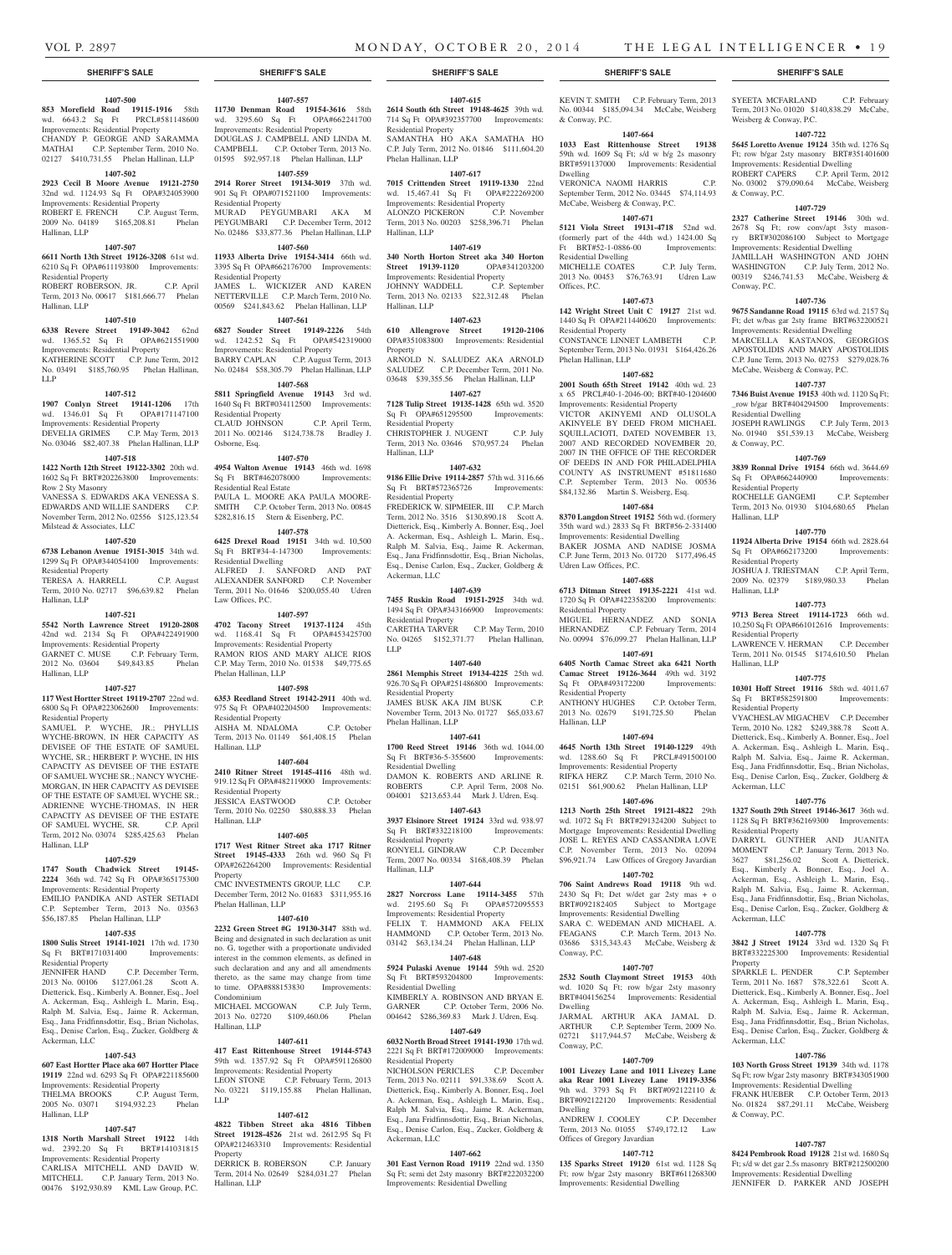**SHERIFF'S SALE**

**1407-500**

**853 Morefield Road 19115-1916** 58th wd. 6643.2 Sq Ft PRCL#581148600 Improvements: Residential Property
CHANDY P. GEORGE AND SARAMMA MATHAI C.P. September Term, 2010 No. 02127 $410,731.55 Phelan Hallinan, LLP

**1407-502**

**2923 Cecil B Moore Avenue 19121-2750** 32nd wd. 1124.93 Sq Ft OPA#324053900 Improvements: Residential Property
ROBERT E. FRENCH C.P. August Term, 2009 No. 04189 $165,208.81 Phelan Hallinan, LLP

**1407-507**

**6611 North 13th Street 19126-3208** 61st wd. 6210 Sq Ft OPA#611193800 Improvements: Residential Property
ROBERT ROBERSON, JR. C.P. April Term, 2013 No. 00617 $181,666.77 Phelan Hallinan, LLP

**1407-510**

**6338 Revere Street 19149-3042** 62nd wd. 1365.52 Sq Ft OPA#621551900 Improvements: Residential Property
KATHERINE SCOTT C.P. June Term, 2012 No. 03491 $185,760.95 Phelan Hallinan, LLP

**1407-512**

**1907 Conlyn Street 19141-1206** 17th wd. 1346.01 Sq Ft OPA#171147100 Improvements: Residential Property
DEVELIA GRIMES C.P. May Term, 2013 No. 03046 $82,407.38 Phelan Hallinan, LLP

**1407-518**

**1422 North 12th Street 19122-3302** 20th wd. 1602 Sq Ft BRT#202263800 Improvements: Row 2 Sty Masonry
VANESSA S. EDWARDS AKA VANESSA S. EDWARDS AND WILLIE SANDERS C.P. November Term, 2012 No. 02556 $125,123.54 Milstead & Associates, LLC

**1407-520**

**6738 Lebanon Avenue 19151-3015** 34th wd. 1299 Sq Ft OPA#344054100 Improvements: Residential Property
TERESA A. HARRELL C.P. August Term, 2010 No. 02717 $96,639.82 Phelan Hallinan, LLP

**1407-521**

**5542 North Lawrence Street 19120-2808** 42nd wd. 2134 Sq Ft OPA#422491900 Improvements: Residential Property
GARNET C. MUSE C.P. February Term, 2012 No. 03604 $49,843.85 Phelan Hallinan, LLP

**1407-527**

**117 West Hortter Street 19119-2707** 22nd wd. 6800 Sq Ft OPA#223062600 Improvements: Residential Property
SAMUEL P. WYCHE, JR.; PHYLLIS WYCHE-BROWN, IN HER CAPACITY AS DEVISEE OF THE ESTATE OF SAMUEL WYCHE, SR.; HERBERT P. WYCHE, IN HIS CAPACITY AS DEVISEE OF THE ESTATE OF SAMUEL WYCHE SR.; NANCY WYCHE-MORGAN, IN HER CAPACITY AS DEVISEE OF THE ESTATE OF SAMUEL WYCHE SR.; ADRIENNE WYCHE-THOMAS, IN HER CAPACITY AS DEVISEE OF THE ESTATE OF SAMUEL WYCHE, SR. C.P. April Term, 2012 No. 03074 $285,425.63 Phelan Hallinan, LLP

**1407-529**

**1747 South Chadwick Street 19145-2224** 36th wd. 742 Sq Ft OPA#365175300 Improvements: Residential Property
EMILIO PANDIKA AND ASTER SETIADI C.P. September Term, 2013 No. 03563 $56,187.85 Phelan Hallinan, LLP

**1407-535**

**1800 Sulis Street 19141-1021** 17th wd. 1730 Sq Ft BRT#171031400 Improvements: Residential Property
JENNIFER HAND C.P. December Term, 2013 No. 00106 $127,061.28 Scott A. Dietterick, Esq., Kimberly A. Bonner, Esq., Joel A. Ackerman, Esq., Ashleigh L. Marin, Esq., Ralph M. Salvia, Esq., Jaime R. Ackerman, Esq., Jana Fridfinnsdottir, Esq., Brian Nicholas, Esq., Denise Carlon, Esq., Zucker, Goldberg & Ackerman, LLC

**1407-543**

**607 East Hortter Place aka 607 Hortter Place 19119** 22nd wd. 6293 Sq Ft OPA#221185600 Improvements: Residential Property
THELMA BROOKS C.P. August Term, 2005 No. 03071 $194,932.23 Phelan Hallinan, LLP

**1407-547**

**1318 North Marshall Street 19122** 14th wd. 2392.20 Sq Ft BRT#141031815 Improvements: Residential Property
CARLISA MITCHELL AND DAVID W. MITCHELL C.P. January Term, 2013 No. 00476 $192,930.89 KML Law Group, P.C.

**1407-557**

**11730 Denman Road 19154-3616** 58th wd. 3295.60 Sq Ft OPA#662241700 Improvements: Residential Property
DOUGLAS J. CAMPBELL AND LINDA M. CAMPBELL C.P. October Term, 2013 No. 01595 $92,957.18 Phelan Hallinan, LLP

**1407-559**

**2914 Rorer Street 19134-3019** 37th wd. 901 Sq Ft OPA#071521100 Improvements: Residential Property
MURAD PEYGUMBARI AKA M PEYGUMBARI C.P. December Term, 2012 No. 02486 $33,877.36 Phelan Hallinan, LLP

**1407-560**

**11933 Alberta Drive 19154-3414** 66th wd. 3395 Sq Ft OPA#662176700 Improvements: Residential Property
JAMES L. WICKIZER AND KAREN NETTERVILLE C.P. March Term, 2010 No. 00569 $241,843.62 Phelan Hallinan, LLP

**1407-561**

**6827 Souder Street 19149-2226** 54th wd. 1242.52 Sq Ft OPA#542319000 Improvements: Residential Property
BARRY CAPLAN C.P. August Term, 2013 No. 02484 $58,305.79 Phelan Hallinan, LLP

**1407-568**

**5811 Springfield Avenue 19143** 3rd wd. 1640 Sq Ft BRT#034112500 Improvements: Residential Property
CLAUD JOHNSON C.P. April Term, 2011 No. 002146 $124,738.78 Bradley J. Osborne, Esq.

**1407-570**

**4954 Walton Avenue 19143** 46th wd. 1698 Sq Ft BRT#462078000 Improvements: Residential Real Estate
PAULA L. MOORE AKA PAULA MOORE-SMITH C.P. October Term, 2013 No. 00845 $282,816.15 Stern & Eisenberg, P.C.

**1407-578**

**6425 Drexel Road 19151** 34th wd. 10,500 Sq Ft BRT#34-4-147300 Improvements: Residential Dwelling
ALFRED J. SANFORD AND PAT ALEXANDER SANFORD C.P. November Term, 2011 No. 01646 $200,055.40 Udren Law Offices, P.C.

**1407-597**

**4702 Tacony Street 19137-1124** 45th wd. 1168.41 Sq Ft OPA#453425700 Improvements: Residential Property
RAMON RIOS AND MARY ALICE RIOS C.P. May Term, 2010 No. 01538 $49,775.65 Phelan Hallinan, LLP

**1407-598**

**6353 Reedland Street 19142-2911** 40th wd. 975 Sq Ft OPA#402204500 Improvements: Residential Property
AISHA M. NDALOMA C.P. October Term, 2013 No. 01149 $61,408.15 Phelan Hallinan, LLP

**1407-604**

**2410 Ritner Street 19145-4116** 48th wd. 919.12 Sq Ft OPA#482119000 Improvements: Residential Property
JESSICA EASTWOOD C.P. October Term, 2010 No. 02250 $80,888.33 Phelan Hallinan, LLP

**1407-605**

**1717 West Ritner Street aka 1717 Ritner Street 19145-4333** 26th wd. 960 Sq Ft OPA#262264200 Improvements: Residential Property
CMC INVESTMENTS GROUP, LLC C.P. December Term, 2012 No. 01683 $311,955.16 Phelan Hallinan, LLP

**1407-610**

**2232 Green Street #G 19130-3147** 88th wd. Being and designated in such declaration as unit no. G, together with a proportionate undivided interest in the common elements, as defined in such declaration and any and all amendments thereto, as the same may change from time to time. OPA#888153830 Improvements: Condominium
MICHAEL MCGOWAN C.P. July Term, 2013 No. 02720 $109,460.06 Phelan Hallinan, LLP

**1407-611**

**417 East Rittenhouse Street 19144-5743** 59th wd. 1357.92 Sq Ft OPA#591126800 Improvements: Residential Property
LEON STONE C.P. February Term, 2013 No. 03221 $119,155.88 Phelan Hallinan, LLP

**1407-612**

**4822 Tibben Street aka 4816 Tibben Street 19128-4526** 21st wd. 2612.95 Sq Ft OPA#212463310 Improvements: Residential Property
DERRICK B. ROBERSON C.P. January Term, 2014 No. 02649 $284,031.27 Phelan Hallinan, LLP

**1407-615**

**2614 South 6th Street 19148-4625** 39th wd. 714 Sq Ft OPA#392357700 Improvements: Residential Property
SAMANTHA HO AKA SAMATHA HO C.P. July Term, 2012 No. 01846 $111,604.20 Phelan Hallinan, LLP

**1407-617**

**7015 Crittenden Street 19119-1330** 22nd wd. 15,467.41 Sq Ft OPA#222269200 Improvements: Residential Property
ALONZO PICKERON C.P. November Term, 2013 No. 00203 $258,396.71 Phelan Hallinan, LLP

**1407-619**

**340 North Horton Street aka 340 Horton Street 19139-1120** OPA#341203200 Improvements: Residential Property
JOHNNY WADDELL C.P. September Term, 2013 No. 02133 $22,312.48 Phelan Hallinan, LLP

**1407-623**

**610 Allengrove Street 19120-2106** OPA#351083800 Improvements: Residential Property
ARNOLD N. SALUDEZ AKA ARNOLD SALUDEZ C.P. December Term, 2011 No. 03648 $39,355.56 Phelan Hallinan, LLP

**1407-627**

**7128 Tulip Street 19135-1428** 65th wd. 3520 Sq Ft OPA#651295500 Improvements: Residential Property
CHRISTOPHER J. NUGENT C.P. July Term, 2013 No. 03646 $70,957.24 Phelan Hallinan, LLP

**1407-632**

**9186 Ellie Drive 19114-2857** 57th wd. 3116.66 Sq Ft BRT#572365726 Improvements: Residential Property
FREDERICK W. SIPMEIER, III C.P. March Term, 2012 No. 3516 $130,890.18 Scott A. Dietterick, Esq., Kimberly A. Bonner, Esq., Joel A. Ackerman, Esq., Ashleigh L. Marin, Esq., Ralph M. Salvia, Esq., Jaime R. Ackerman, Esq., Jana Fridfinnsdottir, Esq., Brian Nicholas, Esq., Denise Carlon, Esq., Zucker, Goldberg & Ackerman, LLC

**1407-639**

**7455 Ruskin Road 19151-2925** 34th wd. 1494 Sq Ft OPA#343166900 Improvements: Residential Property
CARETHA TARVER C.P. May Term, 2010 No. 04265 $152,371.77 Phelan Hallinan, LLP

**1407-640**

**2861 Memphis Street 19134-4225** 25th wd. 926.70 Sq Ft OPA#251486800 Improvements: Residential Property
JAMES BUSK AKA JIM BUSK C.P. November Term, 2013 No. 01727 $65,033.67 Phelan Hallinan, LLP

**1407-641**

**1700 Reed Street 19146** 36th wd. 1044.00 Sq Ft BRT#36-5-355600 Improvements: Residential Dwelling
DAMON K. ROBERTS AND ARLINE R. ROBERTS C.P. April Term, 2008 No. 004001 $213,653.44 Mark J. Udren, Esq.

**1407-643**

**3937 Elsinore Street 19124** 33rd wd. 938.97 Sq Ft BRT#332218100 Improvements: Residential Property
RONYELL GINDRAW C.P. December Term, 2007 No. 00334 $168,408.39 Phelan Hallinan, LLP

**1407-644**

**2827 Norcross Lane 19114-3455** 57th wd. 2195.60 Sq Ft OPA#572095553 Improvements: Residential Property
FELIX T. HAMMOND AKA FELIX HAMMOND C.P. October Term, 2013 No. 03142 $63,134.24 Phelan Hallinan, LLP

**1407-648**

**5924 Pulaski Avenue 19144** 59th wd. 2520 Sq Ft BRT#593204800 Improvements: Residential Dwelling
KIMBERLY A. ROBINSON AND BRYAN E. GARNER C.P. October Term, 2006 No. 004642 $286,369.83 Mark J. Udren, Esq.

**1407-649**

**6032 North Broad Street 19141-1930** 17th wd. 2221 Sq Ft BRT#172009000 Improvements: Residential Property
NICHOLSON PERICLES C.P. December Term, 2013 No. 02111 $91,338.69 Scott A. Dietterick, Esq., Kimberly A. Bonner, Esq., Joel A. Ackerman, Esq., Ashleigh L. Marin, Esq., Ralph M. Salvia, Esq., Jaime R. Ackerman, Esq., Jana Fridfinnsdottir, Esq., Brian Nicholas, Esq., Denise Carlon, Esq., Zucker, Goldberg & Ackerman, LLC

**1407-662**

**301 East Vernon Road 19119** 22nd wd. 1350 Sq Ft; semi det 2sty masonry BRT#222032200 Improvements: Residential Dwelling
KEVIN T. SMITH C.P. February Term, 2013 No. 00344 $185,094.34 McCabe, Weisberg & Conway, P.C.

**1407-664**

**1033 East Rittenhouse Street 19138** 59th wd. 1609 Sq Ft; s/d w b/g 2s masonry BRT#591137000 Improvements: Residential Dwelling
VERONICA NAOMI HARRIS C.P. September Term, 2012 No. 03445 $74,114.93 McCabe, Weisberg & Conway, P.C.

**1407-671**

**5121 Viola Street 19131-4718** 52nd wd. (formerly part of the 44th wd.) 1424.00 Sq Ft BRT#52-1-0886-00 Improvements: Residential Dwelling
MICHELLE COATES C.P. July Term, 2013 No. 00453 $76,763.91 Udren Law Offices, P.C.

**1407-673**

**142 Wright Street Unit C 19127** 21st wd. 1440 Sq Ft OPA#211440620 Improvements: Residential Property
CONSTANCE LINNET LAMBETH C.P. September Term, 2013 No. 01931 $164,426.26 Phelan Hallinan, LLP

**1407-682**

**2001 South 65th Street 19142** 40th wd. 23 x 65 PRCL#40-1-2046-00; BRT#40-1204600 Improvements: Residential Property
VICTOR AKINYEMI AND OLUSOLA AKINYELE BY DEED FROM MICHAEL SQUILLACIOTI, DATED NOVEMBER 13, 2007 AND RECORDED NOVEMBER 20, 2007 IN THE OFFICE OF THE RECORDER OF DEEDS IN AND FOR PHILADELPHIA COUNTY AS INSTRUMENT #51811680 C.P. September Term, 2013 No. 00536 $84,132.86 Martin S. Weisberg, Esq.

**1407-684**

**8370 Langdon Street 19152** 56th wd. (formery 35th ward wd.) 2833 Sq Ft BRT#56-2-331400 Improvements: Residential Dwelling
BAKER JOSMA AND NADISE JOSMA C.P. June Term, 2013 No. 01720 $177,496.45 Udren Law Offices, P.C.

**1407-688**

**6713 Ditman Street 19135-2221** 41st wd. 1720 Sq Ft OPA#422358200 Improvements: Residential Property
MIGUEL HERNANDEZ AND SONIA HERNANDEZ C.P. February Term, 2014 No. 00994 $76,099.27 Phelan Hallinan, LLP

**1407-691**

**6405 North Camac Street aka 6421 North Camac Street 19126-3644** 49th wd. 3192 Sq Ft OPA#493172200 Improvements: Residential Property
ANTHONY HUGHES C.P. October Term, 2013 No. 02679 $191,725.50 Phelan Hallinan, LLP

**1407-694**

**4645 North 13th Street 19140-1229** 49th wd. 1288.60 Sq Ft PRCL#491500100 Improvements: Residential Property
RIFKA HERZ C.P. March Term, 2010 No. 02151 $61,900.62 Phelan Hallinan, LLP

**1407-696**

**1213 North 25th Street 19121-4822** 29th wd. 1072 Sq Ft BRT#291324200 Subject to Mortgage Improvements: Residential Dwelling
JOSE L. REYES AND CASSANDRA LOVE C.P. November Term, 2013 No. 02094 $96,921.74 Law Offices of Gregory Javardian

**1407-702**

**706 Saint Andrews Road 19118** 9th wd. 2430 Sq Ft; Det w/det gar 2sty mas + o BRT#092182405 Subject to Mortgage Improvements: Residential Dwelling
SARA C. WEDEMAN AND MICHAEL A. FEAGANS C.P. March Term, 2013 No. 03686 $315,343.43 McCabe, Weisberg & Conway, P.C.

**1407-707**

**2532 South Claymont Street 19153** 40th wd. 1020 Sq Ft; row b/gar 2sty masonry BRT#404156254 Improvements: Residential Dwelling
JARMAL ARTHUR AKA JAMAL D. ARTHUR C.P. September Term, 2009 No. 02721 $117,944.57 McCabe, Weisberg & Conway, P.C.

**1407-709**

**1001 Livezey Lane and 1011 Livezey Lane aka Rear 1001 Livezey Lane 19119-3356** 9th wd. 3793 Sq Ft BRT#092122110 & BRT#092122120 Improvements: Residential Dwelling
ANDREW J. COOLEY C.P. December Term, 2013 No. 01055 $749,172.12 Law Offices of Gregory Javardian

**1407-712**

**135 Sparks Street 19120** 61st wd. 1128 Sq Ft; row b/gar 2sty masonry BRT#611268300 Improvements: Residential Dwelling
SYEETA MCFARLAND C.P. February Term, 2013 No. 01020 $140,838.29 McCabe, Weisberg & Conway, P.C.

**1407-722**

**5645 Loretto Avenue 19124** 35th wd. 1276 Sq Ft; row b/gar 2sty masonry BRT#351401600 Improvements: Residential Dwelling
ROBERT CAPERS C.P. April Term, 2012 No. 03002 $79,090.64 McCabe, Weisberg & Conway, P.C.

**1407-729**

**2327 Catherine Street 19146** 30th wd. 2678 Sq Ft; row conv/apt 3sty masonry BRT#302086100 Subject to Mortgage Improvements: Residential Dwelling
JAMILLAH WASHINGTON AND JOHN WASHINGTON C.P. July Term, 2012 No. 00319 $246,741.53 McCabe, Weisberg & Conway, P.C.

**1407-736**

**9675 Sandanne Road 19115** 63rd wd. 2157 Sq Ft; det w/bas gar 2sty frame BRT#632200521 Improvements: Residential Dwelling
MARCELLA KASTANOS, GEORGIOS APOSTOLIDIS AND MARY APOSTOLIDIS C.P. June Term, 2013 No. 02753 $279,028.76 McCabe, Weisberg & Conway, P.C.

**1407-737**

**7346 Buist Avenue 19153** 40th wd. 1120 Sq Ft; _row b/gar BRT#404294500 Improvements: Residential Dwelling
JOSEPH RAWLINGS C.P. July Term, 2013 No. 01940 $51,539.13 McCabe, Weisberg & Conway, P.C.

**1407-769**

**3839 Ronnal Drive 19154** 66th wd. 3644.69 Sq Ft OPA#662440900 Improvements: Residential Property
ROCHELLE GANGEMI C.P. September Term, 2013 No. 01930 $104,680.65 Phelan Hallinan, LLP

**1407-770**

**11924 Alberta Drive 19154** 66th wd. 2828.64 Sq Ft OPA#662173200 Improvements: Residential Property
JOSHUA J. TRIESTMAN C.P. April Term, 2009 No. 02379 $189,980.33 Phelan Hallinan, LLP

**1407-773**

**9713 Berea Street 19114-1723** 66th wd. 10,250 Sq Ft OPA#661012616 Improvements: Residential Property
LAWRENCE V. HERMAN C.P. December Term, 2011 No. 01545 $174,610.50 Phelan Hallinan, LLP

**1407-775**

**10301 Hoff Street 19116** 58th wd. 4011.67 Sq Ft BRT#582591800 Improvements: Residential Property
VYACHESLAV MIGACHEV C.P. December Term, 2010 No. 1282 $249,388.78 Scott A. Dietterick, Esq., Kimberly A. Bonner, Esq., Joel A. Ackerman, Esq., Ashleigh L. Marin, Esq., Ralph M. Salvia, Esq., Jaime R. Ackerman, Esq., Jana Fridfinnsdottir, Esq., Brian Nicholas, Esq., Denise Carlon, Esq., Zucker, Goldberg & Ackerman, LLC

**1407-776**

**1327 South 29th Street 19146-3617** 36th wd. 1128 Sq Ft BRT#362169300 Improvements: Residential Property
DARRYL GUNTHER AND JUANITA MOMENT C.P. January Term, 2013 No. 3627 $81,256.02 Scott A. Dietterick, Esq., Kimberly A. Bonner, Esq., Joel A. Ackerman, Esq., Ashleigh L. Marin, Esq., Ralph M. Salvia, Esq., Jaime R. Ackerman, Esq., Jana Fridfinnsdottir, Esq., Brian Nicholas, Esq., Denise Carlon, Esq., Zucker, Goldberg & Ackerman, LLC

**1407-778**

**3842 J Street 19124** 33rd wd. 1320 Sq Ft BRT#332225300 Improvements: Residential Property
SPARKLE L. PENDER C.P. September Term, 2011 No. 1687 $78,322.61 Scott A. Dietterick, Esq., Kimberly A. Bonner, Esq., Joel A. Ackerman, Esq., Ashleigh L. Marin, Esq., Ralph M. Salvia, Esq., Jaime R. Ackerman, Esq., Jana Fridfinnsdottir, Esq., Brian Nicholas, Esq., Denise Carlon, Esq., Zucker, Goldberg & Ackerman, LLC

**1407-786**

**103 North Gross Street 19139** 34th wd. 1178 Sq Ft; row b/gar 2sty masonry BRT#343051900 Improvements: Residential Dwelling
FRANK HUEBER C.P. October Term, 2013 No. 01824 $87,291.11 McCabe, Weisberg & Conway, P.C.

**1407-787**

**8424 Pembrook Road 19128** 21st wd. 1680 Sq Ft; s/d w det gar 2.5s masonry BRT#212500200 Improvements: Residential Dwelling
JENNIFER D. PARKER AND JOSEPH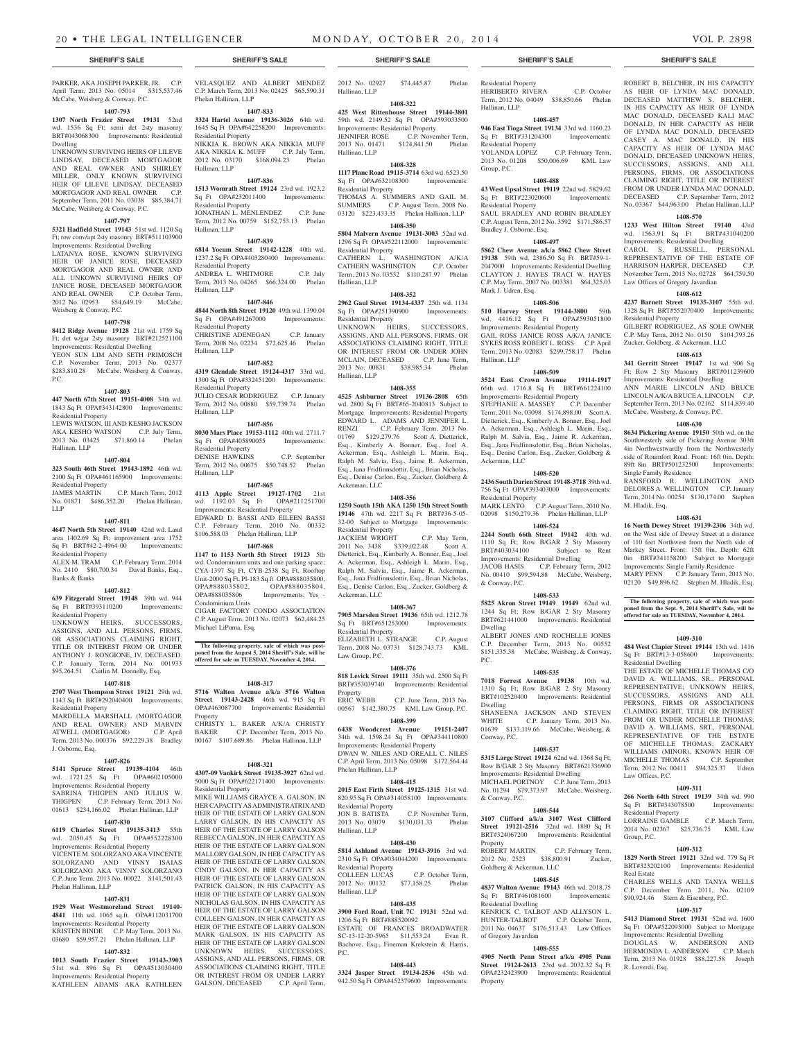PARKER, AKA JOSEPH PARKER, JR. C.P. April Term, 2013 No. 05014 $315,537.46 McCabe, Weisberg & Conway, P.C.

**1407-793**

**1307 North Frazier Street 19131** 52nd wd. 1536 Sq Ft; semi det 2sty masonry BRT#043068300 Improvements: Residential Dwelling

UNKNOWN SURVIVING HEIRS OF LILEVE LINDSAY, DECEASED MORTGAGOR AND REAL OWNER AND SHIRLEY MILLER, ONLY KNOWN SURVIVING HEIR OF LILEVE LINDSAY, DECEASED MORTGAGOR AND REAL OWNER C.P. September Term, 2011 No. 03038 $85,384.71 McCabe, Weisberg & Conway, P.C.

**1407-797**

**5321 Hadfield Street 19143** 51st wd. 1120 Sq Ft; row conv/apt 2sty masonry BRT#511103900 Improvements: Residential Dwelling

LATANYA ROSE, KNOWN SURVIVING HEIR OF JANICE ROSE, DECEASED MORTGAGOR AND REAL OWNER AND ALL UNKOWN SURVIVING HEIRS OF JANICE ROSE, DECEASED MORTGAGOR AND REAL OWNER C.P. October Term, 2012 No. 02953 $54,649.19 McCabe, Weisberg & Conway, P.C.

**1407-798**

**8412 Ridge Avenue 19128** 21st wd. 1759 Sq Ft; det w/gar 2sty masonry BRT#212521100 Improvements: Residential Dwelling

YEON SUN LIM AND SETH PRIMOSCH C.P. November Term, 2013 No. 02377 $283,810.28 McCabe, Weisberg & Conway. P.C.

**1407-803**

**447 North 67th Street 19151-4008** 34th wd. 1843 Sq Ft OPA#343142800 Improvements: Residential Property

LEWIS WATSON, III AND KESHO JACKSON AKA KESHO WATSON C.P. July Term, 2013 No. 03425 $71,860.14 Phelan Hallinan, LLP

**1407-804**

**323 South 46th Street 19143-1892** 46th wd. 2100 Sq Ft OPA#461165900 Improvements: Residential Property

JAMES MARTIN C.P. March Term, 2012 No. 01871 $486,352.20 Phelan Hallinan, LLP

**1407-811**

**4647 North 5th Street 19140** 42nd wd. Land area 1402.69 Sq Ft; improvement area 1752 Sq Ft BRT#42-2-4964-00 Improvements: Residential Property

ALEX M. TRAM C.P. February Term, 2014 No. 2410 $80,700.34 David Banks, Esq., Banks & Banks

**1407-812**

**639 Fitzgerald Street 19148** 39th wd. 944 Sq Ft BRT#393110200 Improvements: Residential Property

UNKNOWN HEIRS, SUCCESSORS, ASSIGNS, AND ALL PERSONS, FIRMS, OR ASSOCIATIONS CLAIMING RIGHT, TITLE OR INTEREST FROM OR UNDER ANTHONY J. RONGIONE, IV, DECEASED. C.P. January Term, 2014 No. 001933 $95,264.51 Caitlin M. Donnelly, Esq.

**1407-818**

**2707 West Thompson Street 19121** 29th wd. 1143 Sq Ft BRT#292040400 Improvements: Residential Property

MARDELLA MARSHALL (MORTGAGOR AND REAL OWNER) AND MARVIN ATWELL (MORTGAGOR) C.P. April Term, 2013 No. 000376 $92,229.38 Bradley J. Osborne, Esq.

**1407-826**

**5141 Spruce Street 19139-4104** 46th wd. 1721.25 Sq Ft OPA#602105000 Improvements: Residential Property

SABRINA THIGPEN AND JULIUS W. THIGPEN C.P. February Term, 2013 No. 01613 $234,166.02 Phelan Hallinan, LLP

**1407-830**

**6119 Charles Street 19135-3413** 55th wd. 2050.45 Sq Ft OPA#552228300 Improvements: Residential Property

VICENTE M. SOLORZANO AKA VINCENTE SOLORZANO AND VINNY ISAIAS SOLORZANO AKA VINNY SOLORZANO C.P. June Term, 2013 No. 00022 $141,501.43 Phelan Hallinan, LLP

**1407-831**

**1929 West Westmoreland Street 19140-4841** 11th wd. 1065 sq.ft. OPA#112031700 Improvements: Residential Property

KRISTEN BINDE C.P. May Term, 2013 No. 03680 $59,957.21 Phelan Hallinan, LLP

**1407-832**

**1013 South Frazier Street 19143-3903** 51st wd. 896 Sq Ft OPA#513030400 Improvements: Residential Property

KATHLEEN ADAMS AKA KATHLEEN VELASQUEZ AND ALBERT MENDEZ C.P. March Term, 2013 No. 02425 $65,590.31 Phelan Hallinan, LLP

**1407-833**

**3324 Hartel Avenue 19136-3026** 64th wd. 1645 Sq Ft OPA#642258200 Improvements: Residential Property

NIKKIA K. BROWN AKA NIKKIA MUFF AKA NIKKIA K. MUFF C.P. July Term, 2012 No. 03170 $168,094.23 Phelan Hallinan, LLP

**1407-836**

**1513 Womrath Street 19124** 23rd wd. 1923.2 Sq Ft OPA#232011400 Improvements: Residential Property

JONATHAN L. MENLENDEZ C.P. June Term, 2012 No. 00759 $152,753.13 Phelan Hallinan, LLP

**1407-839**

**6814 Yocum Street 19142-1228** 40th wd. 1237.2 Sq Ft OPA#403280400 Improvements: Residential Property

ANDREA L. WHITMORE C.P. July Term, 2013 No. 04265 $66,324.00 Phelan Hallinan, LLP

**1407-846**

**4844 North 8th Street 19120** 49th wd. 1390.04 Sq Ft OPA#491267000 Improvements: Residential Property

CHRISTINE ADENEGAN C.P. January Term, 2008 No. 02234 $72,625.46 Phelan Hallinan, LLP

**1407-852**

**4319 Glendale Street 19124-4317** 33rd wd. 1300 Sq Ft OPA#332451200 Improvements: Residential Property

JULIO CESAR RODRIGUEZ C.P. January Term, 2012 No. 00880 $59,739.74 Phelan Hallinan, LLP

**1407-856**

**8030 Mars Place 19153-1112** 40th wd. 2711.7 Sq Ft OPA#405890055 Improvements: Residential Property

DENISE HAWKINS C.P. September Term, 2012 No. 00675 $50,748.52 Phelan Hallinan, LLP

**1407-865**

**4113 Apple Street 19127-1702** 21st wd. 1192.03 Sq Ft OPA#211251700 Improvements: Residential Property

EDWARD D. BASSI AND EILEEN BASSI C.P. February Term, 2010 No. 00332 $106,588.03 Phelan Hallinan, LLP

**1407-868**

**1147 to 1153 North 5th Street 19123** 5th wd. Condominium units and one parking space; CYA-1397 Sq Ft, CYB-2538 Sq Ft, Rooftop Unit-2000 Sq Ft, Pl-183 Sq Ft OPA#888035800, OPA#888035802, OPA#888035804, OPA#888035806 Improvements: Yes - Condominium Units

CIGAR FACTORY CONDO ASSOCIATION C.P. August Term, 2013 No. 02073 $62,484.25 Michael LiPuma, Esq.

**The following property, sale of which was postponed from the August 5, 2014 Sheriff's Sale, will be offered for sale on TUESDAY, November 4, 2014.**

**1408-317**

**5716 Walton Avenue a/k/a 5716 Walton Street 19143-2428** 46th wd. 915 Sq Ft OPA#463087700 Improvements: Residential Property

CHRISTY L. BAKER A/K/A CHRISTY BAKER C.P. December Term, 2013 No. 00167 $107,689.86 Phelan Hallinan, LLP

**1408-321**

**4307-09 Vankirk Street 19135-3927** 62nd wd. 5000 Sq Ft OPA#622171400 Improvements: Residential Property

MIKE WILLIAMS GRAYCE A. GALSON, IN HER CAPACITY AS ADMINISTRATRIX AND HEIR OF THE ESTATE OF LARRY GALSON LARRY GALSON, IN HIS CAPACITY AS HEIR OF THE ESTATE OF LARRY GALSON REBECCA GALSON, IN HER CAPACITY AS HEIR OF THE ESTATE OF LARRY GALSON MALLORY GALSON, IN HER CAPACITY AS HEIR OF THE ESTATE OF LARRY GALSON CINDY GALSON, IN HER CAPACITY AS HEIR OF THE ESTATE OF LARRY GALSON PATRICK GALSON, IN HIS CAPACITY AS HEIR OF THE ESTATE OF LARRY GALSON NICHOLAS GALSON, IN HIS CAPACITY AS HEIR OF THE ESTATE OF LARRY GALSON COLLEEN GALSON, IN HER CAPACITY AS HEIR OF THE ESTATE OF LARRY GALSON MARK GALSON, IN HIS CAPACITY AS HEIR OF THE ESTATE OF LARRY GALSON UNKNOWN HEIRS, SUCCESSORS, ASSIGNS, AND ALL PERSONS, FIRMS, OR ASSOCIATIONS CLAIMING RIGHT, TITLE OR INTEREST FROM OR UNDER LARRY GALSON, DECEASED C.P. April Term, 2012 No. 02927 $74,445.87 Phelan Hallinan, LLP

**1408-322**

**425 West Rittenhouse Street 19144-3801** 59th wd. 2149.52 Sq Ft OPA#593033500 Improvements: Residential Property

JENNIFER ROSE C.P. November Term, 2013 No. 01471 $124,841.50 Phelan Hallinan, LLP

**1408-328**

**1117 Plane Road 19115-3714** 63rd wd. 6523.50 Sq Ft OPA#632108300 Improvements: Residential Property

THOMAS A. SUMMERS AND GAIL M. SUMMERS C.P. August Term, 2008 No. 03120 $223,433.35 Phelan Hallinan, LLP

**1408-350**

**5804 Malvern Avenue 19131-3003** 52nd wd. 1296 Sq Ft OPA#522112000 Improvements: Residential Property

CATHERN L. WASHINGTON A/K/A CATHERN WASHINGTON C.P. October Term, 2013 No. 03532 $110,287.97 Phelan Hallinan, LLP

**1408-352**

**2962 Gaul Street 19134-4337** 25th wd. 1134 Sq Ft OPA#251390900 Improvements: Residential Property

UNKNOWN HEIRS, SUCCESSORS, ASSIGNS, AND ALL PERSONS, FIRMS, OR ASSOCIATIONS CLAIMING RIGHT, TITLE OR INTEREST FROM OR UNDER JOHN MCLAIN, DECEASED C.P. June Term, 2013 No. 00831 $38,985.34 Phelan Hallinan, LLP

**1408-355**

**4525 Ashburner Street 19136-2808** 65th wd. 2800 Sq Ft BRT#65-2040813 Subject to Mortgage Improvements: Residential Property

EDWARD L. ADAMS AND JENNIFER L. RENZI C.P. February Term, 2013 No. 01769 $129,279.76 Scott A. Dietterick, Esq., Kimberly A. Bonner, Esq., Joel A. Ackerman, Esq., Ashleigh L. Marin, Esq., Ralph M. Salvia, Esq., Jaime R. Ackerman, Esq., Jana Fridfinnsdottir, Esq., Brian Nicholas, Esq., Denise Carlon, Esq., Zucker, Goldberg & Ackerman, LLC

**1408-356**

**1250 South 15th AKA 1250 15th Street South 19146** 47th wd. 2217 Sq Ft BRT#36-5-05-32-00 Subject to Mortgage Improvements: Residential Property

JACKIEM WRIGHT C.P. May Term, 2011 No. 3438 $339,022.48 Scott A. Dietterick, Esq., Kimberly A. Bonner, Esq., Joel A. Ackerman, Esq., Ashleigh L. Marin, Esq., Ralph M. Salvia, Esq., Jaime R. Ackerman, Esq., Jana Fridfinnsdottir, Esq., Brian Nicholas, Esq., Denise Carlon, Esq., Zucker, Goldberg & Ackerman, LLC

**1408-367**

**7905 Marsden Street 19136** 65th wd. 1212.78 Sq Ft BRT#651253000 Improvements: Residential Property

ELIZABETH L. STRANGE C.P. August Term, 2008 No. 03731 $128,743.73 KML Law Group, P.C.

**1408-376**

**818 Levick Street 19111** 35th wd. 2500 Sq Ft BRT#353039740 Improvements: Residential Property

ERIC WEBB C.P. June Term, 2013 No. 00567 $142,380.75 KML Law Group, P.C.

**1408-399**

**6438 Woodcrest Avenue 19151-2407** 34th wd. 1598.24 Sq Ft OPA#344110800 Improvements: Residential Property

DWAN W. NILES AND OREALL C. NILES C.P. April Term, 2013 No. 05098 $172,564.44 Phelan Hallinan, LLP

**1408-415**

**2015 East Firth Street 19125-1315** 31st wd. 820.95 Sq Ft OPA#314058100 Improvements: Residential Property

JON B. BATISTA C.P. November Term, 2013 No. 03079 $130,031.33 Phelan Hallinan, LLP

**1408-430**

**5814 Ashland Avenue 19143-3916** 3rd wd. 2310 Sq Ft OPA#034044200 Improvements: Residential Property

COLLEEN LUCAS C.P. October Term, 2012 No. 00132 $77,158.25 Phelan Hallinan, LLP

**1408-435**

**3900 Ford Road, Unit 7C 19131** 52nd wd. 1206 Sq Ft BRT#888520092

ESTATE OF FRANCES BROADWATER SC-13-12-20-5965 $11,553.24 Evan R. Bachove, Esq., Fineman Krekstein & Harris, P.C.

**1408-443**

**3324 Jasper Street 19134-2536** 45th wd. 942.50 Sq Ft OPA#452379600 Improvements: Residential Property

HERIBERTO RIVERA C.P. October Term, 2012 No. 04049 $38,850.66 Phelan Hallinan, LLP

**1408-457**

**946 East Tioga Street 19134** 33rd wd. 1160.23 Sq Ft BRT#331204300 Improvements: Residential Property

YOLANDA LOPEZ C.P. February Term, 2013 No. 01208 $50,006.69 KML Law Group, P.C.

**1408-488**

**43 West Upsal Street 19119** 22nd wd. 5829.62 Sq Ft BRT#223020600 Improvements: Residential Property

SAUL BRADLEY AND ROBIN BRADLEY C.P. August Term, 2012 No. 3592 $171,586.57 Bradley J. Osborne. Esq.

**1408-497**

**5862 Chew Avenue a/k/a 5862 Chew Street 19138** 59th wd. 2386.50 Sq Ft BRT#59-1-2047000 Improvements: Residential Dwelling

CLAYTON J. HAYES TRACI W. HAYES C.P. May Term, 2007 No. 003381 $64,325.03 Mark J. Udren, Esq.

**1408-506**

**510 Harvey Street 19144-3800** 59th wd. 4416.12 Sq Ft OPA#593051800 Improvements: Residential Property

GAIL ROSS JANICE ROSS A/K/A JANICE SYKES ROSS ROBERT L. ROSS C.P. April Term, 2013 No. 02083 $299,758.17 Phelan Hallinan, LLP

**1408-509**

**3524 East Crown Avenue 19114-1917** 66th wd. 1716.8 Sq Ft BRT#661224100 Improvements: Residential Property

STEPHANIE A. MASSEY C.P. December Term, 2011 No. 03098 $174,898.00 Scott A. Dietterick, Esq., Kimberly A. Bonner, Esq., Joel A. Ackerman, Esq., Ashleigh L. Marin, Esq., Ralph M. Salvia, Esq., Jaime R. Ackerman, Esq., Jana Fridfinnsdottir, Esq., Brian Nicholas, Esq., Denise Carlon, Esq., Zucker, Goldberg & Ackerman, LLC

**1408-520**

**2436 South Darien Street 19148-3718** 39th wd. 756 Sq Ft OPA#393403000 Improvements: Residential Property

MARK LENTO C.P. August Term, 2010 No. 02098 $150,279.36 Phelan Hallinan, LLP

**1408-524**

**2244 South 66th Street 19142** 40th wd. 1110 Sq Ft; Row B/GAR 2 Sty Masonry BRT#403034100 Subject to Rent Improvements: Residential Dwelling

JACOB HASIS C.P. February Term, 2012 No. 00410 $99,594.88 McCabe, Weisberg, & Conway, P.C.

**1408-533**

**5825 Akron Street 19149 19149** 62nd wd. 1244 Sq Ft; Row B/GAR 2 Sty Masonry BRT#621441000 Improvements: Residential Dwelling

ALBERT JONES AND ROCHELLE JONES C.P. December Term, 2013 No. 00552 $151,335.38 McCabe, Weisberg, & Conway, P.C.

**1408-535**

**7018 Forrest Avenue 19138** 10th wd. 1310 Sq Ft; Row B/GAR 2 Sty Masonry BRT#102520400 Improvements: Residential Dwelling

SHANEENA JACKSON AND STEVEN WHITE C.P. January Term, 2013 No. 01639 $133,119.66 McCabe, Weisberg, & Conway, P.C.

**1408-537**

**5315 Large Street 19124** 62nd wd. 1368 Sq Ft; Row B/GAR 2 Sty Masonry BRT#621336900 Improvements: Residential Dwelling

MICHAEL PORTNOY C.P. June Term, 2013 No. 01294 $79,373.97 McCabe, Weisberg, & Conway, P.C.

**1408-544**

**3107 Clifford a/k/a 3107 West Clifford Street 19121-2516** 32nd wd. 1880 Sq Ft BRT#324067200 Improvements: Residential Property

ROBERT MARTIN C.P. February Term, 2012 No. 2523 $38,800.91 Zucker, Goldberg & Ackerman, LLC

**1408-545**

**4837 Walton Avenue 19143** 46th wd. 2018.75 Sq Ft BRT#461081600 Improvements: Residential Dwelling

KENRICK C. TALBOT AND ALLYSON L. HUNTER-TALBOT C.P. October Term, 2011 No. 04637 $176,513.43 Law Offices of Gregory Javardian

**1408-555**

**4905 North Penn Street a/k/a 4905 Penn Street 19124-2613** 23rd wd. 2032.32 Sq Ft OPA#232423900 Improvements: Residential Property

ROBERT B. BELCHER, IN HIS CAPACITY AS HEIR OF LYNDA MAC DONALD, DECEASED MATTHEW S. BELCHER, IN HIS CAPACITY AS HEIR OF LYNDA MAC DONALD, DECEASED KALI MAC DONALD, IN HER CAPACITY AS HEIR OF LYNDA MAC DONALD, DECEASED CASEY A. MAC DONALD, IN HIS CAPACITY AS HEIR OF LYNDA MAC DONALD, DECEASED UNKNOWN HEIRS, SUCCESSORS, ASSIGNS, AND ALL PERSONS, FIRMS, OR ASSOCIATIONS CLAIMING RIGHT, TITLE OR INTEREST FROM OR UNDER LYNDA MAC DONALD, DECEASED C.P. September Term, 2012 No. 03367 $44,963.00 Phelan Hallinan, LLP

**1408-570**

**1233 West Hilton Street 19140** 43rd wd. 1563.91 Sq Ft BRT#431040200 Improvements: Residential Dwelling

CAROL S. RUSSELL, PERSONAL REPRESENTATIVE OF THE ESTATE OF HARRISON HARPER, DECEASED C.P. November Term, 2013 No. 02728 $64,759.50 Law Offices of Gregory Javardian

**1408-612**

**4237 Barnett Street 19135-3107** 55th wd. 1328 Sq Ft BRT#552070400 Improvements: Residential Property

GILBERT RODRIGUEZ, AS SOLE OWNER C.P. May Term, 2012 No. 0150 $104,793.26 Zucker, Goldberg, & Ackerman, LLC

**1408-613**

**341 Gerritt Street 19147** 1st wd. 906 Sq Ft; Row 2 Sty Masonry BRT#011239600 Improvements: Residential Dwelling

ANN MARIE LINCOLN AND BRUCE LINCOLN A/K/A BRUCE A. LINCOLN C.P. September Term, 2013 No. 02162 $114,839.40 McCabe, Weisberg, & Conway, P.C.

**1408-630**

**8634 Pickering Avenue 19150** 50th wd. on the Southwesterly side of Pickering Avenue 303ft 4in Northwestwardly from the Northwesterly side of Roumfort Road. Front: 16ft 0in, Depth: 89ft 8in BRT#501232500 Improvements: Single Family Residence

RANSFORD R. WELLINGTON AND DELORES A. WELLINGTON C.P. January Term, 2014 No. 00254 $130,174.00 Stephen M. Hladik, Esq.

**1408-631**

**16 North Dewey Street 19139-2306** 34th wd. on the West side of Dewey Street at a distance of 110 feet Northwest from the North side of Markey Street. Front: 15ft 0in, Depth: 62ft 0in BRT#341158200 Subject to Mortgage Improvements: Single Family Residence

MARY PENN C.P. January Term, 2013 No. 02120 $49,896.62 Stephen M. Hladik, Esq.

**The following property, sale of which was postponed from the Sept. 9, 2014 Sheriff's Sale, will be offered for sale on TUESDAY, November 4, 2014.**

**1409-310**

**484 West Clapier Street 19144** 13th wd. 1416 Sq Ft BRT#13-3-058600 Improvements: Residential Dwelling

THE ESTATE OF MICHELLE THOMAS C/O DAVID A. WILLIAMS, SR., PERSONAL REPRESENTATIVE; UNKNOWN HEIRS, SUCCESSORS, ASSIGNS AND ALL PERSONS, FIRMS OR ASSOCIATIONS CLAIMING RIGHT, TITLE OR INTEREST FROM OR UNDER MICHELLE THOMAS; DAVID A. WILLIAMS, SRT., PERSONAL REPRESENTATIVE OF THE ESTATE OF MICHELLE THOMAS; ZACKARY WILLIAMS (MINOR), KNOWN HEIR OF MICHELLE THOMAS C.P. September Term, 2012 No. 00411 $94,325.37 Udren Law Offices, P.C.

**1409-311**

**266 North 64th Street 19139** 34th wd. 990 Sq Ft BRT#343078500 Improvements: Residential Property

LORRAINE GAMBLE C.P. March Term, 2014 No. 02367 $25,736.75 KML Law Group, P.C.

**1409-312**

**1829 North Street 19121** 32nd wd. 779 Sq Ft BRT#323202100 Improvements: Residential Real Estate

CHARLES WELLS AND TANYA WELLS C.P. December Term 2011, No. 02109 $90,924.46 Stern & Eisenberg, P.C.

**1409-317**

**5413 Diamond Street 19131** 52nd wd. 1600 Sq Ft OPA#522093000 Subject to Mortgage Improvements: Residential Dwelling

DOUGLAS W. ANDERSON AND HERMONDA L. ANDERSON C.P. March Term, 2013 No. 01928 $88,227.58 Joseph R. Loverdi, Esq.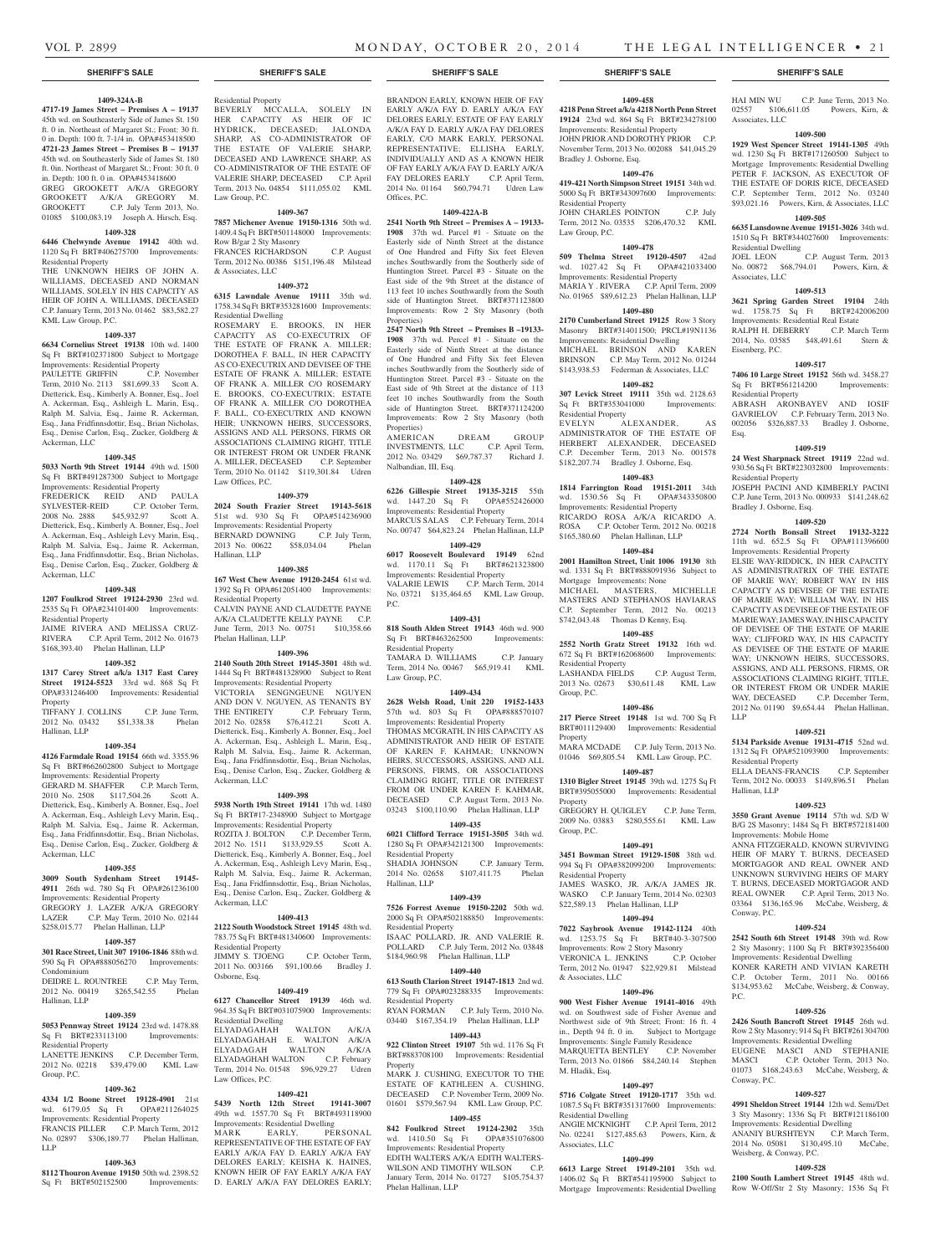## SHERIFF'S SALE

**1409-324A-B**

**4717-19 James Street – Premises A – 19137** 45th wd. on Southeasterly Side of James St. 150 ft. 0 in. Northeast of Margaret St.; Front: 30 ft. 0 in. Depth: 100 ft. 7-1/4 in. OPA#453418500

**4721-23 James Street – Premises B – 19137** 45th wd. on Southeasterly Side of James St. 180 ft. 0in. Northeast of Margaret St.; Front: 30 ft. 0 in. Depth: 100 ft. 0 in. OPA#453418600

GREG GROOKETT A/K/A GREGORY GROOKETT A/K/A GREGORY M. GROOKETT C.P. July Term 2013, No. 01085 $100,083.19 Joseph A. Hirsch, Esq.

**1409-328**

**6446 Chelwynde Avenue 19142** 40th wd. 1120 Sq Ft BRT#406275700 Improvements: Residential Property

THE UNKNOWN HEIRS OF JOHN A. WILLIAMS, DECEASED AND NORMAN WILLIAMS, SOLELY IN HIS CAPACITY AS HEIR OF JOHN A. WILLIAMS, DECEASED C.P. January Term, 2013 No. 01462 $83,582.27 KML Law Group, P.C.

**1409-337**

**6634 Cornelius Street 19138** 10th wd. 1400 Sq Ft BRT#102371800 Subject to Mortgage Improvements: Residential Property

PAULETTE GRIFFIN C.P. November Term, 2010 No. 2113 $81,699.33 Scott A. Dietterick, Esq., Kimberly A. Bonner, Esq., Joel A. Ackerman, Esq., Ashleigh L. Marin, Esq., Ralph M. Salvia, Esq., Jaime R. Ackerman, Esq., Jana Fridfinnsdottir, Esq., Brian Nicholas, Esq., Denise Carlon, Esq., Zucker, Goldberg & Ackerman, LLC

**1409-345**

**5033 North 9th Street 19144** 49th wd. 1500 Sq Ft BRT#491287300 Subject to Mortgage Improvements: Residential Property

FREDERICK REID AND PAULA SYLVESTER-REID C.P. October Term, 2008 No. 2888 $45,932.97 Scott A. Dietterick, Esq., Kimberly A. Bonner, Esq., Joel A. Ackerman, Esq., Ashleigh Levy Marin, Esq., Ralph M. Salvia, Esq., Jaime R. Ackerman, Esq., Jana Fridfinnsdottir, Esq., Brian Nicholas, Esq., Denise Carlon, Esq., Zucker, Goldberg & Ackerman, LLC

**1409-348**

**1207 Foulkrod Street 19124-2930** 23rd wd. 2535 Sq Ft OPA#234101400 Improvements: Residential Property

JAIME RIVERA AND MELISSA CRUZ-RIVERA C.P. April Term, 2012 No. 01673 $168,393.40 Phelan Hallinan, LLP

**1409-352**

**1317 Carey Street a/k/a 1317 East Carey Street 19124-5523** 33rd wd. 868 Sq Ft OPA#331246400 Improvements: Residential Property

TIFFANY J. COLLINS C.P. June Term, 2012 No. 03432 $51,338.38 Phelan Hallinan, LLP

**1409-354**

**4126 Farmdale Road 19154** 66th wd. 3355.96 Sq Ft BRT#662602800 Subject to Mortgage Improvements: Residential Property

GERARD M. SHAFFER C.P. March Term, 2010 No. 2508 $117,504.26 Scott A. Dietterick, Esq., Kimberly A. Bonner, Esq., Joel A. Ackerman, Esq., Ashleigh Levy Marin, Esq., Ralph M. Salvia, Esq., Jaime R. Ackerman, Esq., Jana Fridfinnsdottir, Esq., Brian Nicholas, Esq., Denise Carlon, Esq., Zucker, Goldberg & Ackerman, LLC

**1409-355**

**3009 South Sydenham Street 19145-4911** 26th wd. 780 Sq Ft OPA#261236100 Improvements: Residential Property

GREGORY J. LAZER A/K/A GREGORY LAZER C.P. May Term, 2010 No. 02144 $258,015.77 Phelan Hallinan, LLP

**1409-357**

**301 Race Street, Unit 307 19106-1846** 88th wd. 590 Sq Ft OPA#888056270 Improvements: Condominium

DEIDRE L. ROUNTREE C.P. May Term, 2012 No. 00419 $265,542.55 Phelan Hallinan, LLP

**1409-359**

**5053 Pennway Street 19124** 23rd wd. 1478.88 Sq Ft BRT#233113100 Improvements: Residential Property

LANETTE JENKINS C.P. December Term, 2012 No. 02218 $39,479.00 KML Law Group, P.C.

**1409-362**

**4334 1/2 Boone Street 19128-4901** 21st wd. 6179.05 Sq Ft OPA#211264025 Improvements: Residential Property

FRANCIS PILLER C.P. March Term, 2012 No. 02897 $306,189.77 Phelan Hallinan, LLP

**1409-363**

**8112 Thouron Avenue 19150** 50th wd. 2398.52 Sq Ft BRT#502152500 Improvements: Residential Property

BEVERLY MCCALLA, SOLELY IN HER CAPACITY AS HEIR OF IC HYDRICK, DECEASED; JALONDA SHARP, AS CO-ADMINISTRATOR OF THE ESTATE OF VALERIE SHARP, DECEASED AND LAWRENCE SHARP, AS CO-ADMINISTRATOR OF THE ESTATE OF VALERIE SHARP, DECEASED C.P. April Term, 2013 No. 04854 $111,055.02 KML Law Group, P.C.

**1409-367**

**7857 Michener Avenue 19150-1316** 50th wd. 1409.4 Sq Ft BRT#501148000 Improvements: Row B/gar 2 Sty Masonry

FRANCES RICHARDSON C.P. August Term, 2012 No. 00386 $151,196.48 Milstead & Associates, LLC

**1409-372**

**6315 Lawndale Avenue 19111** 35th wd. 1758.34 Sq Ft BRT#353281600 Improvements: Residential Dwelling

ROSEMARY E. BROOKS, IN HER CAPACITY AS CO-EXECUTRIX OF THE ESTATE OF FRANK A. MILLER; DOROTHEA F. BALL, IN HER CAPACITY AS CO-EXECUTRIX AND DEVISEE OF THE ESTATE OF FRANK A. MILLER; ESTATE OF FRANK A. MILLER C/O ROSEMARY E. BROOKS, CO-EXECUTRIX; ESTATE OF FRANK A. MILLER C/O DOROTHEA F. BALL, CO-EXECUTRIX AND KNOWN HEIR; UNKNOWN HEIRS, SUCCESSORS, ASSIGNS AND ALL PERSONS, FIRMS OR ASSOCIATIONS CLAIMING RIGHT, TITLE OR INTEREST FROM OR UNDER FRANK A. MILLER, DECEASED C.P. September Term, 2010 No. 01142 $119,301.84 Udren Law Offices, P.C.

**1409-379**

**2024 South Frazier Street 19143-5618** 51st wd. 930 Sq Ft OPA#514236900 Improvements: Residential Property

BERNARD DOWNING C.P. July Term, 2013 No. 00622 $58,034.04 Phelan Hallinan, LLP

**1409-385**

**167 West Chew Avenue 19120-2454** 61st wd. 1392 Sq Ft OPA#612051400 Improvements: Residential Property

CALVIN PAYNE AND CLAUDETTE PAYNE A/K/A CLAUDETTE KELLY PAYNE C.P. June Term, 2013 No. 00751 $10,358.66 Phelan Hallinan, LLP

**1409-396**

**2140 South 20th Street 19145-3501** 48th wd. 1444 Sq Ft BRT#481328900 Subject to Rent Improvements: Residential Property

VICTORIA SENGNGEUNE NGUYEN AND DON V. NGUYEN, AS TENANTS BY THE ENTIRETY C.P. February Term, 2012 No. 02858 $76,412.21 Scott A. Dietterick, Esq., Kimberly A. Bonner, Esq., Joel A. Ackerman, Esq., Ashleigh L. Marin, Esq., Ralph M. Salvia, Esq., Jaime R. Ackerman, Esq., Jana Fridfinnsdottir, Esq., Brian Nicholas, Esq., Denise Carlon, Esq., Zucker, Goldberg & Ackerman, LLC

**1409-398**

**5938 North 19th Street 19141** 17th wd. 1480 Sq Ft BRT#17-2348900 Subject to Mortgage Improvements: Residential Property

ROZITA J. BOLTON C.P. December Term, 2012 No. 1511 $133,929.55 Scott A. Dietterick, Esq., Kimberly A. Bonner, Esq., Joel A. Ackerman, Esq., Ashleigh Levy Marin, Esq., Ralph M. Salvia, Esq., Jaime R. Ackerman, Esq., Jana Fridfinnsdottir, Esq., Brian Nicholas, Esq., Denise Carlon, Esq., Zucker, Goldberg & Ackerman, LLC

**1409-413**

**2122 South Woodstock Street 19145** 48th wd. 783.75 Sq Ft BRT#481340600 Improvements: Residential Property

JIMMY S. TJOENG C.P. October Term, 2011 No. 003166 $91,100.66 Bradley J. Osborne, Esq.

**1409-419**

**6127 Chancellor Street 19139** 46th wd. 964.35 Sq Ft BRT#031075900 Improvements: Residential Dwelling

ELYADAGAHAH WALTON A/K/A ELYADAGAHAH E. WALTON A/K/A ELYADAGAH WALTON A/K/A ELYADAGHAH WALTON C.P. February Term, 2014 No. 01548 $96,929.27 Udren Law Offices, P.C.

**1409-421**

**5439 North 12th Street 19141-3007** 49th wd. 1557.70 Sq Ft BRT#493118900 Improvements: Residential Dwelling

MARK EARLY, PERSONAL REPRESENTATIVE OF THE ESTATE OF FAY EARLY A/K/A FAY D. EARLY A/K/A FAY DELORES EARLY; KEISHA K. HAINES, KNOWN HEIR OF FAY EARLY A/K/A FAY D. EARLY A/K/A FAY DELORES EARLY; BRANDON EARLY, KNOWN HEIR OF FAY EARLY A/K/A FAY D. EARLY A/K/A FAY DELORES EARLY; ESTATE OF FAY EARLY A/K/A FAY D. EARLY A/K/A FAY DELORES EARLY, C/O MARK EARLY, PERSONAL REPRESENTATIVE; ELLISHA EARLY, INDIVIDUALLY AND AS A KNOWN HEIR OF FAY EARLY A/K/A FAY D. EARLY A/K/A FAY DELORES EARLY C.P. April Term, 2014 No. 01164 $60,794.71 Udren Law Offices, P.C.

**1409-422A-B**

**2541 North 9th Street – Premises A – 19133-1908** 37th wd. Parcel #1 - Situate on the Easterly side of Ninth Street at the distance of One Hundred and Fifty Six feet Eleven inches Southwardly from the Southerly side of Huntington Street. Parcel #3 - Situate on the East side of the 9th Street at the distance of 113 feet 10 inches Southwardly from the South side of Huntington Street. BRT#371123800 Improvements: Row 2 Sty Masonry (both Properties)

**2547 North 9th Street – Premises B –19133-1908** 37th wd. Parcel #1 - Situate on the Easterly side of Ninth Street at the distance of One Hundred and Fifty Six feet Eleven inches Southwardly from the Southerly side of Huntington Street. Parcel #3 - Situate on the East side of 9th Street at the distance of 113 feet 10 inches Southwardly from the South side of Huntington Street. BRT#371124200 Improvements: Row 2 Sty Masonry (both Properties)

AMERICAN DREAM GROUP INVESTMENTS, LLC C.P. April Term, 2012 No. 03429 $69,787.37 Richard J. Nalbandian, III, Esq.

**1409-428**

**6226 Gillespie Street 19135-3215** 55th wd. 1447.20 Sq Ft OPA#552426000 Improvements: Residential Property

MARCUS SALAS C.P. February Term, 2014 No. 00747 $64,823.24 Phelan Hallinan, LLP

**1409-429**

**6017 Roosevelt Boulevard 19149** 62nd wd. 1170.11 Sq Ft BRT#621323800 Improvements: Residential Property

VALARIE LEWIS C.P. March Term, 2014 No. 03721 $135,464.65 KML Law Group, P.C.

**1409-431**

**818 South Alden Street 19143** 46th wd. 900 Sq Ft BRT#463262500 Improvements: Residential Property

TAMARA D. WILLIAMS C.P. January Term, 2014 No. 00467 $65,919.41 KML Law Group, P.C.

**1409-434**

**2628 Welsh Road, Unit 220 19152-1433** 57th wd. 803 Sq Ft OPA#888570107 Improvements: Residential Property

THOMAS MCGRATH, IN HIS CAPACITY AS ADMINISTRATOR AND HEIR OF ESTATE OF KAREN F. KAHMAR; UNKNOWN HEIRS, SUCCESSORS, ASSIGNS, AND ALL PERSONS, FIRMS, OR ASSOCIATIONS CLAIMING RIGHT, TITLE OR INTEREST FROM OR UNDER KAREN F. KAHMAR, DECEASED C.P. August Term, 2013 No. 03243 $100,110.90 Phelan Hallinan, LLP

**1409-435**

**6021 Clifford Terrace 19151-3505** 34th wd. 1280 Sq Ft OPA#342121300 Improvements: Residential Property

SHADIA JOHNSON C.P. January Term, 2014 No. 02658 $107,411.75 Phelan Hallinan, LLP

**1409-439**

**7526 Forrest Avenue 19150-2202** 50th wd. 2000 Sq Ft OPA#502188850 Improvements: Residential Property

ISAAC POLLARD, JR. AND VALERIE R. POLLARD C.P. July Term, 2012 No. 03848 $184,960.98 Phelan Hallinan, LLP

**1409-440**

**613 South Clarion Street 19147-1813** 2nd wd. 779 Sq Ft OPA#023288335 Improvements: Residential Property

RYAN FORMAN C.P. July Term, 2010 No. 03440 $167,354.19 Phelan Hallinan, LLP

**1409-443**

**922 Clinton Street 19107** 5th wd. 1176 Sq Ft BRT#883708100 Improvements: Residential Property

MARK J. CUSHING, EXECUTOR TO THE ESTATE OF KATHLEEN A. CUSHING, DECEASED C.P. November Term, 2009 No. 01601 $579,567.94 KML Law Group, P.C.

**1409-455**

**842 Foulkrod Street 19124-2302** 35th wd. 1410.50 Sq Ft OPA#351076800 Improvements: Residential Property

EDITH WALTERS A/K/A EDITH WALTERS-WILSON AND TIMOTHY WILSON C.P. January Term, 2014 No. 01727 $105,754.37 Phelan Hallinan, LLP

**1409-458**

**4218 Penn Street a/k/a 4218 North Penn Street 19124** 23rd wd. 864 Sq Ft BRT#234278100 Improvements: Residential Property

JOHN PRIOR AND DOROTHY PRIOR C.P. November Term, 2013 No. 002088 $41,045.29 Bradley J. Osborne, Esq.

**1409-476**

**419-421 North Simpson Street 19151** 34th wd. 5000 Sq Ft BRT#343097600 Improvements: Residential Property

JOHN CHARLES POINTON C.P. July Term, 2012 No. 03535 $206,470.32 KML Law Group, P.C.

**1409-478**

**509 Thelma Street 19120-4507** 42nd wd. 1027.42 Sq Ft OPA#421033400 Improvements: Residential Property

MARIA Y. RIVERA C.P. April Term, 2009 No. 01965 $89,612.23 Phelan Hallinan, LLP

**1409-480**

**2170 Cumberland Street 19125** Row 3 Story Masonry BRT#314011500; PRCL#19N1136 Improvements: Residential Dwelling

MICHAEL BRINSON AND KAREN BRINSON C.P. May Term, 2012 No. 01244 $143,938.53 Federman & Associates, LLC

**1409-482**

**307 Levick Street 19111** 35th wd. 2128.63 Sq Ft BRT#353041000 Improvements: Residential Property

EVELYN ALEXANDER, AS ADMINISTRATOR OF THE ESTATE OF HERBERT ALEXANDER, DECEASED C.P. December Term, 2013 No. 001578 $182,207.74 Bradley J. Osborne, Esq.

**1409-483**

**1814 Farrington Road 19151-2011** 34th wd. 1530.56 Sq Ft OPA#343350800 Improvements: Residential Property

RICARDO ROSA A/K/A RICARDO A. ROSA C.P. October Term, 2012 No. 00218 $165,380.60 Phelan Hallinan, LLP

**1409-484**

**2001 Hamilton Street, Unit 1006 19130** 8th wd. 1331 Sq Ft BRT#888091936 Subject to Mortgage Improvements: None

MICHAEL MASTERS, MICHELLE MASTERS AND STEPHANOS HAVIARAS C.P. September Term, 2012 No. 00213 $742,043.48 Thomas D Kenny, Esq.

**1409-485**

**2552 North Gratz Street 19132** 16th wd. 672 Sq Ft BRT#162068600 Improvements: Residential Property

LASHANDA FIELDS C.P. August Term, 2013 No. 02673 $30,611.48 KML Law Group, P.C.

**1409-486**

**217 Pierce Street 19148** 1st wd. 700 Sq Ft BRT#011129400 Improvements: Residential Property

MARA MCDADE C.P. July Term, 2013 No. 01046 $69,805.54 KML Law Group, P.C.

**1409-487**

**1310 Bigler Street 19145** 39th wd. 1275 Sq Ft BRT#395055000 Improvements: Residential Property

GREGORY H. QUIGLEY C.P. June Term, 2009 No. 03883 $280,555.61 KML Law Group, P.C.

**1409-491**

**3451 Bowman Street 19129-1508** 38th wd. 994 Sq Ft OPA#382099200 Improvements: Residential Property

JAMES WASKO, JR. A/K/A JAMES JR. WASKO C.P. January Term, 2014 No. 02303 $22,589.13 Phelan Hallinan, LLP

**1409-494**

**7022 Saybrook Avenue 19142-1124** 40th wd. 1253.75 Sq Ft BRT#40-3-307500 Improvements: Row 2 Story Masonry

VERONICA L. JENKINS C.P. October Term, 2012 No. 01947 $22,929.81 Milstead & Associates, LLC

**1409-496**

**900 West Fisher Avenue 19141-4016** 49th wd. on Southwest side of Fisher Avenue and Northwest side of 9th Street; Front: 16 ft. 4 in., Depth 94 ft. 0 in. Subject to Mortgage Improvements: Single Family Residence

MARQUETTA BENTLEY C.P. November Term, 2013 No. 01866 $84,240.14 Stephen M. Hladik, Esq.

**1409-497**

**5716 Colgate Street 19120-1717** 35th wd. 1087.5 Sq Ft BRT#351317600 Improvements: Residential Dwelling

ANGIE MCKNIGHT C.P. April Term, 2012 No. 02241 $127,485.63 Powers, Kirn, & Associates, LLC

**1409-499**

**6613 Large Street 19149-2101** 35th wd. 1406.02 Sq Ft BRT#541195900 Subject to Mortgage Improvements: Residential Dwelling

HAI MIN WU C.P. June Term, 2013 No. 02557 $106,611.05 Powers, Kirn, & Associates, LLC

**1409-500**

**1929 West Spencer Street 19141-1305** 49th wd. 1230 Sq Ft BRT#171260500 Subject to Mortgage Improvements: Residential Dwelling

PETER F. JACKSON, AS EXECUTOR OF THE ESTATE OF DORIS RICE, DECEASED C.P. September Term, 2012 No. 03240 $93,021.16 Powers, Kirn, & Associates, LLC

**1409-505**

**6635 Lansdowne Avenue 19151-3026** 34th wd. 1510 Sq Ft BRT#344027600 Improvements: Residential Dwelling

JOEL LEON C.P. August Term, 2013 No. 00872 $68,794.01 Powers, Kirn, & Associates, LLC

**1409-513**

**3621 Spring Garden Street 19104** 24th wd. 1758.75 Sq Ft BRT#242006200 Improvements: Residential Real Estate

RALPH H. DEBERRY C.P. March Term 2014, No. 03585 $48,491.61 Stern & Eisenberg, P.C.

**1409-517**

**7406 10 Large Street 19152** 56th wd. 3458.27 Sq Ft BRT#561214200 Improvements: Residential Property

ABRASH ARONBAYEV AND IOSIF GAVRIELOV C.P. February Term, 2013 No. 002056 $326,887.33 Bradley J. Osborne, Esq.

**1409-519**

**24 West Sharpnack Street 19119** 22nd wd. 930.56 Sq Ft BRT#223032800 Improvements: Residential Property

JOSEPH PACINI AND KIMBERLY PACINI C.P. June Term, 2013 No. 000933 $141,248.62 Bradley J. Osborne, Esq.

**1409-520**

**2724 North Bonsall Street 19132-3222** 11th wd. 652.5 Sq Ft OPA#111396600 Improvements: Residential Property

ELSIE WAY-RIDDICK, IN HER CAPACITY AS ADMINISTRATRIX OF THE ESTATE OF MARIE WAY; ROBERT WAY IN HIS CAPACITY AS DEVISEE OF THE ESTATE OF MARIE WAY; WILLIAM WAY, IN HIS CAPACITY AS DEVISEE OF THE ESTATE OF MARIE WAY; JAMES WAY, IN HIS CAPACITY OF DEVISEE OF THE ESTATE OF MARIE WAY; CLIFFORD WAY, IN HIS CAPACITY AS DEVISEE OF THE ESTATE OF MARIE WAY; UNKNOWN HEIRS, SUCCESSORS, ASSIGNS, AND ALL PERSONS, FIRMS, OR ASSOCIATIONS CLAIMING RIGHT, TITLE, OR INTEREST FROM OR UNDER MARIE WAY, DECEASED C.P. December Term, 2012 No. 01190 $9,654.44 Phelan Hallinan, LLP

**1409-521**

**5134 Parkside Avenue 19131-4715** 52nd wd. 1312 Sq Ft OPA#521093900 Improvements: Residential Property

ELLA DEANS-FRANCIS C.P. September Term, 2012 No. 00333 $149,896.51 Phelan Hallinan, LLP

**1409-523**

**3550 Grant Avenue 19114** 57th wd. S/D W B/G 2S Masonry; 1484 Sq Ft BRT#572181400 Improvements: Mobile Home

ANNA FITZGERALD, KNOWN SURVIVING HEIR OF MARY T. BURNS, DECEASED MORTGAGOR AND REAL OWNER AND UNKNOWN SURVIVING HEIRS OF MARY T. BURNS, DECEASED MORTGAGOR AND REAL OWNER C.P. April Term, 2013 No. 03364 $136,165.96 McCabe, Weisberg, & Conway, P.C.

**1409-524**

**2542 South 6th Street 19148** 39th wd. Row 2 Sty Masonry; 1100 Sq Ft BRT#392356400 Improvements: Residential Dwelling

KONER KARETH AND VIVIAN KARETH C.P. October Term, 2011 No. 00166 $134,953.62 McCabe, Weisberg & Conway, P.C.

**1409-526**

**2426 South Bancroft Street 19145** 26th wd. Row 2 Sty Masonry; 914 Sq Ft BRT#261304700 Improvements: Residential Dwelling

EUGENE MASCI AND STEPHANIE MASCI C.P. October Term, 2013 No. 01073 $168,243.63 McCabe, Weisberg & Conway, P.C.

**1409-527**

**4991 Sheldon Street 19144** 12th wd. Semi/Det 3 Sty Masonry; 1336 Sq Ft BRT#121186100 Improvements: Residential Dwelling

ANANIY BURSHTEYN C.P. March Term, 2014 No. 05081 $130,495.10 McCabe, Weisberg, & Conway, P.C.

**1409-528**

**2100 South Lambert Street 19145** 48th wd. Row W-Off/Str 2 Sty Masonry; 1536 Sq Ft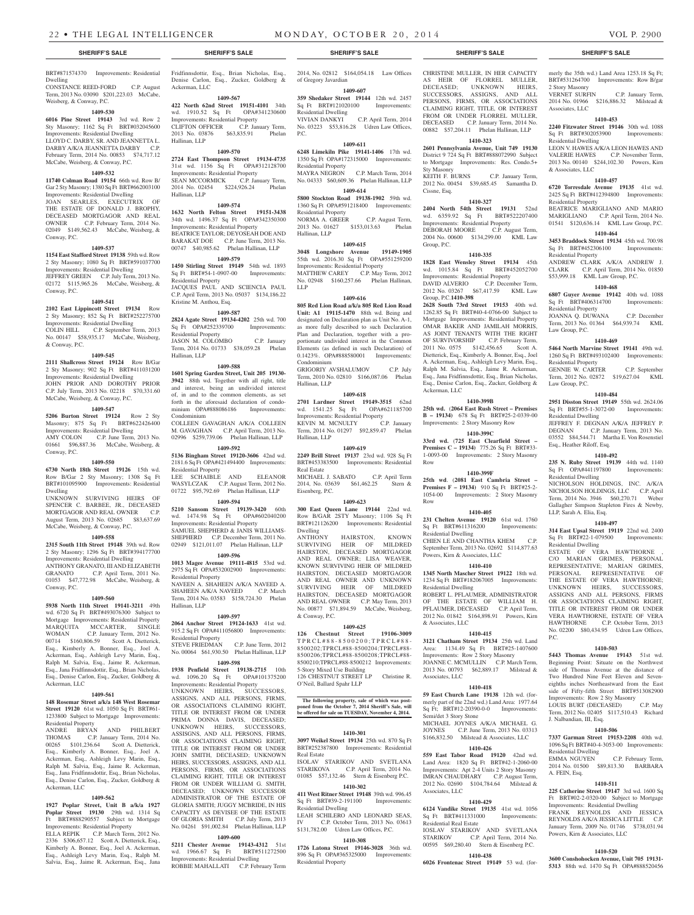## SHERIFF'S SALE

BRT#871574370 Improvements: Residential Dwelling
CONSTANCE REED-FORD C.P. August Term, 2013 No. 03090 $201,223.03 McCabe, Weisberg, & Conway, P.C.

**1409-530**
**6016 Pine Street 19143** 3rd wd. Row 2 Sty Masonry; 1162 Sq Ft BRT#032045600 Improvements: Residential Dwelling
LLOYD C. DARBY, SR. AND JEANNETTA L. DARBY A/K/A JEANNETTA DARBY C.P. February Term, 2014 No. 00853 $74,717.12 McCabe, Weisberg, & Conway, P.C.

**1409-532**
**11740 Colman Road 19154** 66th wd. Row B/Gar 2 Sty Masonry; 1380 Sq Ft BRT#662003100 Improvements: Residential Dwelling
JOAN SEARLES, EXECUTRIX OF THE ESTATE OF DONALD J. BROPHY, DECEASED MORTGAGOR AND REAL OWNER C.P. February Term, 2014 No. 02049 $149,562.43 McCabe, Weisberg, & Conway, P.C.

**1409-537**
**1154 East Stafford Street 19138** 59th wd. Row 2 Sty Masonry; 1080 Sq Ft BRT#591037700 Improvements: Residential Dwelling
JEFFREY GREEN C.P. July Term, 2013 No. 02172 $115,965.26 McCabe, Weisberg, & Conway, P.C.

**1409-541**
**2102 East Lippincott Street 19134** Row 2 Sty Masonry; 852 Sq Ft BRT#252275700 Improvements: Residential Dwelling
COLIN HILL C.P. September Term, 2013 No. 00147 $58,935.17 McCabe, Weisberg, & Conway, P.C.

**1409-545**
**2111 Shallcross Street 19124** Row B/Gar 2 Sty Masonry; 902 Sq Ft BRT#411031200 Improvements: Residential Dwelling
JOHN PRIOR AND DOROTHY PRIOR C.P. July Term, 2013 No. 02218 $70,331.60 McCabe, Weisberg, & Conway, P.C.

**1409-547**
**5206 Burton Street 19124** Row 2 Sty Masonry; 875 Sq Ft BRT#622426400 Improvements: Residential Dwelling
AMY COLON C.P. June Term, 2013 No. 01661 $96,887.36 McCabe, Weisberg, & Conway, P.C.

**1409-550**
**6730 North 18th Street 19126** 15th wd. Row B/Gar 2 Sty Masonry; 1308 Sq Ft BRT#101095900 Improvements: Residential Dwelling
UNKNOWN SURVIVING HEIRS OF SPENCER C. BARBEE, JR., DECEASED MORTGAGOR AND REAL OWNER C.P. August Term, 2013 No. 02685 $83,637.69 McCabe, Weisberg, & Conway, P.C.

**1409-558**
**2315 South 11th Street 19148** 39th wd. Row 2 Sty Masonry; 1296 Sq Ft BRT#394177700 Improvements: Residential Dwelling
ANTHONY GRANATO, III AND ELIZABETH GRANATO C.P. April Term, 2011 No. 01053 $47,772.98 McCabe, Weisberg, & Conway, P.C.

**1409-560**
**5938 North 11th Street 19141-3211** 49th wd. 6720 Sq Ft BRT#493076300 Subject to Mortgage Improvements: Residential Property
MARQUITA MCCARTER, SINGLE WOMAN C.P. January Term, 2012 No. 00714 $160,806.59 Scott A. Dietterick, Esq., Kimberly A. Bonner, Esq., Joel A. Ackerman, Esq., Ashleigh Levy Marin, Esq., Ralph M. Salvia, Esq., Jaime R. Ackerman, Esq., Jana Fridfinnsdottir, Esq., Brian Nicholas, Esq., Denise Carlon, Esq., Zucker, Goldberg & Ackerman, LLC

**1409-561**
**148 Rosemar Street a/k/a 148 West Rosemar Street 19120** 61st wd. 1050 Sq Ft BRT#61-1233800 Subject to Mortgage Improvements: Residential Property
ANDRE BRYAN AND PHILBERT THOMAS C.P. January Term, 2014 No. 00265 $101,236.64 Scott A. Dietterick, Esq., Kimberly A. Bonner, Esq., Joel A. Ackerman, Esq., Ashleigh Levy Marin, Esq., Ralph M. Salvia, Esq., Jaime R. Ackerman, Esq., Jana Fridfinnsdottir, Esq., Brian Nicholas, Esq., Denise Carlon, Esq., Zucker, Goldberg & Ackerman, LLC

**1409-562**
**1927 Poplar Street, Unit B a/k/a 1927 Poplar Street 19130** 29th wd. 1314 Sq Ft BRT#888290557 Subject to Mortgage Improvements: Residential Property
ELLA REPIK C.P. March Term, 2012 No. 2336 $306,657.12 Scott A. Dietterick, Esq., Kimberly A. Bonner, Esq., Joel A. Ackerman, Esq., Ashleigh Levy Marin, Esq., Ralph M. Salvia, Esq., Jaime R. Ackerman, Esq., Jana Fridfinnsdottir, Esq., Brian Nicholas, Esq., Denise Carlon, Esq., Zucker, Goldberg & Ackerman, LLC

**1409-567**
**422 North 62nd Street 19151-4101** 34th wd. 1910.52 Sq Ft OPA#341230600 Improvements: Residential Property
CLIFTON OFFICER C.P. January Term, 2013 No. 03876 $63,835.91 Phelan Hallinan, LLP

**1409-570**
**2724 East Thompson Street 19134-4735** 31st wd. 1156 Sq Ft OPA#312128700 Improvements: Residential Property
SEAN MCCORMICK C.P. January Term, 2014 No. 02454 $224,926.24 Phelan Hallinan, LLP

**1409-574**
**1632 North Felton Street 19151-3438** 34th wd. 1496.37 Sq Ft OPA#342350300 Improvements: Residential Property
BEATRICE TAYLOR; DEYOSEAH DOE AND BARAKAT DOE C.P. June Term, 2013 No. 00747 $40,985.62 Phelan Hallinan, LLP

**1409-579**
**1450 Stirling Street 19149** 54th wd. 1893 Sq Ft BRT#54-1-0907-00 Improvements: Residential Property
JACQUES PAUL AND SCIENCIA PAUL C.P. April Term, 2013 No. 05037 $134,186.22 Kristine M. Anthou, Esq.

**1409-587**
**2824 Agate Street 19134-4202** 25th wd. 700 Sq Ft OPA#252339700 Improvements: Residential Property
JASON M. COLOMBO C.P. January Term, 2014 No. 01733 $38,059.28 Phelan Hallinan, LLP

**1409-588**
**1601 Spring Garden Street, Unit 205 19130-3942** 88th wd. Together with all right, title and interest, being an undivided interest of, in and to the common elements, as set forth in the aforesaid declaration of condominium OPA#888086186 Improvements: Condominium
COLLEEN GAVAGHAN A/K/A COLLEEN M. GAVAGHAN C.P. April Term, 2013 No. 02996 $259,739.06 Phelan Hallinan, LLP

**1409-592**
**5136 Bingham Street 19120-3606** 42nd wd. 2181.6 Sq Ft OPA#421494400 Improvements: Residential Property
LEE SCHAIBLE AND ELEANOR WASYLCZAK C.P. August Term, 2012 No. 01722 $95,792.69 Phelan Hallinan, LLP

**1409-594**
**5210 Sansom Street 19139-3420** 60th wd. 1474.98 Sq Ft OPA#602040200 Improvements: Residential Property
SAMUEL SHEPHERD & JANIS WILLIAMS-SHEPHERD C.P. December Term, 2011 No. 02949 $121,011.07 Phelan Hallinan, LLP

**1409-596**
**1013 Magee Avenue 19111-4815** 53rd wd. 2975 Sq Ft OPA#532002900 Improvements: Residential Property
NAVEEN A. SHAHEEN A/K/A NAVEED A. SHAHEEN A/K/A NAVEED C.P. March Term, 2014 No. 03583 $158,724.30 Phelan Hallinan, LLP

**1409-597**
**2064 Anchor Street 19124-1633** 41st wd. 915.2 Sq Ft OPA#411056800 Improvements: Residential Property
STEVE FRIEDMAN C.P. June Term, 2012 No. 00064 $61,930.50 Phelan Hallinan, LLP

**1409-598**
**1938 Penfield Street 19138-2715** 10th wd. 1096.20 Sq Ft OPA#101375200 Improvements: Residential Property
UNKNOWN HEIRS, SUCCESSORS, ASSIGNS, AND ALL PERSONS, FIRMS, OR ASSOCIATIONS CLAIMING RIGHT, TITLE OR INTEREST FROM OR UNDER PRIMA DONNA DAVIS, DECEASED; UNKNOWN HEIRS, SUCCESSORS, ASSIGNS, AND ALL PERSONS, FIRMS, OR ASSOCIATIONS CLAIMING RIGHT, TITLE OR INTEREST FROM OR UNDER JOHN SMITH, DECEASED; UNKNOWN HEIRS, SUCCESSORS, ASSIGNS, AND ALL PERSONS, FIRMS, OR ASSOCIATIONS CLAIMING RIGHT, TITLE OR INTEREST FROM OR UNDER WILLIAM G. SMITH, DECEASED; UNKNOWN SUCCESSOR ADMINISTRATOR OF THE ESTATE OF GLORIA SMITH; JUGGY MCBRIDE, IN HIS CAPACITY AS DEVISEE OF THE ESTATE OF GLORIA SMITH C.P. July Term, 2013 No. 04261 $91,002.84 Phelan Hallinan, LLP

**1409-600**
**5211 Chester Avenue 19143-4312** 51st wd. 1966.67 Sq Ft BRT#511272500 Improvements: Residential Dwelling
ROBBIE MAHALLATI C.P. February Term 2014, No. 02812 $164,054.18 Law Offices of Gregory Javardian

**1409-607**
**359 Shedaker Street 19144** 12th wd. 2457 Sq Ft BRT#121020100 Improvements: Residential Dwelling
VIVIAN DANKYI C.P. April Term, 2014 No. 03223 $53,816.28 Udren Law Offices, P.C.

**1409-611**
**6248 Limekiln Pike 19141-1406** 17th wd. 1350 Sq Ft OPA#172315000 Improvements: Residential Property
MAYRA NEGRON C.P. March Term, 2014 No. 04333 $60,609.36 Phelan Hallinan, LLP

**1409-614**
**5800 Stockton Road 19138-1902** 59th wd. 1360 Sq Ft OPA#591218400 Improvements: Residential Property
NORMA A. GREER C.P. August Term, 2013 No. 01627 $153,013.63 Phelan Hallinan, LLP

**1409-615**
**3048 Longshore Avenue 19149-1905** 55th wd. 2016.30 Sq Ft OPA#551259200 Improvements: Residential Property
MATTHEW CAREY C.P. May Term, 2012 No. 02948 $160,257.66 Phelan Hallinan, LLP

**1409-616**
**805 Red Lion Road a/k/a 805 Red Lion Road Unit: A1 19115-1470** 88th wd. Being and designated on Declaration plan as Unit No. A-1, as more fully described to such Declaration Plan and Declaration, together with a proportionate undivided interest in the Common Elements (as defined in such Declaration) of 0.1423%. OPA#888580001 Improvements: Condominium
GRIGORIY AVSHALUMOV C.P. July Term, 2010 No. 02810 $166,087.06 Phelan Hallinan, LLP

**1409-618**
**2701 Lardner Street 19149-3515** 62nd wd. 1541.25 Sq Ft OPA#621185700 Improvements: Residential Property
KEVIN M. MCNULTY C.P. January Term, 2014 No. 01297 $92,859.47 Phelan Hallinan, LLP

**1409-619**
**2249 Brill Street 19137** 23rd wd. 928 Sq Ft BRT#453383500 Improvements: Residential Real Estate
MICHAEL J. SABATO C.P. April Term 2014, No. 03639 $61,462.25 Stern & Eisenberg, P.C.

**1409-623**
**300 East Queen Lane 19144** 22nd wd. Row B/GAR 2STY Masonry; 1106 Sq Ft BRT#121126200 Improvements: Residential Dwelling
ANTHONY HAIRSTON, KNOWN SURVIVING HEIR OF MILDRED HAIRSTON, DECEASED MORTGAGOR AND REAL OWNER; LISA WEAVER, KNOWN SURVIVING HEIR OF MILDRED HAIRSTON, DECEASED MORTGAGOR AND REAL OWNER AND UNKNOWN SURVIVING HEIR OF MILDRED HAIRSTON, DECEASED MORTGAGOR AND REAL OWNER C.P. May Term, 2013 No. 00877 $71,894.59 McCabe, Weisberg, & Conway, P.C.

**1409-625**
**126 Chestnut Street 19106-3009** TPRCL#88-8500200;TPRCL#88-8500202;TPRCL#88-8500204;TPRCL#88-8500206;TPRCL#88-8500208;TPRCL#88-8500210;TPRCL#88-8500212 Improvements: 5-Story Mixed Use Building
126 CHESTNUT STREET LP Christine R. O'Neil, Ballard Spahr LLP

**The following property, sale of which was postponed from the October 7, 2014 Sheriff's Sale, will be offered for sale on TUESDAY, November 4, 2014.**

**1410-301**
**3097 Weikel Street 19134** 25th wd. 870 Sq Ft BRT#252387800 Improvements: Residential Real Estate
ISOLAV STARIKOV AND SVETLANA STARIKOVA C.P. April Term, 2014 No. 01085 $57,132.46 Stern & Eisenberg P.C.

**1410-302**
**411 West Ritner Street 19148** 39th wd. 996.45 Sq Ft BRT#39-2-191100 Improvements: Residential Dwelling
LEAH SCHILERO AND LEONARD SEAS, IV C.P. October Term, 2013 No. 03613 $131,782.00 Udren Law Offices, P.C.

**1410-308**
**1726 Latona Street 19146-3028** 36th wd. 896 Sq Ft OPA#365325000 Improvements: Residential Property
CHRISTINE MULLER, IN HER CAPACITY AS HEIR OF FLORREL MULLER, DECEASED; UNKNOWN HEIRS, SUCCESSORS, ASSIGNS, AND ALL PERSONS, FIRMS, OR ASSOCIATIONS CLAIMING RIGHT, TITLE, OR INTEREST FROM OR UNDER FLORREL MULLER, DECEASED C.P. January Term, 2014 No. 00882 $57,204.11 Phelan Hallinan, LLP

**1410-323**
**2601 Pennsylvania Avenue, Unit 749 19130** District 9 724 Sq Ft BRT#888072990 Subject to Mortgage Improvements: Res. Condo.5+ Sty Masonry
KEITH F. BURNS C.P. January Term, 2012 No. 00454 $39,685.45 Samantha D. Cissne, Esq.

**1410-327**
**2404 North 54th Street 19131** 52nd wd. 6359.92 Sq Ft BRT#522207400 Improvements: Residential Property
DEBORAH MOORE C.P. August Term, 2004 No. 00600 $134,299.00 KML Law Group, P.C.

**1410-335**
**1828 East Wensley Street 19134** 45th wd. 1015.84 Sq Ft BRT#452052700 Improvements: Residential Property
DAVID ALVERIO C.P. December Term, 2012 No. 03267 $67,417.59 KML Law Group, P.C.

**1410-398**
**2628 South 73rd Street 19153** 40th wd. 1262.85 Sq Ft BRT#40-4-0766-00 Subject to Mortgage Improvements: Residential Property
OMAR BAKER AND JAMILAH MORRIS, AS JOINT TENANTS WITH THE RIGHT OF SURVIVORSHIP C.P. February Term, 2011 No. 0575 $142,456.65 Scott A. Dietterick, Esq., Kimberly A. Bonner, Esq., Joel A. Ackerman, Esq., Ashleigh Levy Marin, Esq., Ralph M. Salvia, Esq., Jaime R. Ackerman, Esq., Jana Fridfinnsdottir, Esq., Brian Nicholas, Esq., Denise Carlon, Esq., Zucker, Goldberg & Ackerman, LLC

**1410-399B**
**25th wd.** (**2064 East Rush Street – Premises B – 19134**) 678 Sq Ft BRT#25-2-0339-00 Improvements: 2 Story Masonry Row

**1410-399C**
**33rd wd.** (**725 East Clearfield Street – Premises C – 19134**) 775.26 Sq Ft BRT#33-1-0093-00 Improvements: 2 Story Masonry Row

**1410-399F**
**25th wd.** (**2081 East Cambria Street – Premises F – 19134**) 910 Sq Ft BRT#25-2-1054-00 Improvements: 2 Story Masonry Row

**1410-405**
**231 Chelten Avenue 19120** 61st wd. 1760 Sq Ft BRT#611316200 Improvements: Residential Dwelling
CHIEN LE AND CHANTHA KHEM C.P. September Term, 2013 No. 02692 $114,877.63 Powers, Kirn & Associates, LLC

**1410-410**
**1345 North Mascher Street 19122** 18th wd. 1234 Sq Ft BRT#182067005 Improvements: Residential Dwelling
ROBERT L. PFLAUMER, ADMINISTRATOR OF THE ESTATE OF WILLIAM H. PFLAUMER, DECEASED C.P. April Term, 2012 No. 01842 $164,898.91 Powers, Kirn & Associates, LLC

**1410-415**
**3121 Chatham Street 19134** 25th wd. Land Area: 1134.49 Sq Ft BRT#25-1407600 Improvements: Row 2 Story Masonry
JOANNE C. MCMULLIN C.P. March Term, 2013 No. 00793 $62,889.17 Milstead & Associates, LLC

**1410-418**
**59 East Church Lane 19138** 12th wd. (formerly part of the 22nd wd.) Land Area: 1977.64 Sq Ft; BRT#12-20390-0-0 Improvements: Semi/det 3 Story Stone
MICHAEL JOYNES A/K/A MICHAEL G. JOYNES C.P. June Term, 2013 No. 03313 $166,832.50 Milstead & Associates, LLC

**1410-426**
**559 East Tabor Road 19120** 42nd wd. Land Area: 1820 Sq Ft BRT#42-1-2060-00 Improvements: Apt 2-4 Units 2 Story Masonry
IMRAN CHAUDHARY C.P. August Term, 2012 No. 02690 $104,784.64 Milstead & Associates, LLC

**1410-429**
**6124 Vandike Street 19135** 41st wd. 1056 Sq Ft BRT#411331000 Improvements: Residential Real Estate
IOSLAV STARIKOV AND SVETLANA STARIKOV C.P. April Term, 2014 No. 00595 $69,280.40 Stern & Eisenberg P.C.

**1410-438**
**6026 Frontenac Street 19149** 53 wd. (formerly the 35th wd.) Land Area 1253.18 Sq Ft; BRT#531264700 Improvements: Row B/gar 2 Story Masonry
VERNET SURFIN C.P. January Term, 2014 No. 01966 $216,886.32 Milstead & Associates, LLC

**1410-453**
**2240 Fitzwater Street 19146** 30th wd. 1088 Sq Ft BRT#302053900 Improvements: Residential Dwelling
LEON V. HAWES A/K/A LEON HAWES AND VALERIE HAWES C.P. November Term, 2013 No. 00140 $244,102.30 Powers, Kirn & Associates, LLC

**1410-457**
**6720 Torresdale Avenue 19135** 41st wd. 2425 Sq Ft BRT#412394800 Improvements: Residential Property
BEATRICE MARIGLIANO AND MARIO MARIGLIANO C.P. April Term, 2014 No. 01541 $120,636.14 KML Law Group, P.C.

**1410-464**
**3453 Braddock Street 19134** 45th wd. 700.98 Sq Ft BRT#452306100 Improvements: Residential Property
ANDREW CLARK A/K/A ANDREW J. CLARK C.P. April Term, 2014 No. 01850 $53,999.18 KML Law Group, P.C.

**1410-468**
**6807 Guyer Avenue 19142** 40th wd. 1088 Sq Ft BRT#406314700 Improvements: Residential Property
JOANNA Q. DUWANA C.P. December Term, 2013 No. 01364 $64,939.74 KML Law Group, P.C.

**1410-469**
**5464 North Marvine Street 19141** 49th wd. 1260 Sq Ft BRT#493102400 Improvements: Residential Property
GENNIE W. CARTER C.P. September Term, 2012 No. 02872 $19,627.04 KML Law Group, P.C.

**1410-484**
**2951 Disston Street 19149** 55th wd. 2624.06 Sq Ft BRT#55-1-3072-00 Improvements: Residential Dwelling
JEFFREY F. DEGNAN A/K/A JEFFREY P. DEGNAN C.P. January Term, 2013 No. 03552 $84,544.71 Martha E. Von Rosenstiel Esq., Heather Riloff, Esq.

**1410-492**
**235 N. Ruby Street 19139** 44th wd. 1140 Sq Ft OPA#441197800 Improvements: Residential Dwelling
NICHOLSON HOLDINGS, INC. A/K/A NICHOLSON HOLDINGS, LLC C.P. April Term, 2014 No. 3946 $60,270.71 Weber Gallagher Simpson Stapleton Fires & Newby, LLP, Sarah A. Elia, Esq.

**1410-497**
**314 East Upsal Street 19119** 22nd wd. 2400 Sq Ft BRT#22-1-079500 Improvements: Residential Dwelling
ESTATE OF VERA HAWTHORNE , C/O MARIAN GRIMES, PERSONAL REPRESENTATIVE; MARIAN GRIMES, PERSONAL REPRESENTATIVE OF THE ESTATE OF VERA HAWTHORNE; UNKNOWN HEIRS, SUCCESSORS, ASSIGNS AND ALL PERSONS, FIRMS OR ASSOCIATIONS CLAIMING RIGHT, TITLE OR INTEREST FROM OR UNDER VERA HAWTHORNE, ESTATE OF VERA HAWTHORNE C.P. October Term, 2013 No. 02200 $80,434.95 Udren Law Offices, P.C.

**1410-503**
**5443 Thomas Avenue 19143** 51st wd. Beginning Point: Situate on the Northwest side of Thomas Avenue at the distance of Two Hundred Nine Feet Eleven and Seven-eighths inches Northeastward from the East side of Fifty-fifth Street BRT#513082900 Improvements: Row 2 Sty Masonry
LOUIS BURT (DECEASED) C.P. May Term, 2012 No. 02405 $117,510.43 Richard J. Nalbandian, III, Esq.

**1410-506**
**7337 Garman Street 19153-2208** 40th wd. 1096 Sq Ft BRT#40-4-3053-00 Improvements: Residential Dwelling
EMMA NGUYEN C.P. February Term, 2014 No. 01500 $89,813.30 BARBARA A. FEIN, Esq.

**1410-511**
**225 Catherine Street 19147** 3rd wd. 1600 Sq Ft BRT#02-2-0320-00 Subject to Mortgage Improvements: Residential Dwelling
FRANK REYNOLDS AND JESSICA REYNOLDS A/K/A JESSICA LITTLE C.P. January Term, 2009 No. 01746 $738,031.94 Powers, Kirn & Associates, LLC

**1410-520**
**3600 Conshohocken Avenue, Unit 705 19131-5313** 88th wd. 1470 Sq Ft OPA#888520456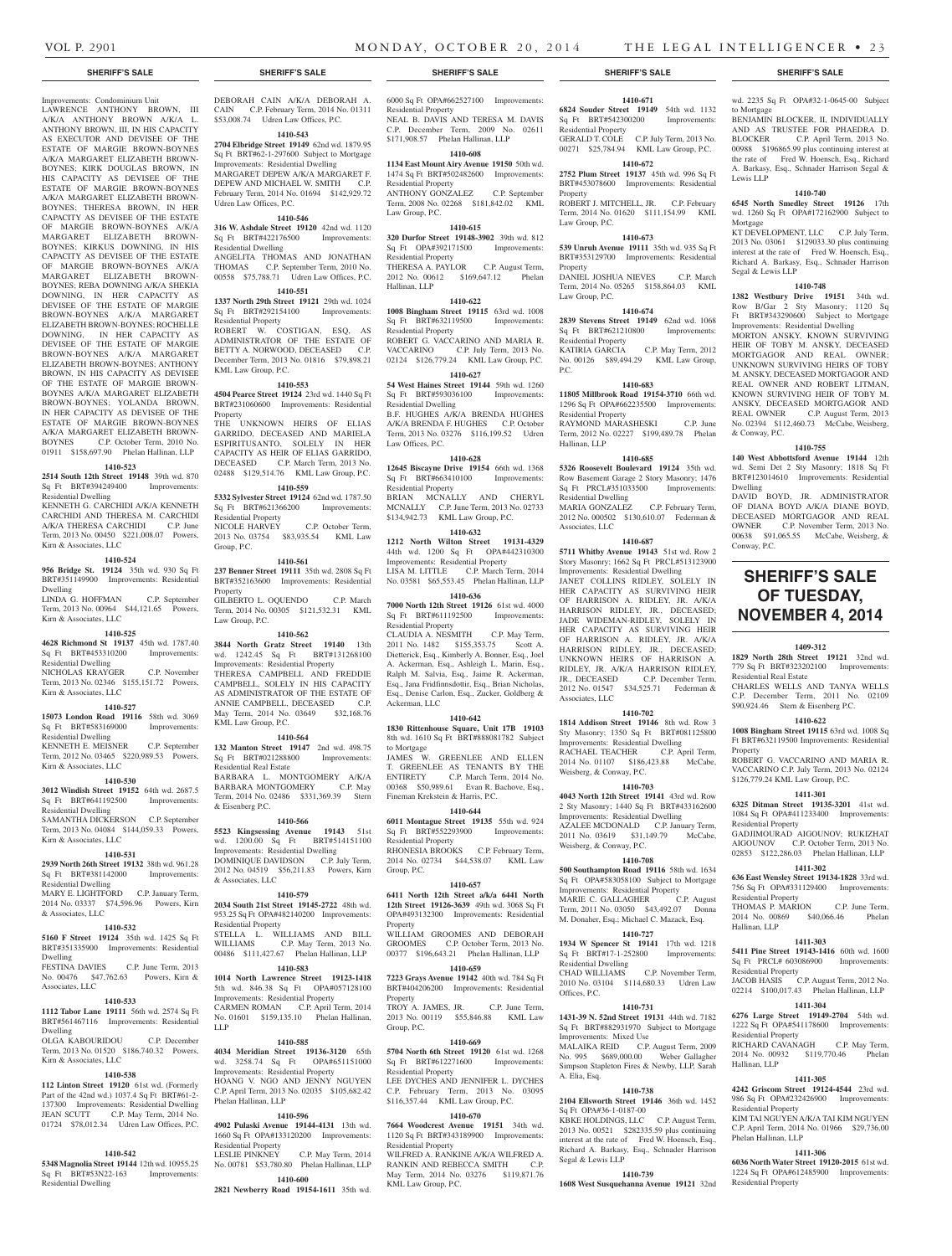Improvements: Condominium Unit
LAWRENCE ANTHONY BROWN, III A/K/A ANTHONY BROWN A/K/A L. ANTHONY BROWN, III, IN HIS CAPACITY AS EXECUTOR AND DEVISEE OF THE ESTATE OF MARGIE BROWN-BOYNES A/K/A MARGARET ELIZABETH BROWN-BOYNES; KIRK DOUGLAS BROWN, IN HIS CAPACITY AS DEVISEE OF THE ESTATE OF MARGIE BROWN-BOYNES A/K/A MARGARET ELIZABETH BROWN-BOYNES; THERESA BROWN, IN HER CAPACITY AS DEVISEE OF THE ESTATE OF MARGIE BROWN-BOYNES A/K/A MARGARET ELIZABETH BROWN-BOYNES; KIRKUS DOWNING, IN HIS CAPACITY AS DEVISEE OF THE ESTATE OF MARGIE BROWN-BOYNES A/K/A MARGARET ELIZABETH BROWN-BOYNES; REBA DOWNING A/K/A SHEKIA DOWNING, IN HER CAPACITY AS DEVISEE OF THE ESTATE OF MARGIE BROWN-BOYNES A/K/A MARGARET ELIZABETH BROWN-BOYNES; ROCHELLE DOWNING, IN HER CAPACITY AS DEVISEE OF THE ESTATE OF MARGIE BROWN-BOYNES A/K/A MARGARET ELIZABETH BROWN-BOYNES; ANTHONY BROWN, IN HIS CAPACITY AS DEVISEE OF THE ESTATE OF MARGIE BROWN-BOYNES A/K/A MARGARET ELIZABETH BROWN-BOYNES; YOLANDA BROWN, IN HER CAPACITY AS DEVISEE OF THE ESTATE OF MARGIE BROWN-BOYNES A/K/A MARGARET ELIZABETH BROWN-BOYNES C.P. October Term, 2010 No. 01911 $158,697.90 Phelan Hallinan, LLP

**1410-523**

**2514 South 12th Street 19148** 39th wd. 870 Sq Ft BRT#394249400 Improvements: Residential Dwelling
KENNETH G. CARCHIDI A/K/A KENNETH CARCHIDI AND THERESA M. CARCHIDI A/K/A THERESA CARCHIDI C.P. June Term, 2013 No. 00450 $221,008.07 Powers, Kirn & Associates, LLC

**1410-524**

**956 Bridge St. 19124** 35th wd. 930 Sq Ft BRT#351149900 Improvements: Residential Dwelling
LINDA G. HOFFMAN C.P. September Term, 2013 No. 00964 $44,121.65 Powers, Kirn & Associates, LLC

**1410-525**

**4628 Richmond St 19137** 45th wd. 1787.40 Sq Ft BRT#453310200 Improvements: Residential Dwelling
NICHOLAS KRAYGER C.P. November Term, 2013 No. 02346 $155,151.72 Powers, Kirn & Associates, LLC

**1410-527**

**15073 London Road 19116** 58th wd. 3069 Sq Ft BRT#583169000 Improvements: Residential Dwelling
KENNETH E. MEISNER C.P. September Term, 2012 No. 03465 $220,989.53 Powers, Kirn & Associates, LLC

**1410-530**

**3012 Windish Street 19152** 64th wd. 2687.5 Sq Ft BRT#641192500 Improvements: Residential Dwelling
SAMANTHA DICKERSON C.P. September Term, 2013 No. 04084 $144,059.33 Powers, Kirn & Associates, LLC

**1410-531**

**2939 North 26th Street 19132** 38th wd. 961.28 Sq Ft BRT#381142000 Improvements: Residential Dwelling
MARY E. LIGHTFORD C.P. January Term, 2014 No. 03337 $74,596.96 Powers, Kirn & Associates, LLC

**1410-532**

**5160 F Street 19124** 35th wd. 1425 Sq Ft BRT#351335900 Improvements: Residential Dwelling
FESTINA DAVIES C.P. June Term, 2013 No. 00476 $47,762.63 Powers, Kirn & Associates, LLC

**1410-533**

**1112 Tabor Lane 19111** 56th wd. 2574 Sq Ft BRT#561467116 Improvements: Residential Dwelling
OLGA KABOURIDOU C.P. December Term, 2013 No. 01520 $186,740.32 Powers, Kirn & Associates, LLC

**1410-538**

**112 Linton Street 19120** 61st wd. (Formerly Part of the 42nd wd.) 1037.4 Sq Ft BRT#61-2-137300 Improvements: Residential Dwelling
JEAN SCUTT C.P. May Term, 2014 No. 01724 $78,012.34 Udren Law Offices, P.C.

**1410-542**

**5348 Magnolia Street 19144** 12th wd. 10955.25 Sq Ft BRT#53N22-163 Improvements: Residential Dwelling
DEBORAH CAIN A/K/A DEBORAH A. CAIN C.P. February Term, 2014 No. 01311 $53,008.74 Udren Law Offices, P.C.

**1410-543**

**2704 Elbridge Street 19149** 62nd wd. 1879.95 Sq Ft BRT#62-1-297600 Subject to Mortgage Improvements: Residential Dwelling
MARGARET DEPEW A/K/A MARGARET F. DEPEW AND MICHAEL W. SMITH C.P. February Term, 2014 No. 01694 $142,929.72 Udren Law Offices, P.C.

**1410-546**

**316 W. Ashdale Street 19120** 42nd wd. 1120 Sq Ft BRT#422176500 Improvements: Residential Dwelling
ANGELITA THOMAS AND JONATHAN THOMAS C.P. September Term, 2010 No. 00558 $75,788.71 Udren Law Offices, P.C.

**1410-551**

**1337 North 29th Street 19121** 29th wd. 1024 Sq Ft BRT#292154100 Improvements: Residential Property
ROBERT W. COSTIGAN, ESQ. AS ADMINISTRATOR OF THE ESTATE OF BETTY A. NORWOOD, DECEASED C.P. December Term, 2013 No. 01816 $79,898.21 KML Law Group, P.C.

**1410-553**

**4504 Pearce Street 19124** 23rd wd. 1440 Sq Ft BRT#231060600 Improvements: Residential Property
THE UNKNOWN HEIRS OF ELIAS GARRIDO, DECEASED AND MARIELA ESPIRITUSANTO, SOLELY IN HER CAPACITY AS HEIR OF ELIAS GARRIDO, DECEASED C.P. March Term, 2013 No. 02488 $129,514.76 KML Law Group, P.C.

**1410-559**

**5332 Sylvester Street 19124** 62nd wd. 1787.50 Sq Ft BRT#621366200 Improvements: Residential Property
NICOLE HARVEY C.P. October Term, 2013 No. 03754 $83,935.54 KML Law Group, P.C.

**1410-561**

**237 Benner Street 19111** 35th wd. 2808 Sq Ft BRT#352163600 Improvements: Residential Property
GILBERTO L. OQUENDO C.P. March Term, 2014 No. 00305 $121,532.31 KML Law Group, P.C.

**1410-562**

**3844 North Gratz Street 19140** 13th wd. 1242.45 Sq Ft BRT#131268100 Improvements: Residential Property
THERESA CAMPBELL AND FREDDIE CAMPBELL, SOLELY IN HIS CAPACITY AS ADMINISTRATOR OF THE ESTATE OF ANNIE CAMPBELL, DECEASED C.P. May Term, 2014 No. 03649 $32,168.76 KML Law Group, P.C.

**1410-564**

**132 Manton Street 19147** 2nd wd. 498.75 Sq Ft BRT#021288800 Improvements: Residential Real Estate
BARBARA L. MONTGOMERY A/K/A BARBARA MONTGOMERY C.P. May Term, 2014 No. 02486 $331,369.39 Stern & Eisenberg P.C.

**1410-566**

**5523 Kingsessing Avenue 19143** 51st wd. 1200.00 Sq Ft BRT#514151100 Improvements: Residential Dwelling
DOMINIQUE DAVIDSON C.P. July Term, 2012 No. 04519 $56,211.83 Powers, Kirn & Associates, LLC

**1410-579**

**2034 South 21st Street 19145-2722** 48th wd. 953.25 Sq Ft OPA#482140200 Improvements: Residential Property
STELLA L. WILLIAMS AND BILL WILLIAMS C.P. May Term, 2013 No. 00486 $111,427.67 Phelan Hallinan, LLP

**1410-583**

**1014 North Lawrence Street 19123-1418** 5th wd. 846.38 Sq Ft OPA#057128100 Improvements: Residential Property
CARMEN ROMAN C.P. April Term, 2014 No. 01601 $159,135.10 Phelan Hallinan, LLP

**1410-585**

**4034 Meridian Street 19136-3120** 65th wd. 3258.74 Sq Ft OPA#651151000 Improvements: Residential Property
HOANG V. NGO AND JENNY NGUYEN C.P. April Term, 2013 No. 02035 $105,682.42 Phelan Hallinan, LLP

**1410-596**

**4902 Pulaski Avenue 19144-4131** 13th wd. 1660 Sq Ft OPA#133120200 Improvements: Residential Property
LESLIE PINKNEY C.P. May Term, 2014 No. 00781 $53,780.80 Phelan Hallinan, LLP

**1410-600**

**2821 Newberry Road 19154-1611** 35th wd. 6000 Sq Ft OPA#662527100 Improvements: Residential Property
NEAL B. DAVIS AND TERESA M. DAVIS C.P. December Term, 2009 No. 02611 $171,908.57 Phelan Hallinan, LLP

**1410-608**

**1134 East Mount Airy Avenue 19150** 50th wd. 1474 Sq Ft BRT#502482600 Improvements: Residential Property
ANTHONY GONZALEZ C.P. September Term, 2008 No. 02268 $181,842.02 KML Law Group, P.C.

**1410-615**

**320 Durfor Street 19148-3902** 39th wd. 812 Sq Ft OPA#392171500 Improvements: Residential Property
THERESA A. PAYLOR C.P. August Term, 2012 No. 00612 $169,647.12 Phelan Hallinan, LLP

**1410-622**

**1008 Bingham Street 19115** 63rd wd. 1008 Sq Ft BRT#632119500 Improvements: Residential Property
ROBERT G. VACCARINO AND MARIA R. VACCARINO C.P. July Term, 2013 No. 02124 $126,779.24 KML Law Group, P.C.

**1410-627**

**54 West Haines Street 19144** 59th wd. 1260 Sq Ft BRT#593036100 Improvements: Residential Dwelling
B.F. HUGHES A/K/A BRENDA HUGHES A/K/A BRENDA F. HUGHES C.P. October Term, 2013 No. 03276 $116,199.52 Udren Law Offices, P.C.

**1410-628**

**12645 Biscayne Drive 19154** 66th wd. 1368 Sq Ft BRT#663410100 Improvements: Residential Property
BRIAN MCNALLY AND CHERYL MCNALLY C.P. June Term, 2013 No. 02733 $134,942.73 KML Law Group, P.C.

**1410-632**

**1212 North Wilton Street 19131-4329** 44th wd. 1200 Sq Ft OPA#442310300 Improvements: Residential Property
LISA M. LITTLE C.P. March Term, 2014 No. 03581 $65,553.45 Phelan Hallinan, LLP

**1410-636**

**7000 North 12th Street 19126** 61st wd. 4000 Sq Ft BRT#611192500 Improvements: Residential Property
CLAUDIA A. NESMITH C.P. May Term, 2011 No. 1482 $155,353.75 Scott A. Dietterick, Esq., Kimberly A. Bonner, Esq., Joel A. Ackerman, Esq., Ashleigh L. Marin, Esq., Ralph M. Salvia, Esq., Jaime R. Ackerman, Esq., Jana Fridfinnsdottir, Esq., Brian Nicholas, Esq., Denise Carlon, Esq., Zucker, Goldberg & Ackerman, LLC

**1410-642**

**1830 Rittenhouse Square, Unit 17B 19103** 8th wd. 1610 Sq Ft BRT#888081782 Subject to Mortgage
JAMES W. GREENLEE AND ELLEN T. GREENLEE AS TENANTS BY THE ENTIRETY C.P. March Term, 2014 No. 00368 $50,989.61 Evan R. Bachove, Esq., Fineman Krekstein & Harris, P.C.

**1410-644**

**6011 Montague Street 19135** 55th wd. 924 Sq Ft BRT#552293900 Improvements: Residential Property
RHONESIA BROOKS C.P. February Term, 2014 No. 02734 $44,538.07 KML Law Group, P.C.

**1410-657**

**6411 North 12th Street a/k/a 6441 North 12th Street 19126-3639** 49th wd. 3068 Sq Ft OPA#493132300 Improvements: Residential Property
WILLIAM GROOMES AND DEBORAH GROOMES C.P. October Term, 2013 No. 00377 $196,643.21 Phelan Hallinan, LLP

**1410-659**

**7223 Grays Avenue 19142** 40th wd. 784 Sq Ft BRT#404206200 Improvements: Residential Property
TROY A. JAMES, JR. C.P. June Term, 2013 No. 00119 $55,846.88 KML Law Group, P.C.

**1410-669**

**5704 North 6th Street 19120** 61st wd. 1268 Sq Ft BRT#612271600 Improvements: Residential Property
LEE DYCHES AND JENNIFER L. DYCHES C.P. February Term, 2013 No. 03095 $116,357.44 KML Law Group, P.C.

**1410-670**

**7664 Woodcrest Avenue 19151** 34th wd. 1120 Sq Ft BRT#343189900 Improvements: Residential Property
WILFRED A. RANKINE A/K/A WILFRED A. RANKIN AND REBECCA SMITH C.P. May Term, 2014 No. 03276 $119,871.76 KML Law Group, P.C.

**1410-671**

**6824 Souder Street 19149** 54th wd. 1132 Sq Ft BRT#542300200 Improvements: Residential Property
GERALD T. COLE C.P. July Term, 2013 No. 00271 $25,784.94 KML Law Group, P.C.

**1410-672**

**2752 Plum Street 19137** 45th wd. 996 Sq Ft BRT#453078600 Improvements: Residential Property
ROBERT J. MITCHELL, JR. C.P. February Term, 2014 No. 01620 $111,154.99 KML Law Group, P.C.

**1410-673**

**539 Unruh Avenue 19111** 35th wd. 935 Sq Ft BRT#353129700 Improvements: Residential Property
DANIEL JOSHUA NIEVES C.P. March Term, 2014 No. 05265 $158,864.03 KML Law Group, P.C.

**1410-674**

**2839 Stevens Street 19149** 62nd wd. 1068 Sq Ft BRT#621210800 Improvements: Residential Property
KATIRIA GARCIA C.P. May Term, 2012 No. 00126 $89,494.29 KML Law Group, P.C.

**1410-683**

**11805 Millbrook Road 19154-3710** 66th wd. 1296 Sq Ft OPA#662235500 Improvements: Residential Property
RAYMOND MARASHESKI C.P. June Term, 2012 No. 02227 $199,489.78 Phelan Hallinan, LLP

**1410-685**

**5326 Roosevelt Boulevard 19124** 35th wd. Row Basement Garage 2 Story Masonry; 1476 Sq Ft PRCL#351033500 Improvements: Residential Dwelling
MARIA GONZALEZ C.P. February Term, 2012 No. 000502 $130,610.07 Federman & Associates, LLC

**1410-687**

**5711 Whitby Avenue 19143** 51st wd. Row 2 Story Masonry; 1662 Sq Ft PRCL#513123900 Improvements: Residential Dwelling
JANET COLLINS RIDLEY, SOLELY IN HER CAPACITY AS SURVIVING HEIR OF HARRISON A. RIDLEY, JR. A/K/A HARRISON RIDLEY, JR., DECEASED; JADE WIDEMAN-RIDLEY, SOLELY IN HER CAPACITY AS SURVIVING HEIR OF HARRISON A. RIDLEY, JR. A/K/A HARRISON RIDLEY, JR., DECEASED; UNKNOWN HEIRS OF HARRISON A. RIDLEY, JR. A/K/A HARRISON RIDLEY, JR., DECEASED C.P. December Term, 2012 No. 01547 $34,525.71 Federman & Associates, LLC

**1410-702**

**1814 Addison Street 19146** 8th wd. Row 3 Sty Masonry; 1350 Sq Ft BRT#081125800 Improvements: Residential Dwelling
RACHAEL TEACHER C.P. April Term, 2014 No. 01107 $186,423.88 McCabe, Weisberg, & Conway, P.C.

**1410-703**

**4043 North 12th Street 19141** 43rd wd. Row 2 Sty Masonry; 1440 Sq Ft BRT#433162600 Improvements: Residential Dwelling
AZALEE MCDONALD C.P. January Term, 2011 No. 03619 $31,149.79 McCabe, Weisberg, & Conway, P.C.

**1410-708**

**500 Southampton Road 19116** 58th wd. 1634 Sq Ft OPA#583058100 Subject to Mortgage Improvements: Residential Property
MARIE C. GALLAGHER C.P. August Term, 2011 No. 03050 $43,492.07 Donna M. Donaher, Esq.; Michael C. Mazack, Esq.

**1410-727**

**1934 W Spencer St 19141** 17th wd. 1218 Sq Ft BRT#17-1-252800 Improvements: Residential Dwelling
CHAD WILLIAMS C.P. November Term, 2010 No. 03104 $114,680.33 Udren Law Offices, P.C.

**1410-731**

**1431-39 N. 52nd Street 19131** 44th wd. 7182 Sq Ft BRT#882931970 Subject to Mortgage Improvements: Mixed Use
MALAIKA REID C.P. August Term, 2009 No. 995 $689,000.00 Weber Gallagher Simpson Stapleton Fires & Newby, LLP, Sarah A. Elia, Esq.

**1410-738**

**2104 Ellsworth Street 19146** 36th wd. 1452 Sq Ft OPA#36-1-0187-00
KBKE HOLDINGS, LLC C.P. August Term, 2013 No. 00521 $282335.59 plus continuing interest at the rate of Fred W. Hoensch, Esq., Richard A. Barkasy, Esq., Schnader Harrison Segal & Lewis LLP

**1410-739**

**1608 West Susquehanna Avenue 19121** 32nd wd. 2235 Sq Ft OPA#32-1-0645-00 Subject to Mortgage
BENJAMIN BLOCKER, II, INDIVIDUALLY AND AS TRUSTEE FOR PHAEDRA D. BLOCKER C.P. April Term, 2013 No. 00988 $196865.99 plus continuing interest at the rate of Fred W. Hoensch, Esq., Richard A. Barkasy, Esq., Schnader Harrison Segal & Lewis LLP

**1410-740**

**6545 North Smedley Street 19126** 17th wd. 1260 Sq Ft OPA#172162900 Subject to Mortgage
KT DEVELOPMENT, LLC C.P. July Term, 2013 No. 03061 $129033.30 plus continuing interest at the rate of Fred W. Hoensch, Esq., Richard A. Barkasy, Esq., Schnader Harrison Segal & Lewis LLP

**1410-748**

**1382 Westbury Drive 19151** 34th wd. Row B/Gar 2 Sty Masonry; 1120 Sq Ft BRT#343290600 Subject to Mortgage Improvements: Residential Dwelling
MORTON ANSKY, KNOWN SURVIVING HEIR OF TOBY M. ANSKY, DECEASED MORTGAGOR AND REAL OWNER; UNKNOWN SURVIVING HEIRS OF TOBY M. ANSKY, DECEASED MORTGAGOR AND REAL OWNER AND ROBERT LITMAN, KNOWN SURVIVING HEIR OF TOBY M. ANSKY, DECEASED MORTGAGOR AND REAL OWNER C.P. August Term, 2013 No. 02394 $112,460.73 McCabe, Weisberg, & Conway, P.C.

**1410-755**

**140 West Abbottsford Avenue 19144** 12th wd. Semi Det 2 Sty Masonry; 1818 Sq Ft BRT#123014610 Improvements: Residential Dwelling
DAVID BOYD, JR. ADMINISTRATOR OF DIANA BOYD A/K/A DIANE BOYD, DECEASED MORTGAGOR AND REAL OWNER C.P. November Term, 2013 No. 00638 $91,065.55 McCabe, Weisberg, & Conway, P.C.

# SHERIFF'S SALE OF TUESDAY, NOVEMBER 4, 2014

**1409-312**

**1829 North 28th Street 19121** 32nd wd. 779 Sq Ft BRT#323202100 Improvements: Residential Real Estate
CHARLES WELLS AND TANYA WELLS C.P. December Term, 2011 No. 02109 $90,924.46 Stern & Eisenberg P.C.

**1410-622**

**1008 Bingham Street 19115** 63rd wd. 1008 Sq Ft BRT#632119500 Improvements: Residential Property
ROBERT G. VACCARINO AND MARIA R. VACCARINO C.P. July Term, 2013 No. 02124 $126,779.24 KML Law Group, P.C.

**1411-301**

**6325 Ditman Street 19135-3201** 41st wd. 1084 Sq Ft OPA#411233400 Improvements: Residential Property
GADJIMOURAD AIGOUNOV; RUKIZHAT AIGOUNOV C.P. October Term, 2013 No. 02853 $122,286.03 Phelan Hallinan, LLP

**1411-302**

**636 East Wensley Street 19134-1828** 33rd wd. 756 Sq Ft OPA#331129400 Improvements: Residential Property
THOMAS P. MARION C.P. June Term, 2014 No. 00869 $40,066.46 Phelan Hallinan, LLP

**1411-303**

**5411 Pine Street 19143-1416** 60th wd. 1600 Sq Ft PRCL# 603086900 Improvements: Residential Property
JACOB HASIS C.P. August Term, 2012 No. 02214 $100,017.43 Phelan Hallinan, LLP

**1411-304**

**6276 Large Street 19149-2704** 54th wd. 1222 Sq Ft OPA#541178600 Improvements: Residential Property
RICHARD CAVANAGH C.P. May Term, 2014 No. 00932 $119,770.46 Phelan Hallinan, LLP

**1411-305**

**4242 Griscom Street 19124-4544** 23rd wd. 986 Sq Ft OPA#232426900 Improvements: Residential Property
KIM TAI NGUYEN A/K/A TAI KIM NGUYEN C.P. April Term, 2014 No. 01966 $29,736.00 Phelan Hallinan, LLP

**1411-306**

**6036 North Water Street 19120-2015** 61st wd. 1224 Sq Ft OPA#612485900 Improvements: Residential Property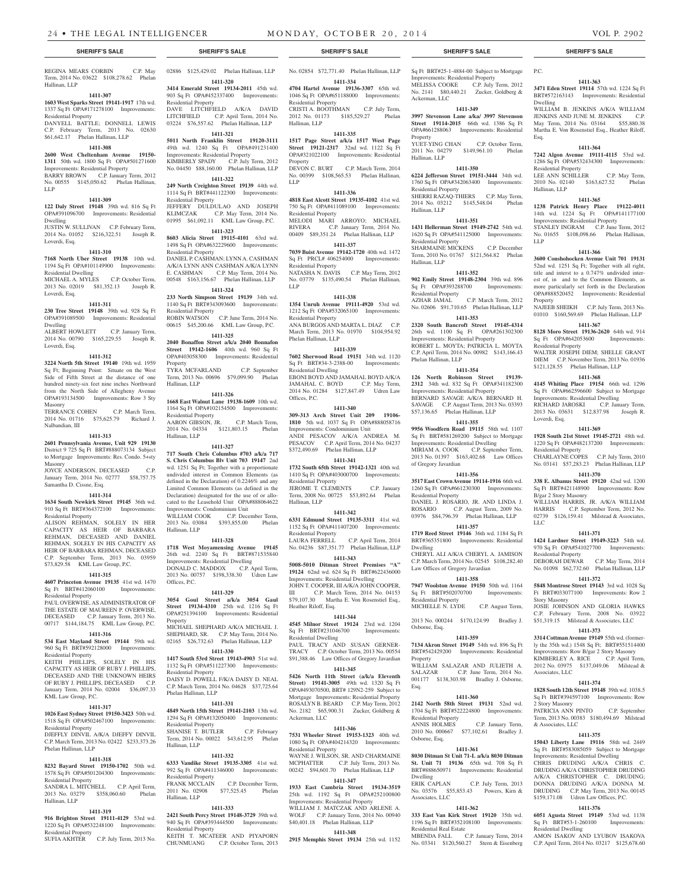REGINA MEARS CORBIN C.P. May Term, 2014 No. 03622 $108,278.62 Phelan Hallinan, LLP

**1411-307**

**1603 West Sparks Street 19141-1917** 17th wd. 1337 Sq Ft OPA#171278100 Improvements: Residential Property
DANYELL BATTLE; DONNELL LEWIS C.P. February Term, 2013 No. 02630 $61,642.17 Phelan Hallinan, LLP

**1411-308**

**2600 West Cheltenham Avenue 19150-1311** 50th wd. 1800 Sq Ft OPA#501271600 Improvements: Residential Property
BARRY BROWN C.P. January Term, 2012 No. 00555 $145,050.62 Phelan Hallinan, LLP

**1411-309**

**122 Daly Street 19148** 39th wd. 816 Sq Ft OPA#391096700 Improvements: Residential Dwelling
JUSTIN W. SULLIVAN C.P. February Term, 2014 No. 01052 $216,322.51 Joseph R. Loverdi, Esq.

**1411-310**

**7168 North Uber Street 19138** 10th wd. 1194 Sq Ft OPA#101149900 Improvements: Residential Dwelling
MICHAEL A. MYLES C.P. October Term, 2013 No. 02019 $81,352.13 Joseph R. Loverdi, Esq.

**1411-311**

**230 Tree Street 19148** 39th wd. 928 Sq Ft OPA#391089500 Improvements: Residential Dwelling
ALBERT HOWLETT C.P. January Term, 2014 No. 00790 $165,229.55 Joseph R. Loverdi, Esq.

**1411-312**

**3224 North 5th Street 19140** 19th wd. 1959 Sq Ft; Beginning Point: Situate on the West Side of Fifth Street at the distance of one hundred ninety-six feet nine inches Northward from the North Side of Allegheny Avenue OPA#193134500 Improvements: Row 3 Sty Masonry
TERRANCE COHEN C.P. March Term, 2014 No. 01716 $75,625.79 Richard J. Nalbandian, III

**1411-313**

**2601 Pennsylvania Avenue, Unit 929 19130** District 9 725 Sq Ft BRT#888073134 Subject to Mortgage Improvements: Res. Condo. 5+sty Masonry
JOYCE ANDERSON, DECEASED C.P. January Term, 2014 No. 02777 $58,757.75 Samantha D. Cissne, Esq.

**1411-314**

**1634 South Newkirk Street 19145** 36th wd. 910 Sq Ft BRT#364372100 Improvements: Residential Property
ALISON REHMAN, SOLELY IN HER CAPACITY AS HEIR OF BARBARA REHMAN, DECEASED AND DANIEL REHMAN, SOLELY IN HIS CAPACITY AS HEIR OF BARBARA REHMAN, DECEASED C.P. September Term, 2013 No. 03959 $73,829.58 KML Law Group, P.C.

**1411-315**

**4607 Princeton Avenue 19135** 41st wd. 1470 Sq Ft BRT#412060100 Improvements: Residential Property
PAUL OVERWISE, AS ADMINISTRATOR OF THE ESTATE OF MAUREEN P. OVERWISE, DECEASED C.P. January Term, 2013 No. 00717 $144,184.75 KML Law Group, P.C.

**1411-316**

**534 East Mayland Street 19144** 59th wd. 960 Sq Ft BRT#592128000 Improvements: Residential Property
KEITH PHILLIPS, SOLELY IN HIS CAPACITY AS HEIR OF RUBY J. PHILLIPS, DECEASED AND THE UNKNOWN HEIRS OF RUBY J. PHILLIPS, DECEASED C.P. January Term, 2014 No. 02004 $36,097.33 KML Law Group, P.C.

**1411-317**

**1026 East Sydney Street 19150-3423** 50th wd. 1518 Sq Ft OPA#502467100 Improvements: Residential Property
DJEFFLY DINVIL A/K/A DJEFFY DINVIL C.P. March Term, 2013 No. 02422 $233,373.26 Phelan Hallinan, LLP

**1411-318**

**8232 Bayard Street 19150-1702** 50th wd. 1578 Sq Ft OPA#501204300 Improvements: Residential Property
SANDRA L. MITCHELL C.P. April Term, 2013 No. 03279 $358,060.60 Phelan Hallinan, LLP

**1411-319**

**916 Brighton Street 19111-4129** 53rd wd. 1220 Sq Ft OPA#532248100 Improvements: Residential Property
SUFIA AKHTER C.P. July Term, 2013 No. 02886 $125,429.02 Phelan Hallinan, LLP

**1411-320**

**3414 Emerald Street 19134-2011** 45th wd. 903 Sq Ft OPA#452337400 Improvements: Residential Property
DAVE LITCHFIELD A/K/A DAVID LITCHFIELD C.P. April Term, 2014 No. 03224 $76,557.62 Phelan Hallinan, LLP

**1411-321**

**5011 North Franklin Street 19120-3111** 49th wd. 1240 Sq Ft OPA#491231400 Improvements: Residential Property
KIMBERLY SPADY C.P. July Term, 2012 No. 04450 $88,160.00 Phelan Hallinan, LLP

**1411-322**

**249 North Creighton Street 19139** 44th wd. 1114 Sq Ft BRT#441122300 Improvements: Residential Property
JEFFERY DULDULAO AND JOSEPH KLIMCZAK C.P. May Term, 2014 No. 01995 $61,092.11 KML Law Group, P.C.

**1411-323**

**8603 Alicia Street 19115-4101** 63rd wd. 1498 Sq Ft OPA#632229600 Improvements: Residential Property
DANIEL P. CASHMAN; LYNN A. CASHMAN A/K/A LYNN ANN CASHMAN A/K/A LYNN E. CASHMAN C.P. May Term, 2014 No. 00548 $163,156.67 Phelan Hallinan, LLP

**1411-324**

**233 North Simpson Street 19139** 34th wd. 1140 Sq Ft BRT#343093600 Improvements: Residential Property
ROBIN WATSON C.P. June Term, 2014 No. 00615 $45,200.66 KML Law Group, P.C.

**1411-325**

**2040 Bonaffon Street a/k/a 2040 Bonnafon Street 19142-1606** 40th wd. 960 Sq Ft OPA#403058300 Improvements: Residential Property
TYRA MCFARLAND C.P. September Term, 2013 No. 00696 $79,099.90 Phelan Hallinan, LLP

**1411-326**

**1668 East Walnut Lane 19138-1609** 10th wd. 1164 Sq Ft OPA#102154500 Improvements: Residential Property
AARON GIBSON, JR. C.P. March Term, 2014 No. 04334 $121,803.15 Phelan Hallinan, LLP

**1411-327**

**717 South Chris Columbus #703 a/k/a 717 S. Chris Columbus Blv Unit 703 19147** 2nd wd. 1251 Sq Ft; Together with a proportionate undivided interest in Common Elements (as defined in the Declaration) of 0.2246% and any Limited Common Elements (as defined in the Declaration) designated for the use of or allocated to the Leasehold Unit OPA#888064622 Improvements: Condominium Unit
WILLIAM COOK C.P. December Term, 2013 No. 03084 $393,855.00 Phelan Hallinan, LLP

**1411-328**

**1718 West Moyamensing Avenue 19145** 26th wd. 2240 Sq Ft BRT#871535840 Improvements: Residential Dwelling
DONALD C. MADDOX C.P. April Term, 2013 No. 00757 $198,338.30 Udren Law Offices, P.C.

**1411-329**

**3054 Goul Street a/k/a 3054 Gaul Street 19134-4310** 25th wd. 1216 Sq Ft OPA#251394100 Improvements: Residential Property
MICHAEL SHEPHARD A/K/A MICHAEL J. SHEPHARD, SR. C.P. May Term, 2014 No. 02165 $26,732.63 Phelan Hallinan, LLP

**1411-330**

**1417 South 53rd Street 19143-4903** 51st wd. 1132 Sq Ft OPA#511227300 Improvements: Residential Property
DAISY D. POWELL F/K/A DAISY D. NEAL C.P. March Term, 2014 No. 04628 $37,725.64 Phelan Hallinan, LLP

**1411-331**

**4849 North 15th Street 19141-2103** 13th wd. 1294 Sq Ft OPA#132050400 Improvements: Residential Property
SHANISE T. BUTLER C.P. February Term, 2014 No. 00022 $43,612.95 Phelan Hallinan, LLP

**1411-332**

**6333 Vandike Street 19135-3305** 41st wd. 992 Sq Ft OPA#411346000 Improvements: Residential Property
FRANK MCCLAIN C.P. December Term, 2011 No. 02908 $77,525.45 Phelan Hallinan, LLP

**1411-333**

**2421 South Percy Street 19148-3729** 39th wd. 940 Sq Ft OPA#393444500 Improvements: Residential Property
KEITH T. MCATEER AND PIYAPORN CHUNMUANG C.P. October Term, 2013 No. 02854 $72,771.40 Phelan Hallinan, LLP

**1411-334**

**4704 Hartel Avenue 19136-3307** 65th wd. 1046 Sq Ft OPA#651188000 Improvements: Residential Property
CRISTI A. BOOTHMAN C.P. July Term, 2012 No. 01173 $185,529.27 Phelan Hallinan, LLP

**1411-335**

**1517 Page Street a/k/a 1517 West Page Street 19121-2317** 32nd wd. 1122 Sq Ft OPA#321022100 Improvements: Residential Property
DEVON C. BURT C.P. March Term, 2014 No. 00399 $108,565.53 Phelan Hallinan, LLP

**1411-336**

**4818 East Alcott Street 19135-4102** 41st wd. 750 Sq Ft OPA#411089100 Improvements: Residential Property
MELODI MARI ARROYO; MICHAEL RIVERA C.P. January Term, 2014 No. 00409 $89,351.24 Phelan Hallinan, LLP

**1411-337**

**7039 Buist Avenue 19142-1720** 40th wd. 1472 Sq Ft PRCL# 406254000 Improvements: Residential Property
NATASHA N. DAVIS C.P. May Term, 2012 No. 03779 $135,490.54 Phelan Hallinan, LLP

**1411-338**

**1354 Unruh Avenue 19111-4920** 53rd wd. 1212 Sq Ft OPA#532065100 Improvements: Residential Property
ANA BURGOS AND MARTA L. DIAZ C.P. March Term, 2013 No. 01970 $104,954.92 Phelan Hallinan, LLP

**1411-339**

**7602 Sherwood Road 19151** 34th wd. 1120 Sq Ft BRT#34-3-2388-00 Improvements: Residential Dwelling
EBONI BOYD AND JAMAHAL BOYD A/K/A JAMAHAL C. BOYD C.P. May Term, 2014 No. 01284 $127,847.49 Udren Law Offices, P.C.

**1411-340**

**309-313 Arch Street Unit 209 19106-1810** 5th wd. 1037 Sq Ft OPA#888058716 Improvements: Condominium Unit
ANDI PESACOV A/K/A ANDREA M. PESACOV C.P. April Term, 2014 No. 04237 $372,490.69 Phelan Hallinan, LLP

**1411-341**

**1732 South 65th Street 19142-1321** 40th wd. 1410 Sq Ft OPA#403000700 Improvements: Residential Property
JEROME T. CLEMENTS C.P. January Term, 2008 No. 00725 $53,892.64 Phelan Hallinan, LLP

**1411-342**

**6331 Edmund Street 19135-3311** 41st wd. 1152 Sq Ft OPA#411407200 Improvements: Residential Property
LAURA FERRELL C.P. April Term, 2014 No. 04236 $87,351.77 Phelan Hallinan, LLP

**1411-343**

**5008-5010 Ditman Street Premises "A" 19124** 62nd wd. 624 Sq Ft BRT#622436000 Improvements: Residential Dwelling
JOHN T. COOPER, III A/K/A JOHN COOPER, III C.P. March Term, 2014 No. 04153 $79,107.30 Martha E. Von Rosenstiel Esq., Heather Riloff, Esq.

**1411-344**

**4545 Milnor Street 19124** 23rd wd. 1204 Sq Ft BRT#231046700 Improvements: Residential Dwelling
PAUL TRACY AND SUSAN GERNER-TRACY C.P. October Term, 2013 No. 00554 $91,388.46 Law Offices of Gregory Javardian

**1411-345**

**5426 North 11th Street (a/k/a Eleventh Street) 19141-3005** 49th wd. 1320 Sq Ft OPA#493070500, BRT# 129N2-259 Subject to Mortgage Improvements: Residential Property
ROSALYN B. BEARD C.P. May Term, 2012 No. 2182 $65,900.31 Zucker, Goldberg & Ackerman, LLC

**1411-346**

**7531 Wheeler Street 19153-1323** 40th wd. 1080 Sq Ft OPA#404214320 Improvements: Residential Property
WAYNE J. WILSON, SR. AND CHARMAINE MCPHATTER C.P. July Term, 2013 No. 00242 $94,601.70 Phelan Hallinan, LLP

**1411-347**

**1933 East Cambria Street 19134-3519** 25th wd. 1192 Sq Ft OPA#252100800 Improvements: Residential Property
WILLIAM J. MATCZAK AND ARLENE A. WOLF C.P. January Term, 2014 No. 00940 $40,401.18 Phelan Hallinan, LLP

**1411-348**

**2915 Memphis Street 19134** 25th wd. 1152 Sq Ft BRT#25-1-4884-00 Subject to Mortgage Improvements: Residential Property
MELISSA COOKE C.P. July Term, 2012 No. 2141 $80,440.21 Zucker, Goldberg & Ackerman, LLC

**1411-349**

**3997 Stevenson Lane a/k/a/ 3997 Stevenson Street 19114-2015** 66th wd. 1386 Sq Ft OPA#661288063 Improvements: Residential Property
YUET-YING CHAN C.P. October Term, 2011 No. 04279 $149,961.10 Phelan Hallinan, LLP

**1411-350**

**6224 Jefferson Street 19151-3444** 34th wd. 1760 Sq Ft OPA#342063400 Improvements: Residential Property
SHERRI RAZAQ-THIERS C.P. May Term, 2014 No. 03212 $145,548.04 Phelan Hallinan, LLP

**1411-351**

**1431 Hellerman Street 19149-2742** 54th wd. 1620 Sq Ft OPA#541125000 Improvements: Residential Property
SHARMAINE MICKENS C.P. December Term, 2010 No. 01767 $121,564.82 Phelan Hallinan, LLP

**1411-352**

**902 Emily Street 19148-2304** 39th wd. 896 Sq Ft OPA#393288700 Improvements: Residential Property
AZHAR JAMAL C.P. March Term, 2012 No. 02606 $91,710.65 Phelan Hallinan, LLP

**1411-353**

**2320 South Bancroft Street 19145-4314** 26th wd. 1100 Sq Ft OPA#261302300 Improvements: Residential Property
ROBERT L. MOYTA; PATRICIA L. MOYTA C.P. April Term, 2014 No. 00982 $143,166.43 Phelan Hallinan, LLP

**1411-354**

**126 North Robinson Street 19139-2312** 34th wd. 832 Sq Ft OPA#341182300 Improvements: Residential Property
BERNARD SAVAGE A/K/A BERNARD H. SAVAGE C.P. August Term, 2013 No. 03393 $57,136.65 Phelan Hallinan, LLP

**1411-355**

**9956 Woodfern Road 19115** 58th wd. 1107 Sq Ft BRT#581269200 Subject to Mortgage Improvements: Residential Dwelling
MIRIAM A. COOK C.P. September Term, 2013 No. 01397 $163,402.68 Law Offices of Gregory Javardian

**1411-356**

**3517 East Crown Avenue 19114-1916** 66th wd. 1260 Sq Ft OPA#661230300 Improvements: Residential Property
DANIEL J. ROSARIO, JR. AND LINDA J. ROSARIO C.P. August Term, 2009 No. 03976 $84,796.39 Phelan Hallinan, LLP

**1411-357**

**1719 Reed Street 19146** 36th wd. 1184 Sq Ft BRT#365351800 Improvements: Residential Dwelling
CHERYL ALI A/K/A CHERYL A. JAMISON C.P. March Term, 2014 No. 02545 $108,282.40 Law Offices of Gregory Javardian

**1411-358**

**7947 Woolston Avenue 19150** 50th wd. 1164 Sq Ft BRT#502070700 Improvements: Residential Property
MICHELLE N. LYDE C.P. August Term, 2013 No. 000244 $170,124.99 Bradley J. Osborne, Esq.

**1411-359**

**7134 Akron Street 19149** 54th wd. 896 Sq Ft BRT#542429200 Improvements: Residential Property
WILLIAM SALAZAR AND JULIETH A. SALAZAR C.P. June Term, 2014 No. 001177 $138,303.98 Bradley J. Osborne, Esq.

**1411-360**

**2142 North 58th Street 19131** 52nd wd. 1704 Sq Ft BRT#522224800 Improvements: Residential Property
ANNIS HOLMES C.P. January Term, 2010 No. 000667 $77,102.61 Bradley J. Osborne, Esq.

**1411-361**

**8030 Ditman St Unit 71-L a/k/a 8030 Ditman St. Unit 71 19136** 65th wd. 708 Sq Ft BRT#888650971 Improvements: Residential Dwelling
ERIK CAPLAN C.P. July Term, 2013 No. 03576 $55,853.43 Powers, Kirn & Associates, LLC

**1411-362**

**333 East Van Kirk Street 19120** 35th wd. 1196 Sq Ft BRT#352108100 Improvements: Residential Real Estate
MBENDA FALL C.P. January Term, 2014 No. 03341 $120,560.27 Stern & Eisenberg P.C.

**1411-363**

**3471 Eden Street 19114** 57th wd. 1224 Sq Ft BRT#572163143 Improvements: Residential Dwelling
WILLIAM B. JENKINS A/K/A WILLIAM JENKINS AND JUNE M. JENKINS C.P. May Term, 2014 No. 03164 $55,880.38 Martha E. Von Rosenstiel Esq., Heather Riloff, Esq.

**1411-364**

**7242 Algon Avenue 19111-4115** 53rd wd. 1286 Sq Ft OPA#532434300 Improvements: Residential Property
LEE ANN SCHILLER C.P. May Term, 2010 No. 02140 $163,627.52 Phelan Hallinan, LLP

**1411-365**

**1238 Patrick Henry Place 19122-4011** 14th wd. 1224 Sq Ft OPA#141177100 Improvements: Residential Property
STANLEY INGRAM C.P. June Term, 2012 No. 01655 $108,098.66 Phelan Hallinan, LLP

**1411-366**

**3600 Conshohocken Avenue Unit 701 19131** 52nd wd. 1251 Sq Ft; Together with all right, title and interst to a 0.747% undivided interest of, in and to the Common Elements, as more particularly set forth in the Declaration OPA#888520452 Improvements: Residential Property
NAJEEB SHEIKH C.P. July Term, 2013 No. 01010 $160,569.69 Phelan Hallinan, LLP

**1411-367**

**8128 Moro Street 19136-2620** 64th wd. 914 Sq Ft OPA#642053600 Improvements: Residential Property
WALTER JOSEPH DIEM; SHELLE GRANT DIEM C.P. November Term, 2013 No. 01936 $121,128.55 Phelan Hallinan, LLP

**1411-368**

**4145 Whiting Place 19154** 66th wd. 1296 Sq Ft OPA#662596600 Subject to Mortgage Improvements: Residential Dwelling
RICHARD JAROSKI C.P. January Term, 2013 No. 03631 $12,837.98 Joseph R. Loverdi, Esq.

**1411-369**

**1928 South 21st Street 19145-2721** 48th wd. 1220 Sq Ft OPA#482137200 Improvements: Residential Property
CHARLAYNE COPES C.P. July Term, 2010 No. 03141 $57,283.23 Phelan Hallinan, LLP

**1411-370**

**338 E. Albanus Street 19120** 42nd wd. 1200 Sq Ft BRT#421148900 Improvements: Row B/gar 2 Story Masonry
WILLIAM HARRIS, JR. A/K/A WILLIAM HARRIS C.P. September Term, 2012 No. 02739 $126,159.41 Milstead & Associates, LLC

**1411-371**

**1424 Lardner Street 19149-3223** 54th wd. 970 Sq Ft OPA#541027700 Improvements: Residential Property
DEBORAH DEWAR C.P. May Term, 2014 No. 01098 $62,732.60 Phelan Hallinan, LLP

**1411-372**

**5848 Montrose Street 19143** 3rd wd. 1028 Sq Ft BRT#033077100 Improvements: Row 2 Story Masonry
JOSIE JOHNSON AND GLORIA HAWKS C.P. February Term, 2008 No. 03922 $51,319.15 Milstead & Associates, LLC

**1411-373**

**3314 Cottman Avenue 19149** 55th wd. (formerly the 35th wd.) 1548 Sq Ft; BRT#551514400 Improvements: Row B/gar 2 Story Masonry
KIMBERLEY A. RICE C.P. April Term, 2012 No. 03975 $137,049.06 Milstead & Associates, LLC

**1411-374**

**1828 South 12th Street 19148** 39th wd. 1038.5 Sq Ft BRT#394597100 Improvements: Row 2 Story Masonry
PATRICIA ANN PINTO C.P. September Term, 2013 No. 00383 $180,494.69 Milstead & Associates, LLC

**1411-375**

**15043 Liberty Lane 19116** 58th wd. 2449 Sq Ft BRT#583085059 Subject to Mortgage Improvements: Residential Dwelling
CHRIS DRUDING A/K/A CHRIS C. DRUDING A/K/A CHRISTOPHER DRUDING A/K/A CHRISTOPHER C. DRUDING; DONNA DRUDING A/K/A DONNA M. DRUDING C.P. May Term, 2013 No. 00145 $159,171.08 Udren Law Offices, P.C.

**1411-376**

**6051 Agusta Street 19149** 53rd wd. 1138 Sq Ft BRT#53-1-260100 Improvements: Residential Dwelling
AMON ISAKOV AND LYUBOV ISAKOVA C.P. April Term, 2014 No. 03217 $125,678.60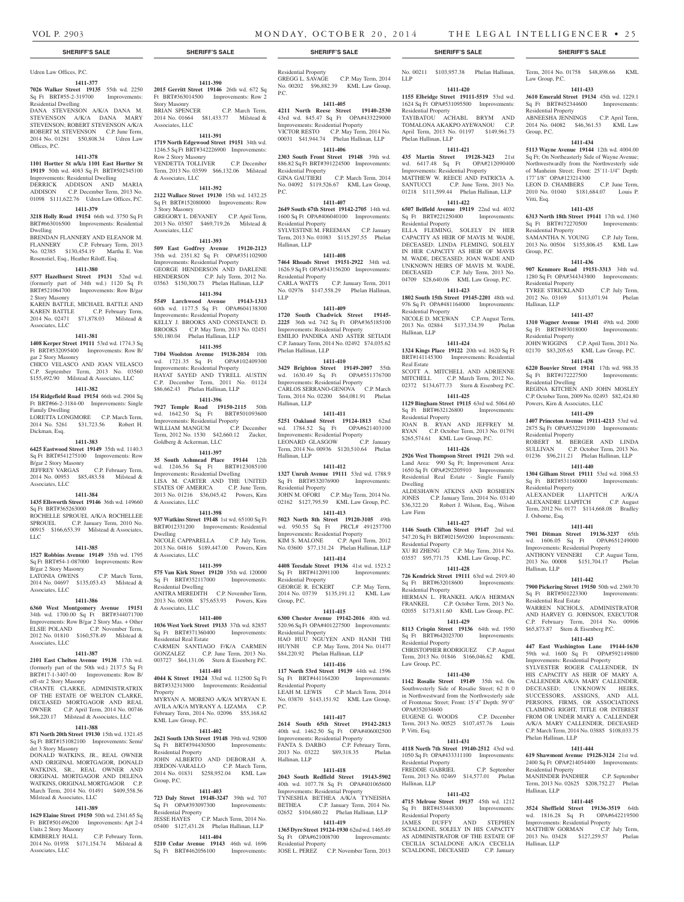Udren Law Offices, P.C.

**1411-377**

**7026 Walker Street 19135** 55th wd. 2250 Sq Ft BRT#55-2-319700 Improvements: Residential Dwelling

DANA STEVENSON A/K/A DANA M. STEVENSON A/K/A DANA MARY STEVENSON; ROBERT STEVENSON A/K/A ROBERT M. STEVENSON C.P. June Term, 2014 No. 01281 $50,808.34 Udren Law Offices, P.C.

**1411-378**

**1101 Hortter St n/k/a 1101 East Hortter St 19119** 50th wd. 4083 Sq Ft BRT#502345100 Improvements: Residential Dwelling

DERRICK ADDISON AND MARIA ADDISON C.P. December Term, 2013 No. 01098 $111,622.76 Udren Law Offices, P.C.

**1411-379**

**3218 Holly Road 19154** 66th wd. 3750 Sq Ft BRT#663016500 Improvements: Residential Dwelling

BRENDAN FLANNERY AND ELEANOR M. FLANNERY C.P. February Term, 2013 No. 02385 $130,454.19 Martha E. Von Rosenstiel, Esq., Heather Riloff, Esq.

**1411-380**

**5377 Hazelhurst Street 19131** 52nd wd. (formerly part of 34th wd.) 1120 Sq Ft BRT#521064700 Improvements: Row B/gar 2 Story Masonry

KAREN BATTLE, MICHAEL BATTLE AND KAREN BATTLE C.P. February Term, 2014 No. 02471 $71,878.03 Milstead & Associates, LLC

**1411-381**

**1408 Kerper Street 19111** 53rd wd. 1774.3 Sq Ft BRT#532095400 Improvements: Row B/gar 2 Story Masonry

CHICO VELASCO AND JOAN VELASCO C.P. September Term, 2013 No. 03560 $155,492.90 Milstead & Associates, LLC

**1411-382**

**154 Ridgefield Road 19154** 66th wd. 2904 Sq Ft BRT#66-2-3184-00 Improvements: Single Family Dwelling

LORETTA LONGMORE C.P. March Term, 2014 No. 5261 $31,723.56 Robert H. Dickman, Esq.

**1411-383**

**6425 Eastwood Street 19149** 35th wd. 1140.3 Sq Ft BRT#541275100 Improvements: Row B/gar 2 Story Masonry

JEFFREY VARGAS C.P. February Term, 2014 No. 00953 $85,483.58 Milstead & Associates, LLC

**1411-384**

**1435 Ellsworth Street 19146** 36th wd. 149660 Sq Ft BRT#365263000

ROCHELLE SPROUEL A/K/A ROCHELLEE SPROUEL C.P. January Term, 2010 No. 00915 $166,653.39 Milstead & Associates, LLC

**1411-385**

**1527 Robbins Avenue 19149** 35th wd. 1795 Sq Ft BRT#54-1-087000 Improvements: Row B/gar 2 Story Masonry

LATONIA OWENS C.P. March Term, 2014 No. 04697 $135,053.43 Milstead & Associates, LLC

**1411-386**

**6360 West Montgomery Avenue 19151** 34th wd. 1700.00 Sq Ft BRT#344071700 Improvements: Row B/gar 2 Story Mas. + Other

ELSIE POLAND C.P. November Term, 2012 No. 01810 $160,578.49 Milstead & Associates, LLC

**1411-387**

**2101 East Chelten Avenue 19138** 17th wd. (formerly part of the 50th wd.) 2137.5 Sq Ft BRT#17-1-3407-00 Improvements: Row B/off-str 2 Story Masonry

CHANTE CLARKE, ADMINISTRATRIX OF THE ESTATE OF WELTON CLARKE, DECEASED MORTGAGOR AND REAL OWNER C.P. April Term, 2014 No. 00746 $68,220.17 Milstead & Associates, LLC

**1411-388**

**871 North 20th Street 19130** 15th wd. 1321.45 Sq Ft BRT#151082100 Improvements: Semi/det 3 Story Masonry

DONALD WATKINS, JR., REAL OWNER AND ORIGINAL MORTGAGOR, DONALD WATKINS, SR., REAL OWNER AND ORIGINAL MORTGAGOR AND DELENA WATKINS, ORIGINAL MORTGAGOR C.P. March Term, 2014 No. 01491 $409,558.56 Milstead & Associates, LLC

**1411-389**

**1629 Elaine Street 19150** 50th wd. 2341.65 Sq Ft BRT#501496200 Improvements: Apt 2-4 Units 2 Story Masonry

KIMBERLY HALL C.P. February Term, 2014 No. 01958 $171,154.74 Milstead & Associates, LLC

**1411-390**

**2015 Gerritt Street 19146** 26th wd. 672 Sq Ft BRT#363014500 Improvements: Row 2 Story Masonry

BRIAN SPENCER C.P. March Term, 2014 No. 01664 $81,433.77 Milstead & Associates, LLC

**1411-391**

**1719 North Edgewood Street 19151** 34th wd. 1246.5 Sq Ft BRT#342226900 Improvements: Row 2 Story Masonry

VENDETTA TOLLIVER C.P. December Term, 2013 No. 03599 $66,132.06 Milstead & Associates, LLC

**1411-392**

**2122 Wallace Street 19130** 15th wd. 1432.25 Sq Ft BRT#152080000 Improvements: Row 3 Story Masonry

GREGORY L. DEVANEY C.P. April Term, 2013 No. 03507 $469,719.26 Milstead & Associates, LLC

**1411-393**

**509 East Godfrey Avenue 19120-2123** 35th wd. 2351.82 Sq Ft OPA#351102900 Improvements: Residential Property

GEORGE HENDERSON AND DARLENE HENDERSON C.P. July Term, 2012 No. 03563 $150,300.73 Phelan Hallinan, LLP

**1411-394**

**5549 Larchwood Avenue 19143-1313** 60th wd. 1177.5 Sq Ft OPA#604138300 Improvements: Residential Property

KELLY J. BROOKS AND CONSTANCE D. BROOKS C.P. May Term, 2013 No. 02451 $50,180.04 Phelan Hallinan, LLP

**1411-395**

**7104 Woolston Avenue 19138-2034** 10th wd. 1721.35 Sq Ft OPA#102409300 Improvements: Residential Property

HAYAT SAYED AND TYRELL AUSTIN C.P. December Term, 2011 No. 01124 $86,662.43 Phelan Hallinan, LLP

**1411-396**

**7927 Temple Road 19150-2115** 50th wd. 1642.50 Sq Ft BRT#501093600 Improvements: Residential Property

WILLIAM MANGUM C.P. December Term, 2012 No. 1530 $42,660.12 Zucker, Goldberg & Ackerman, LLC

**1411-397**

**35 South Ashmead Place 19144** 12th wd. 1246.56 Sq Ft BRT#123085100 Improvements: Residential Dwelling

LISA M. CARTER AND THE UNITED STATES OF AMERICA C.P. June Term, 2013 No. 01216 $36,045.42 Powers, Kirn & Associates, LLC

**1411-398**

**937 Watkins Street 19148** 1st wd. 65100 Sq Ft BRT#012331200 Improvements: Residential Dwelling

NICOLE CAPPARELLA C.P. July Term, 2013 No. 04816 $189,447.00 Powers, Kirn & Associates, LLC

**1411-399**

**575 Van Kirk Street 19120** 35th wd. 120000 Sq Ft BRT#352117000 Improvements: Residential Dwelling

ANITRA MEREDITH C.P. November Term, 2013 No. 00308 $75,653.93 Powers, Kirn & Associates, LLC

**1411-400**

**1036 West York Street 19133** 37th wd. 82857 Sq Ft BRT#371360400 Improvements: Residential Real Estate

CARMEN SANTIAGO F/K/A CARMEN GONZALEZ C.P. June Term, 2013 No. 003727 $64,131.06 Stern & Eisenberg P.C.

**1411-401**

**4044 K Street 19124** 33rd wd. 112500 Sq Ft BRT#332313000 Improvements: Residential Property

MYRYAN A. MORENO A/K/A MYRYAN E. AVILA A/K/A MYRANY A. LIZAMA C.P. February Term, 2014 No. 02096 $55,168.62 KML Law Group, P.C.

**1411-402**

**2621 South 13th Street 19148** 39th wd. 92800 Sq Ft BRT#394430500 Improvements: Residential Property

JOHN ALBERTO AND DEBORAH A. JERDON-VARALLO C.P. March Term, 2014 No. 01831 $258,952.04 KML Law Group, P.C.

**1411-403**

**723 Daly Street 19148-3247** 39th wd. 707 Sq Ft OPA#393097300 Improvements: Residential Property

JESSE HAYES C.P. March Term, 2014 No. 05400 $127,431.28 Phelan Hallinan, LLP

**1411-404**

**5210 Cedar Avenue 19143** 46th wd. 1696 Sq Ft BRT#462056100 Improvements: Residential Property

GREGG L. SAVAGE C.P. May Term, 2014 No. 00202 $96,882.39 KML Law Group, P.C.

**1411-405**

**4211 North Reese Street 19140-2530** 43rd wd. 845.47 Sq Ft OPA#433229000 Improvements: Residential Property

VICTOR RESTO C.P. May Term, 2014 No. 00031 $41,944.74 Phelan Hallinan, LLP

**1411-406**

**2303 South Front Street 19148** 39th wd. 886.82 Sq Ft BRT#391224500 Improvements: Residential Property

GINA GAUTIERI C.P. March Term, 2014 No. 04092 $119,526.67 KML Law Group, P.C.

**1411-407**

**2649 South 67th Street 19142-2705** 14th wd. 1600 Sq Ft OPA#406040100 Improvements: Residential Property

SYLVESTINE M. FREEMAN C.P. January Term, 2013 No. 01083 $115,297.55 Phelan Hallinan, LLP

**1411-408**

**7464 Rhoads Street 19151-2922** 34th wd. 1626.9 Sq Ft OPA#343156200 Improvements: Residential Property

CARLA WATTS C.P. January Term, 2011 No. 02976 $147,558.29 Phelan Hallinan, LLP

**1411-409**

**1720 South Chadwick Street 19145-2225** 36th wd. 742 Sq Ft OPA#365185100 Improvements: Residential Property

EMILIO PANDIKA AND ASTER SETIADI C.P. January Term, 2014 No. 02492 $74,035.62 Phelan Hallinan, LLP

**1411-410**

**3429 Brighton Street 19149-2007** 55th wd. 1630.49 Sq Ft OPA#551376700 Improvements: Residential Property

CARLOS SERRANO-GENOVA C.P. March Term, 2014 No. 02200 $64,081.91 Phelan Hallinan, LLP

**1411-411**

**5251 Oakland Street 19124-1813** 62nd wd. 1784.52 Sq Ft OPA#621403100 Improvements: Residential Property

LEONARD GLASGOW C.P. January Term, 2014 No. 00936 $120,510.64 Phelan Hallinan, LLP

**1411-412**

**1327 Unruh Avenue 19111** 53rd wd. 1788.9 Sq Ft BRT#532076900 Improvements: Residential Property

JOHN M. OFORI C.P. May Term, 2014 No. 02162 $127,795.59 KML Law Group, P.C.

**1411-413**

**5023 North 8th Street 19120-3105** 49th wd. 950.55 Sq Ft PRCL# 491257700 Improvements: Residential Property

KIM S. MALONE C.P. April Term, 2012 No. 03600 $77,131.24 Phelan Hallinan, LLP

**1411-414**

**4408 Teesdale Street 19136** 41st wd. 1523.2 Sq Ft BRT#412091100 Improvements: Residential Property

GEORGE R. ECKERT C.P. May Term, 2014 No. 03739 $135,191.12 KML Law Group, P.C.

**1411-415**

**6300 Chester Avenue 19142-2016** 40th wd. 520.96 Sq Ft OPA#401227500 Improvements: Residential Property

HAO HUU NGUYEN AND HANH THI HUYNH C.P. May Term, 2014 No. 01477 $84,220.92 Phelan Hallinan, LLP

**1411-416**

**117 North 53rd Street 19139** 44th wd. 1596 Sq Ft BRT#441164200 Improvements: Residential Property

LEAH M. LEWIS C.P. March Term, 2014 No. 03870 $143,151.92 KML Law Group, P.C.

**1411-417**

**2614 South 65th Street 19142-2813** 40th wd. 1462.50 Sq Ft OPA#406002500 Improvements: Residential Property

FANTA S. DARBO C.P. February Term, 2013 No. 03222 $89,318.35 Phelan Hallinan, LLP

**1411-418**

**2043 South Redfield Street 19143-5902** 40th wd. 1077.78 Sq Ft OPA#401065600 Improvements: Residential Property

TYNESHIA BETHEA A/K/A TYNEISHA BETHEA C.P. January Term, 2014 No. 02652 $104,680.22 Phelan Hallinan, LLP

**1411-419**

**1365 Dyre Street 19124-1930** 62nd wd. 1465.49 Sq Ft OPA#621008700 Improvements: Residential Property

JOSE L. PEREZ C.P. November Term, 2013 No. 00211 $103,957.38 Phelan Hallinan, LLP

**1411-420**

**1155 Elbridge Street 19111-5519** 53rd wd. 1624 Sq Ft OPA#531095500 Improvements: Residential Property

TAYIBATOU ACHABL BRYM AND TOMALONA AKAKPO AYEWANOU C.P. April Term, 2013 No. 01197 $149,961.73 Phelan Hallinan, LLP

**1411-421**

**435 Martin Street 19128-3423** 21st wd. 6417.48 Sq Ft OPA#212090400 Improvements: Residential Property

MATTHEW W. REECE AND PATRICIA A. SANTUCCI C.P. June Term, 2013 No. 01218 $111,599.44 Phelan Hallinan, LLP

**1411-422**

**6507 Belfield Avenue 19119** 22nd wd. 4032 Sq Ft BRT#221250400 Improvements: Residential Property

ELLA FLEMING, SOLELY IN HER CAPACITY AS HEIR OF MAVIS M. WADE, DECEASED; LINDA FLEMING, SOLELY IN HER CAPACITY AS HEIR OF MAVIS M. WADE, DECEASED; JOAN WADE AND UNKNOWN HEIRS OF MAVIS M. WADE, DECEASED C.P. July Term, 2013 No. 04709 $28,640.06 KML Law Group, P.C.

**1411-423**

**1802 South 15th Street 19145-2201** 48th wd. 976 Sq Ft OPA#481164000 Improvements: Residential Property

NICOLE D. MCEWAN C.P. August Term, 2013 No. 02884 $137,334.39 Phelan Hallinan, LLP

**1411-424**

**1324 Kings Place 19122** 20th wd. 1620 Sq Ft BRT#141145300 Improvements: Residential Real Estate

SCOTT A. MITCHELL AND ADRIENNE MITCHELL C.P. March Term, 2012 No. 02372 $134,677.73 Stern & Eisenberg P.C.

**1411-425**

**1129 Bingham Street 19115** 63rd wd. 5064.60 Sq Ft BRT#632126800 Improvements: Residential Property

JOAN B. RYAN AND JEFFREY M. RYAN C.P. October Term, 2013 No. 01791 $265,574.61 KML Law Group, P.C.

**1411-426**

**2926 West Thompson Street 19121** 29th wd. Land Area: 990 Sq Ft; Improvement Area: 1650 Sq Ft OPA#292205910 Improvements: Residential Real Estate - Single Family Dwelling

ALDESHAWN ATKINS AND ROSHEEN JONES C.P. January Term, 2014 No. 03140 $36,322.20 Robert J. Wilson, Esq., Wilson Law Firm

**1411-427**

**1146 South Clifton Street 19147** 2nd wd. 547.20 Sq Ft BRT#021569200 Improvements: Residential Property

XU RI ZHENG C.P. May Term, 2014 No. 03557 $95,771.75 KML Law Group, P.C.

**1411-428**

**726 Kendrick Street 19111** 63rd wd. 2919.40 Sq Ft BRT#632018600 Improvements: Residential Property

HERMAN L. FRANKEL A/K/A HERMAN FRANKEL C.P. October Term, 2013 No. 02055 $173,811.60 KML Law Group, P.C.

**1411-429**

**8113 Crispin Street 19136** 64th wd. 1950 Sq Ft BRT#642023700 Improvements: Residential Property

CHRISTOPHER RODRIGUEZ C.P. August Term, 2013 No. 01846 $166,046.62 KML Law Group, P.C.

**1411-430**

**1142 Rosalie Street 19149** 35th wd. On Southwesterly Side of Rosalie Street; 62 ft 0 in Northwestward from the Northwesterly side of Frontenac Street; Front: 15'4" Depth: 59'0" OPA#352034600

EUGENE G. WOODS C.P. December Term, 2013 No. 00525 $107,457.76 Louis P. Vitti, Esq.

**1411-431**

**4118 North 7th Street 19140-2512** 43rd wd. 1050 Sq Ft OPA#433311100 Improvements: Residential Property

FREDDIE GABRIEL C.P. September Term, 2013 No. 02469 $14,577.01 Phelan Hallinan, LLP

**1411-432**

**4715 Melrose Street 19137** 45th wd. 1212 Sq Ft BRT#453448300 Improvements: Residential Property

JAMES DUFFY AND STEPHEN SCIALDONE, SOLELY IN HIS CAPACITY AS ADMINISTRATOR OF THE ESTATE OF CECILIA SCIALDONE A/K/A CECELIA SCIALDONE, DECEASED C.P. January Term, 2014 No. 01758 $48,898.66 KML Law Group, P.C.

**1411-433**

**3610 Emerald Street 19134** 45th wd. 1229.1 Sq Ft BRT#452344600 Improvements: Residential Property

ABNEESHA JENNINGS C.P. April Term, 2014 No. 04082 $46,361.53 KML Law Group, P.C.

**1411-434**

**5113 Wayne Avenue 19144** 12th wd. 4004.00 Sq Ft; On Northeasterly Side of Wayne Avenue; Northwestwardly from the Northwesterly side of Manheim Street; Front: 25'11-1/4" Depth: 177'1/8" OPA#123214300

LEON D. CHAMBERS C.P. June Term, 2010 No. 01040 $181,684.07 Louis P. Vitti, Esq.

**1411-435**

**6313 North 18th Street 19141** 17th wd. 1360 Sq Ft BRT#172270500 Improvements: Residential Property

SAMANTHA N. YOUNG C.P. July Term, 2013 No. 00504 $155,806.45 KML Law Group, P.C.

**1411-436**

**907 Kenmore Road 19151-3313** 34th wd. 1280 Sq Ft OPA#344343800 Improvements: Residential Property

TYREE STRICKLAND C.P. July Term, 2012 No. 03169 $113,071.94 Phelan Hallinan, LLP

**1411-437**

**1310 Wagner Avenue 19141** 49th wd. 2000 Sq Ft BRT#493018000 Improvements: Residential Property

JOHN WIGGINS C.P. April Term, 2011 No. 02170 $83,205.65 KML Law Group, P.C.

**1411-438**

**6220 Bouvier Street 19141** 17th wd. 988.35 Sq Ft BRT#172227500 Improvements: Residential Dwelling

REGINA KITCHEN AND JOHN MOSLEY C.P. October Term, 2009 No. 02493 $82,424.80 Powers, Kirn & Associates, LLC

**1411-439**

**1407 Princeton Avenue 19111-4213** 53rd wd. 2875 Sq Ft OPA#532291100 Improvements: Residential Property

ROBERT M. BERGER AND LINDA SULLIVAN C.P. October Term, 2013 No. 01236 $96,211.21 Phelan Hallinan, LLP

**1411-440**

**1304 Gilham Street 19111** 53rd wd. 1068.53 Sq Ft BRT#531160000 Improvements: Residential Property

ALEXANDER LIAPITCH A/K/A ALEXANDRE LIAPITCH C.P. August Term, 2012 No. 0177 $114,668.08 Bradley J. Osborne, Esq.

**1411-441**

**7901 Ditman Street 19136-3237** 65th wd. 1606.05 Sq Ft OPA#651249000 Improvements: Residential Property

ANTHONY VENNERI C.P. August Term, 2013 No. 00008 $151,704.17 Phelan Hallinan, LLP

**1411-442**

**7900 Pickering Street 19150** 50th wd. 2369.70 Sq Ft BRT#501223300 Improvements: Residential Real Estate

WARREN NICHOLS, ADMINISTRATOR AND HARVEY G. JOHNSON, EXECUTOR C.P. February Term, 2014 No. 00906 $65,873.87 Stern & Eisenberg P.C.

**1411-443**

**447 East Washington Lane 19144-1630** 59th wd. 1600 Sq Ft OPA#592149800 Improvements: Residential Property

SYLVESTER ROGER CALLENDER, IN HIS CAPACITY AS HEIR OF MARY A. CALLENDER A/K/A MARY CALLENDER, DECEASED; UNKNOWN HEIRS, SUCCESSORS, ASSIGNS, AND ALL PERSONS, FIRMS, OR ASSOCIATIONS CLAIMING RIGHT, TITLE OR INTEREST FROM OR UNDER MARY A. CALLENDER A/K/A MARY CALLENDER, DECEASED C.P. March Term, 2014 No. 03885 $108,033.75 Phelan Hallinan, LLP

**1411-444**

**619 Shawmont Avenue 19128-3124** 21st wd. 2400 Sq Ft OPA#214054400 Improvements: Residential Property

MANJINDER PANDHER C.P. September Term, 2013 No. 02625 $208,752.27 Phelan Hallinan, LLP

**1411-445**

**3524 Sheffield Street 19136-3519** 64th wd. 1816.28 Sq Ft OPA#642219500 Improvements: Residential Property

MATTHEW GORMAN C.P. July Term, 2013 No. 03428 $127,259.57 Phelan Hallinan, LLP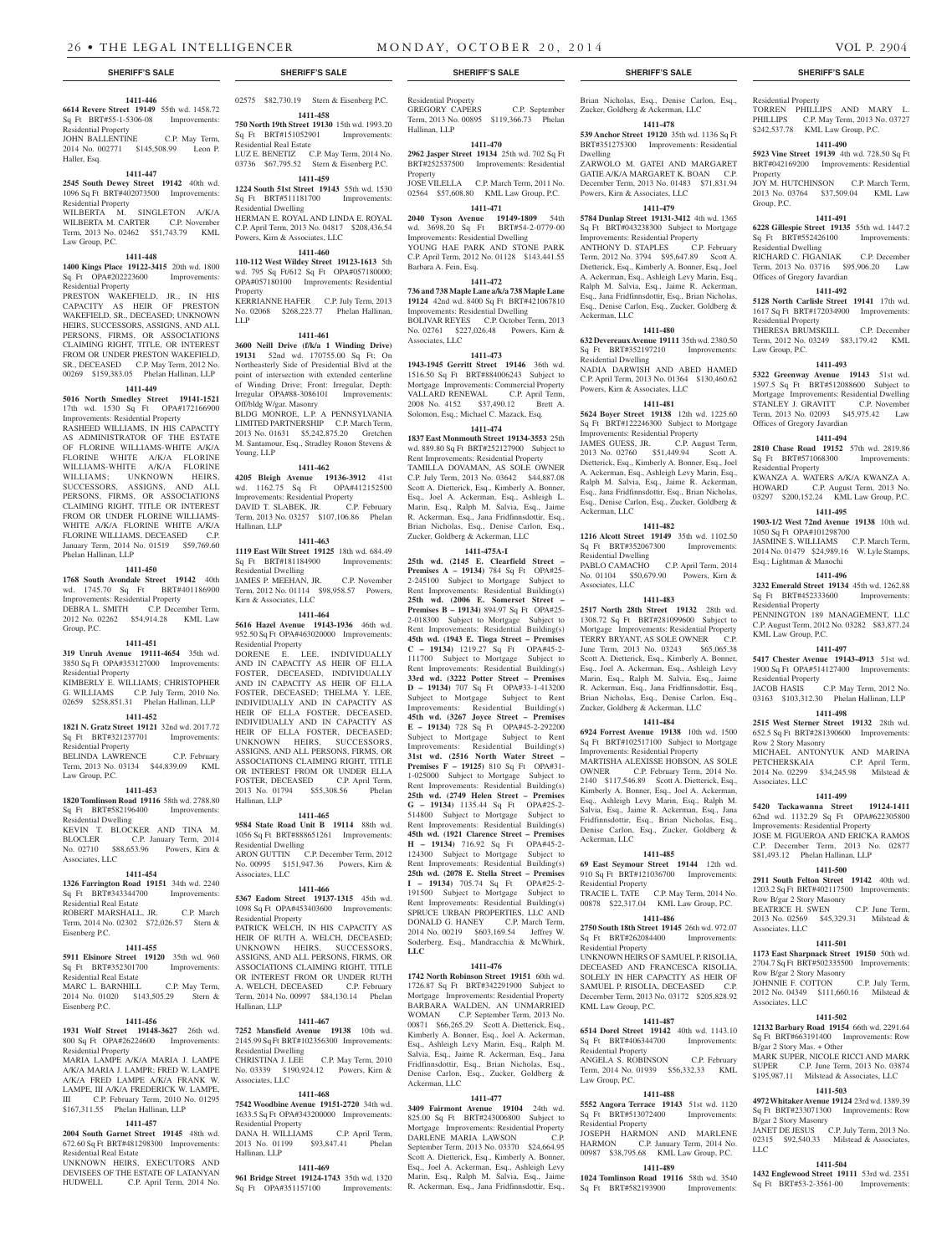## SHERIFF'S SALE

**1411-446**

**6614 Revere Street 19149** 55th wd. 1458.72 Sq Ft BRT#55-1-5306-08 Improvements: Residential Property
JOHN BALLENTINE C.P. May Term, 2014 No. 002771 $145,508.99 Leon P. Haller, Esq.

**1411-447**

**2545 South Dewey Street 19142** 40th wd. 1096 Sq Ft BRT#402073500 Improvements: Residential Property
WILBERTA M. SINGLETON A/K/A WILBERTA M. CARTER C.P. November Term, 2013 No. 02462 $51,743.79 KML Law Group, P.C.

**1411-448**

**1400 Kings Place 19122-3415** 20th wd. 1800 Sq Ft OPA#202223600 Improvements: Residential Property
PRESTON WAKEFIELD, JR., IN HIS CAPACITY AS HEIR OF PRESTON WAKEFIELD, SR., DECEASED; UNKNOWN HEIRS, SUCCESSORS, ASSIGNS, AND ALL PERSONS, FIRMS, OR ASSOCIATIONS CLAIMING RIGHT, TITLE, OR INTEREST FROM OR UNDER PRESTON WAKEFIELD, SR., DECEASED C.P. May Term, 2012 No. 00269 $159,383.05 Phelan Hallinan, LLP

**1411-449**

**5016 North Smedley Street 19141-1521** 17th wd. 1530 Sq Ft OPA#172166900 Improvements: Residential Property
RASHEED WILLIAMS, IN HIS CAPACITY AS ADMINISTRATOR OF THE ESTATE OF FLORINE WILLIAMS-WHITE A/K/A FLORINE WHITE A/K/A FLORINE WILLIAMS-WHITE A/K/A FLORINE WILLIAMS; UNKNOWN HEIRS, SUCCESSORS, ASSIGNS, AND ALL PERSONS, FIRMS, OR ASSOCIATIONS CLAIMING RIGHT, TITLE OR INTEREST FROM OR UNDER FLORINE WILLIAMS-WHITE A/K/A FLORINE WHITE A/K/A FLORINE WILLIAMS, DECEASED C.P. January Term, 2014 No. 01519 $59,769.60 Phelan Hallinan, LLP

**1411-450**

**1768 South Avondale Street 19142** 40th wd. 1745.70 Sq Ft BRT#401186900 Improvements: Residential Property
DEBRA L. SMITH C.P. December Term, 2012 No. 02262 $54,914.28 KML Law Group, P.C.

**1411-451**

**319 Unruh Avenue 19111-4654** 35th wd. 3850 Sq Ft OPA#353127000 Improvements: Residential Property
KIMBERLY E. WILLIAMS; CHRISTOPHER G. WILLIAMS C.P. July Term, 2010 No. 02659 $258,851.31 Phelan Hallinan, LLP

**1411-452**

**1821 N. Gratz Street 19121** 32nd wd. 2017.72 Sq Ft BRT#321237701 Improvements: Residential Property
BELINDA LAWRENCE C.P. February Term, 2013 No. 03134 $44,839.09 KML Law Group, P.C.

**1411-453**

**1820 Tomlinson Road 19116** 58th wd. 2788.80 Sq Ft BRT#582196400 Improvements: Residential Dwelling
KEVIN T. BLOCKER AND TINA M. BLOCLER C.P. January Term, 2014 No. 02710 $88,653.96 Powers, Kirn & Associates, LLC

**1411-454**

**1326 Farrington Road 19151** 34th wd. 2240 Sq Ft BRT#343344700 Improvements: Residential Real Estate
ROBERT MARSHALL, JR. C.P. March Term, 2014 No. 02302 $72,026.57 Stern & Eisenberg P.C.

**1411-455**

**5911 Elsinore Street 19120** 35th wd. 960 Sq Ft BRT#352301700 Improvements: Residential Real Estate
MARC L. BARNHILL C.P. May Term, 2014 No. 01020 $143,505.29 Stern & Eisenberg P.C.

**1411-456**

**1931 Wolf Street 19148-3627** 26th wd. 800 Sq Ft OPA#26224600 Improvements: Residential Property
MARIA LAMPE A/K/A MARIA J. LAMPE A/K/A MARIA J. LAMPR; FRED W. LAMPE A/K/A FRED LAMPE A/K/A FRANK W. LAMPE, III A/K/A FREDERICK W. LAMPE, III C.P. February Term, 2010 No. 01295 $167,311.55 Phelan Hallinan, LLP

**1411-457**

**2004 South Garnet Street 19145** 48th wd. 672.60 Sq Ft BRT#481298300 Improvements: Residential Real Estate
UNKNOWN HEIRS, EXECUTORS AND DEVISEES OF THE ESTATE OF LATANYAN HUDWELL C.P. April Term, 2014 No. 02575 $82,730.19 Stern & Eisenberg P.C.

**1411-458**

**750 North 19th Street 19130** 15th wd. 1993.20 Sq Ft BRT#151052901 Improvements: Residential Real Estate
LUZ E. BENETIZ C.P. May Term, 2014 No. 03736 $67,795.52 Stern & Eisenberg P.C.

**1411-459**

**1224 South 51st Street 19143** 55th wd. 1530 Sq Ft BRT#511181700 Improvements: Residential Dwelling
HERMAN E. ROYAL AND LINDA E. ROYAL C.P. April Term, 2013 No. 04817 $208,436.54 Powers, Kirn & Associates, LLC

**1411-460**

**110-112 West Wildey Street 19123-1613** 5th wd. 795 Sq Ft/612 Sq Ft OPA#057180000; OPA#057180100 Improvements: Residential Property
KERRIANNE HAFER C.P. July Term, 2013 No. 02068 $268,223.77 Phelan Hallinan, LLP

**1411-461**

**3600 Neill Drive (f/k/a 1 Winding Drive) 19131** 52nd wd. 170755.00 Sq Ft; On Northeasterly Side of Presidential Blvd at the point of intersection with extended centerline of Winding Drive; Front: Irregular, Depth: Irregular OPA#88-3086101 Improvements: Off/bldg W/gar. Masonry
BLDG MONROE, L.P. A PENNSYLVANIA LIMITED PARTNERSHIP C.P. March Term, 2013 No. 01631 $5,242,875.20 Gretchen M. Santamour, Esq., Stradley Ronon Stevens & Young, LLP

**1411-462**

**4205 Bleigh Avenue 19136-3912** 41st wd. 1162.75 Sq Ft OPA#412152500 Improvements: Residential Property
DAVID T. SLABEK, JR. C.P. February Term, 2013 No. 03257 $107,106.86 Phelan Hallinan, LLP

**1411-463**

**1119 East Wilt Street 19125** 18th wd. 684.49 Sq Ft BRT#181184900 Improvements: Residential Dwelling
JAMES P. MEEHAN, JR. C.P. November Term, 2012 No. 01114 $98,958.57 Powers, Kirn & Associates, LLC

**1411-464**

**5616 Hazel Avenue 19143-1916** 46th wd. 952.50 Sq Ft OPA#463020000 Improvements: Residential Property
DORENE E. LEE, INDIVIDUALLY AND IN CAPACITY AS HEIR OF ELLA FOSTER, DECEASED, INDIVIDUALLY AND IN CAPACITY AS HEIR OF ELLA FOSTER, DECEASED; THELMA Y. LEE, INDIVIDUALLY AND IN CAPACITY AS HEIR OF ELLA FOSTER, DECEASED, INDIVIDUALLY AND IN CAPACITY AS HEIR OF ELLA FOSTER, DECEASED; UNKNOWN HEIRS, SUCCESSORS, ASSIGNS, AND ALL PERSONS, FIRMS, OR ASSOCIATIONS CLAIMING RIGHT, TITLE OR INTEREST FROM OR UNDER ELLA FOSTER, DECEASED C.P. April Term, 2013 No. 01794 $55,308.56 Phelan Hallinan, LLP

**1411-465**

**9584 State Road Unit B 19114** 88th wd. 1056 Sq Ft BRT#888651261 Improvements: Residential Dwelling
ARON GUTTIN C.P. December Term, 2012 No. 00995 $151,947.36 Powers, Kirn & Associates, LLC

**1411-466**

**5367 Eadom Street 19137-1315** 45th wd. 1098 Sq Ft OPA#453403600 Improvements: Residential Property
PATRICK WELCH, IN HIS CAPACITY AS HEIR OF RUTH A. WELCH, DECEASED; UNKNOWN HEIRS, SUCCESSORS, ASSIGNS, AND ALL PERSONS, FIRMS, OR ASSOCIATIONS CLAIMING RIGHT, TITLE OR INTEREST FROM OR UNDER RUTH A. WELCH, DECEASED C.P. February Term, 2014 No. 00997 $84,130.14 Phelan Hallinan, LLP

**1411-467**

**7252 Mansfield Avenue 19138** 10th wd. 2145.99 Sq Ft BRT#102356300 Improvements: Residential Dwelling
CHRISTINA J. LEE C.P. May Term, 2010 No. 03339 $190,924.12 Powers, Kirn & Associates, LLC

**1411-468**

**7542 Woodbine Avenue 19151-2720** 34th wd. 1633.5 Sq Ft OPA#343200000 Improvements: Residential Property
DANA H. WILLIAMS C.P. April Term, 2013 No. 01199 $93,847.41 Phelan Hallinan, LLP

**1411-469**

**961 Bridge Street 19124-1743** 35th wd. 1320 Sq Ft OPA#351157100 Improvements: Residential Property
GREGORY CAPERS C.P. September Term, 2013 No. 00895 $119,366.73 Phelan Hallinan, LLP

**1411-470**

**2962 Jasper Street 19134** 25th wd. 702 Sq Ft BRT#252537500 Improvements: Residential Property
JOSE VILELLA C.P. March Term, 2011 No. 02564 $57,608.80 KML Law Group, P.C.

**1411-471**

**2040 Tyson Avenue 19149-1809** 54th wd. 3698.20 Sq Ft BRT#54-2-0779-00 Improvements: Residential Dwelling
YOUNG HAE PARK AND STONE PARK C.P. April Term, 2012 No. 01128 $143,441.55 Barbara A. Fein, Esq.

**1411-472**

**736 and 738 Maple Lane a/k/a 738 Maple Lane 19124** 42nd wd. 8400 Sq Ft BRT#421067810 Improvements: Residential Dwelling
BOLIVAR REYES C.P. October Term, 2013 No. 02761 $227,026.48 Powers, Kirn & Associates, LLC

**1411-473**

**1943-1945 Gerritt Street 19146** 36th wd. 1516.50 Sq Ft BRT#884006243 Subject to Mortgage Improvements: Commercial Property
VALLARD RENEWAL C.P. April Term, 2008 No. 4152 $37,490.12 Brett A. Solomon, Esq.; Michael C. Mazack, Esq.

**1411-474**

**1837 East Monmouth Street 19134-3553** 25th wd. 889.80 Sq Ft BRT#252127900 Subject to Rent Improvements: Residential Property
TAMILLA DOVAMAN, AS SOLE OWNER C.P. July Term, 2013 No. 03642 $44,887.08 Scott A. Dietterick, Esq., Kimberly A. Bonner, Esq., Joel A. Ackerman, Esq., Ashleigh L. Marin, Esq., Ralph M. Salvia, Esq., Jaime R. Ackerman, Esq., Jana Fridfinnsdottir, Esq., Brian Nicholas, Esq., Denise Carlon, Esq., Zucker, Goldberg & Ackerman, LLC

**1411-475A-I**

**25th wd. (2145 E. Clearfield Street – Premises A – 19134)** 784 Sq Ft OPA#25-2-245100 Subject to Mortgage Subject to Rent Improvements: Residential Building(s) **25th wd. (2006 E. Somerset Street – Premises B – 19134)** 894.97 Sq Ft OPA#25-2-018300 Subject to Mortgage Subject to Rent Improvements: Residential Building(s) **45th wd. (1943 E. Tioga Street – Premises C – 19134)** 1219.27 Sq Ft OPA#45-2-111700 Subject to Mortgage Subject to Rent Improvements: Residential Building(s) **33rd wd. (3222 Potter Street – Premises D – 19134)** 707 Sq Ft OPA#33-1-413200 Subject to Mortgage Subject to Rent Improvements: Residential Building(s) **45th wd. (3267 Joyce Street – Premises E – 19134)** 728 Sq Ft OPA#45-2-292200 Subject to Mortgage Subject to Rent Improvements: Residential Building(s) **31st wd. (2516 North Water Street – Premises F – 19125)** 810 Sq Ft OPA#31-1-025000 Subject to Mortgage Subject to Rent Improvements: Residential Building(s) **25th wd. (2749 Helen Street – Premises G – 19134)** 1135.44 Sq Ft OPA#25-2-514800 Subject to Mortgage Subject to Rent Improvements: Residential Building(s) **45th wd. (1921 Clarence Street – Premises H – 19134)** 716.92 Sq Ft OPA#45-2-124300 Subject to Mortgage Subject to Rent Improvements: Residential Building(s) **25th wd. (2078 E. Stella Street – Premises I – 19134)** 705.74 Sq Ft OPA#25-2-191500 Subject to Mortgage Subject to Rent Improvements: Residential Building(s)
SPRUCE URBAN PROPERTIES, LLC AND DONALD G. HANEY C.P. March Term, 2014 No. 00219 $603,169.54 Jeffrey W. Soderberg, Esq., Mandracchia & McWhirk, **LLC**

**1411-476**

**1742 North Robinson Street 19151** 60th wd. 1726.87 Sq Ft BRT#342291900 Subject to Mortgage Improvements: Residential Property
BARBARA WALDEN, AN UNMARRIED WOMAN C.P. September Term, 2013 No. 00871 $66,265.29 Scott A. Dietterick, Esq., Kimberly A. Bonner, Esq., Joel A. Ackerman, Esq., Ashleigh Levy Marin, Esq., Ralph M. Salvia, Esq., Jaime R. Ackerman, Esq., Jana Fridfinnsdottir, Esq., Brian Nicholas, Esq., Denise Carlon, Esq., Zucker, Goldberg & Ackerman, LLC

**1411-477**

**3409 Fairmont Avenue 19104** 24th wd. 825.00 Sq Ft BRT#243006800 Subject to Mortgage Improvements: Residential Property
DARLENE MARIA LAWSON C.P. September Term, 2013 No. 03370 $24,664.95 Scott A. Dietterick, Esq., Kimberly A. Bonner, Esq., Joel A. Ackerman, Esq., Ashleigh Levy Marin, Esq., Ralph M. Salvia, Esq., Jaime R. Ackerman, Esq., Jana Fridfinnsdottir, Esq., Brian Nicholas, Esq., Denise Carlon, Esq., Zucker, Goldberg & Ackerman, LLC

**1411-478**

**539 Anchor Street 19120** 35th wd. 1136 Sq Ft BRT#351275300 Improvements: Residential Dwelling
ZARWOLO M. GATEI AND MARGARET GATIE A/K/A MARGARET K. BOAN C.P. December Term, 2013 No. 01483 $71,831.94 Powers, Kirn & Associates, LLC

**1411-479**

**5784 Dunlap Street 19131-3412** 4th wd. 1365 Sq Ft BRT#043238300 Subject to Mortgage Improvements: Residential Property
ANTHONY D. STAPLES C.P. February Term, 2012 No. 3794 $95,647.89 Scott A. Dietterick, Esq., Kimberly A. Bonner, Esq., Joel A. Ackerman, Esq., Ashleigh Levy Marin, Esq., Ralph M. Salvia, Esq., Jaime R. Ackerman, Esq., Jana Fridfinnsdottir, Esq., Brian Nicholas, Esq., Denise Carlon, Esq., Zucker, Goldberg & Ackerman, LLC

**1411-480**

**632 Devereaux Avenue 19111** 35th wd. 2380.50 Sq Ft BRT#352197210 Improvements: Residential Dwelling
NADIA DARWISH AND ABED HAMED C.P. April Term, 2013 No. 01364 $130,460.62 Powers, Kirn & Associates, LLC

**1411-481**

**5624 Boyer Street 19138** 12th wd. 1225.60 Sq Ft BRT#122246300 Subject to Mortgage Improvements: Residential Property
JAMES GUESS, JR. C.P. August Term, 2013 No. 02760 $51,449.94 Scott A. Dietterick, Esq., Kimberly A. Bonner, Esq., Joel A. Ackerman, Esq., Ashleigh Levy Marin, Esq., Ralph M. Salvia, Esq., Jaime R. Ackerman, Esq., Jana Fridfinnsdottir, Esq., Brian Nicholas, Esq., Denise Carlon, Esq., Zucker, Goldberg & Ackerman, LLC

**1411-482**

**1216 Alcott Street 19149** 35th wd. 1102.50 Sq Ft BRT#352067300 Improvements: Residential Dwelling
PABLO CAMACHO C.P. April Term, 2014 No. 01104 $50,679.90 Powers, Kirn & Associates, LLC

**1411-483**

**2517 North 28th Street 19132** 28th wd. 1308.72 Sq Ft BRT#281099600 Subject to Mortgage Improvements: Residential Property
TERRY BRYANT, AS SOLE OWNER C.P. June Term, 2013 No. 03243 $65,065.38 Scott A. Dietterick, Esq., Kimberly A. Bonner, Esq., Joel A. Ackerman, Esq., Ashleigh Levy Marin, Esq., Ralph M. Salvia, Esq., Jaime R. Ackerman, Esq., Jana Fridfinnsdottir, Esq., Brian Nicholas, Esq., Denise Carlon, Esq., Zucker, Goldberg & Ackerman, LLC

**1411-484**

**6924 Forrest Avenue 19138** 10th wd. 1500 Sq Ft BRT#102517100 Subject to Mortgage Improvements: Residential Property
MARTISHA ALEXISSE HOBSON, AS SOLE OWNER C.P. February Term, 2014 No. 2140 $117,546.89 Scott A. Dietterick, Esq., Kimberly A. Bonner, Esq., Joel A. Ackerman, Esq., Ashleigh Levy Marin, Esq., Ralph M. Salvia, Esq., Jaime R. Ackerman, Esq., Jana Fridfinnsdottir, Esq., Brian Nicholas, Esq., Denise Carlon, Esq., Zucker, Goldberg & Ackerman, LLC

**1411-485**

**69 East Seymour Street 19144** 12th wd. 910 Sq Ft BRT#121036700 Improvements: Residential Property
TRACIE L. TATE C.P. May Term, 2014 No. 00878 $22,317.04 KML Law Group, P.C.

**1411-486**

**2750 South 18th Street 19145** 26th wd. 972.07 Sq Ft BRT#262084400 Improvements: Residential Property
UNKNOWN HEIRS OF SAMUEL P. RISOLIA, DECEASED AND FRANCESCA RISOLIA, SOLELY IN HER CAPACITY AS HEIR OF SAMUEL P. RISOLIA, DECEASED C.P. December Term, 2013 No. 03172 $205,828.92 KML Law Group, P.C.

**1411-487**

**6514 Dorel Street 19142** 40th wd. 1143.10 Sq Ft BRT#406344700 Improvements: Residential Property
ANGELA S. ROBINSON C.P. February Term, 2014 No. 01939 $56,332.33 KML Law Group, P.C.

**1411-488**

**5552 Angora Terrace 19143** 51st wd. 1120 Sq Ft BRT#513072400 Improvements: Residential Property
JOSEPH HARMON AND MARLENE HARMON C.P. January Term, 2014 No. 00987 $38,795.68 KML Law Group, P.C.

**1411-489**

**1024 Tomlinson Road 19116** 58th wd. 3540 Sq Ft BRT#582193900 Improvements: Residential Property
TORREN PHILLIPS AND MARY L. PHILLIPS C.P. May Term, 2013 No. 03727 $242,537.78 KML Law Group, P.C.

**1411-490**

**5923 Vine Street 19139** 4th wd. 728.50 Sq Ft BRT#042169200 Improvements: Residential Property
JOY M. HUTCHINSON C.P. March Term, 2013 No. 03764 $37,509.04 KML Law Group, P.C.

**1411-491**

**6228 Gillespie Street 19135** 55th wd. 1447.2 Sq Ft BRT#552426100 Improvements: Residential Dwelling
RICHARD C. FIGANIAK C.P. December Term, 2013 No. 03716 $95,906.20 Law Offices of Gregory Javardian

**1411-492**

**5128 North Carlisle Street 19141** 17th wd. 1617 Sq Ft BRT#172034900 Improvements: Residential Property
THERESA BRUMSKILL C.P. December Term, 2012 No. 03249 $83,179.42 KML Law Group, P.C.

**1411-493**

**5322 Greenway Avenue 19143** 51st wd. 1597.5 Sq Ft BRT#512088600 Subject to Mortgage Improvements: Residential Dwelling
STANLEY J. GRAVITT C.P. November Term, 2013 No. 02093 $45,975.42 Law Offices of Gregory Javardian

**1411-494**

**2810 Chase Road 19152** 57th wd. 2819.86 Sq Ft BRT#571068300 Improvements: Residential Property
KWANZA A. WATERS A/K/A KWANZA A. HOWARD C.P. August Term, 2013 No. 03297 $200,152.24 KML Law Group, P.C.

**1411-495**

**1903-1/2 West 72nd Avenue 19138** 10th wd. 1050 Sq Ft OPA#101298700
JASMINE S. WILLIAMS C.P. March Term, 2014 No. 01479 $24,989.16 W. Lyle Stamps, Esq.; Lightman & Manochi

**1411-496**

**3232 Emerald Street 19134** 45th wd. 1262.88 Sq Ft BRT#452333600 Improvements: Residential Property
PENNINGTON 189 MANAGEMENT, LLC C.P. August Term, 2012 No. 03282 $83,877.24 KML Law Group, P.C.

**1411-497**

**5420 Chester Avenue 19143-4913** 51st wd. 1900 Sq Ft OPA#514127400 Improvements: Residential Property
JACOB HASIS C.P. May Term, 2012 No. 03163 $103,312.30 Phelan Hallinan, LLP

**1411-498**

**2515 West Sterner Street 19132** 28th wd. 652.5 Sq Ft BRT#281390600 Improvements: Row 2 Story Masonry
MICHAEL ANTONYUK AND MARINA PETCHERSKAIA C.P. April Term, 2014 No. 02299 $34,245.98 Milstead & Associates, LLC

**1411-499**

**5420 Tackawanna Street 19124-1411** 62nd wd. 1132.29 Sq Ft OPA#622305800 Improvements: Residential Property
JOSE M. FIGUEROA AND ERICKA RAMOS C.P. December Term, 2013 No. 02877 $81,493.12 Phelan Hallinan, LLP

**1411-500**

**2911 South Felton Street 19142** 40th wd. 1203.2 Sq Ft BRT#402117500 Improvements: Row B/gar 2 Story Masonry
BEATRICE H. SWEN C.P. June Term, 2013 No. 02569 $45,329.31 Milstead & Associates, LLC

**1411-501**

**1173 East Sharpnack Street 19150** 50th wd. 2704.7 Sq Ft BRT#502335500 Improvements: Row B/gar 2 Story Masonry
JOHNNIE F. COTTON C.P. July Term, 2012 No. 04349 $111,660.16 Milstead & Associates, LLC

**1411-502**

**12132 Barbary Road 19154** 66th wd. 2291.64 Sq Ft BRT#663191400 Improvements: Row B/gar 2 Story Mas. + Other
MARK SUPER, NICOLE RICCI AND MARK SUPER C.P. June Term, 2013 No. 03874 $195,987.11 Milstead & Associates, LLC

**1411-503**

**4972 Whitaker Avenue 19124** 23rd wd. 1389.39 Sq Ft BRT#233071300 Improvements: Row B/gar 2 Story Masonry
JANET DE JESUS C.P. July Term, 2013 No. 02315 $92,540.33 Milstead & Associates, LLC

**1411-504**

**1432 Englewood Street 19111** 53rd wd. 2351 Sq Ft BRT#53-2-3561-00 Improvements: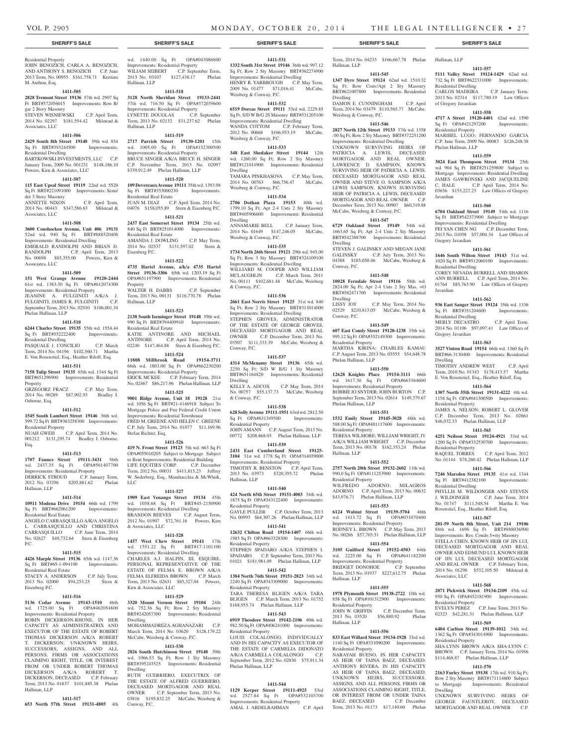## SHERIFF'S SALE

Residential Property
JOHN BENOZICH, CARLA A. BENOZICH, AND ANTHONY S. BENOZICH C.P. June 2013 Term, No. 00955 $161,758.71 Kristine M. Anthou, Esq.

**1411-505**
**2828 Tremont Street 19136** 57th wd. 2907 Sq Ft BRT#572056015 Improvements: Row B/gar 2 Story Masonry
STEVEN WISNIEWSKI C.P. April Term, 2014 No. 02297 $181,554.42 Milstead & Associates, LLC

**1411-506**
**2429 South 8th Street 19148** 39th wd. 854 Sq Ft BRT#393244500 Improvements: Residential Dwelling
BARTKOWSKI INVESTMENTS, LLC C.P. January Term, 2009 No. 001231 $148,186.10 Powers, Kirn & Associates, LLC

**1411-507**
**115 East Upsal Street 19119** 22nd wd. 5520 Sq Ft BRT#221091000 Improvements: Semi/det 3 Story Masonry
ANNETTE NIXON C.P. April Term, 2014 No. 00443 $347,586.63 Milstead & Associates, LLC

**1411-508**
**3600 Conshocken Avenue, Unit 406 19131** 52nd wd. 940 Sq Ft BRT#888520408 Improvements: Residential Dwelling
EMERALD RANDOLPH AND BRIAN D. RANDOLPH C.P. April Term, 2013 No. 00698 $85,355.00 Powers, Kirn & Associates, LLC

**1411-509**
**151 West Grange Avenue 19120-2444** 61st wd. 1383.30 Sq Ft OPA#612074300 Improvements: Residential Property
JEANINE A. FULGINITI A/K/A J. FULGINITI; JAMES R. FULGINITI C.P. September Term, 2013 No. 02910 $106,001.34 Phelan Hallinan, LLP

**1411-510**
**6244 Charles Street 19135** 55th wd. 1554.44 Sq Ft BRT#552222400 Improvements: Residential Dwelling
PASQUALE J. CONCILIO C.P. March Term, 2014 No. 04196 $102,560.71 Martha E. Von Rosenstiel, Esq., Heather Riloff, Esq.

**1411-511**
**7158 Tulip Street 19135** 65th wd. 1344 Sq Ft BRT#651296900 Improvements: Residential Property
GRZEGORZ FRACZ C.P. May Term, 2014 No. 00289 $87,902.93 Bradley J. Osborne, Esq.

**1411-512**
**1545 South Lambert Street 19146** 36th wd. 599.72 Sq Ft BRT#363258300 Improvements: Residential Property
NUAH GWEH C.P. April Term, 2014 No. 001212 $131,295.74 Bradley J. Osborne, Esq.

**1411-513**
**1707 Faunce Street 19111-3431** 56th wd. 2437.35 Sq Ft OPA#561407700 Improvements: Residential Property
DERRICK STROUD C.P. January Term, 2012 No. 03296 $205,881.62 Phelan Hallinan, LLP

**1411-514**
**10911 Modena Drive 19154** 66th wd. 1799 Sq Ft BRT#662061200 Improvements: Residential Real Estate
ANGELO CARRASQUILLO A/K/A ANGELO L. CARRASQUILLO AND CHRISTINA CARRASQUILLO C.P. June Term, 2014 No. 02627 $49,732.64 Stern & Eisenberg P.C.

**1411-515**
**4426 Marple Street 19136** 65th wd. 1147.36 Sq Ft BRT#65-1-094100 Improvements: Residential Real Estate
STACEY A. ANDERSON C.P. July Term, 2013 No. 02000 $94,253.25 Stern & Eisenberg P.C.

**1411-516**
**5136 Cedar Avenue 19143-1510** 46th wd. 1725.00 Sq Ft OPA#462054800 Improvements: Residential Property
ROBIN DICKERSON-RHONE, IN HER CAPACITY AS ADMINISTRATRIX AND EXECUTOR OF THE ESTATE OF ROBERT THOMAS DICKERSON A/K/A ROBERT T. DICKERSON; UNKNOWN HEIRS, SUCCESSORS, ASSIGNS, AND ALL PERSONS, FIRMS OR ASSOCIATIONS CLAIMING RIGHT, TITLE, OR INTEREST FROM OR UNDER ROBERT THOMAS DICKERSON A/K/A ROBERT T. DICKERSON, DECEASED C.P. February Term, 2013 No. 01837 $101,885.38 Phelan Hallinan, LLP

**1411-517**
**653 North 57th Street 19131-4805** 4th wd. 1440.00 Sq Ft OPA#043086800 Improvements: Residential Property
WILIAM SEIBERT C.P. September Term, 2013 No. 03107 $127,438.17 Phelan Hallinan, LLP

**1411-518**
**3128 North Sheridan Street 19133-2441** 37th wd. 716.50 Sq Ft OPA#372039600 Improvements: Residential Property
LYNETTE DOUGLAS C.P. September Term, 2013 No. 02132 $31,237.62 Phelan Hallinan, LLP

**1411-519**
**2717 Parrish Street 19130-1201** 15th wd. 1005.00 Sq Ft OPA#152300500 Improvements: Residential Property
BRUCE SINGER A/K/A BRUCE H. SINGER C.P. November Term, 2013 No. 02097 $339,912.49 Phelan Hallinan, LLP

**1411-520**
**109 Devereaux Avenue 19111** 35th wd. 1393.98 Sq Ft BRT#353000230 Improvements: Residential Real Estate
JUAN M. DIAZ C.P. April Term, 2014 No. 04076 $158,055.89 Stern & Eisenberg P.C.

**1411-521**
**2437 East Somerset Street 19134** 25th wd. 840 Sq Ft BRT#251014000 Improvements: Residential Real Estate
AMANDA J. DOWLING C.P. May Term, 2014 No. 02537 $131,597.02 Stern & Eisenberg P.C.

**1411-522**
**4735 Hartel Avenue, a/k/a 4735 Hartel Street 19136-3306** 65th wd. 1203.19 Sq Ft OPA#651197900 Improvements: Residential Property
WALTER H. DABBS C.P. September Term, 2013 No. 00131 $116,770.78 Phelan Hallinan, LLP

**1411-523**
**2138 South Iseminger Street 19148** 39th wd. 990 Sq Ft BRT#394409910 Improvements: Residential Real Estate
KATIE ANTINORE AND MICHAEL ANTINORE C.P. April Term, 2014 No. 02240 $147,464.88 Stern & Eisenberg P.C.

**1411-524**
**11808 Millbrook Road 19154-3711** 66th wd. 1803.00 Sq Ft OPA#662230200 Improvements: Residential Property
ERICK MCKEE C.P. February Term, 2014 No. 02467 $86,217.96 Phelan Hallinan, LLP

**1411-525**
**9001 Ridge Avenue, Unit 18 19128** 21st wd. 1056 Sq Ft BRT#21-4146918 Subject To Mortgage Police and Fire Federal Credit Union Improvements: Residential Townhouse
FRED M. GREENE AND HELEN C. GREENE C.P. July Term, 2014 No. 01077 $11,169.96 Stefan Richter, Esq.

**1411-526**
**419 N. Front Street 19123** 5th wd. 663 Sq Ft OPA#055010205 Subject to Mortgage Subject to Rent Improvements: Residential Building
LIFE EQUITIES CORP. C.P. December Term, 2012 No. 00031 $411,815.23 Jeffrey W. Soderberg, Esq., Mandracchia & McWhirk, LLC

**1411-527**
**1909 East Venango Street 19134** 45th wd. 1058.68 Sq Ft BRT#45-2150900 Improvements: Residential Dwelling
BRANDON REEVES C.P. August Term, 2012 No. 01907 $72,761.16 Powers, Kirn & Associates, LLC

**1411-528**
**1457 West Chew Street 19141** 17th wd. 1551.22 Sq Ft BRT#17-1101100 Improvements: Residential Dwelling
CHARLES A.J. HALPIN, III, ESQUIRE, PERSONAL REPRESENTATIVE OF THE ESTATE OF FELMA E. BROWN A/K/A FELMA ELFREIDA BROWN C.P. March Term, 2013 No. 02631 $85,327.04 Powers, Kirn & Associates, LLC

**1411-529**
**3320 Mount Vernon Street 19104** 24th wd. 752.36 Sq Ft; Row 2 Sty Masonry BRT#242057300 Improvements: Residential Dwelling
MOHAMMADREZA AGHANAZARI C.P. March Term, 2014 No. 03620 $128,179.22 McCabe, Weisberg & Conway, P.C.

**1411-530**
**2826 South Hutchinson Street 19148** 39th wd. 1066.53 Sq Ft; Row 1 Sty Masonry BRT#395243525 Improvements: Residential Dwelling
RUTH GUERRIERO, EXECUTRIX OF THE ESTATE OF ALFRED GUERRIERO, DECEASED MORTGAGOR AND REAL OWNER C.P. September Term, 2013 No. 03816 $195,832.25 McCabe, Weisberg & Conway, P.C.

**1411-531**
**1332 South 31st Street 19146** 36th wd. 997.12 Sq Ft; Row 2 Sty Masonry BRT#362274900 Improvements: Residential Dwelling
HENRY R. YARBROUGH C.P. May Term, 2009 No. 01477 $71,016.41 McCabe, Weisberg & Conway, P.C.

**1411-532**
**6519 Dorcas Street 19111** 53rd wd. 2229.85 Sq Ft; S/D W B/G 2S Masonry BRT#531205100 Improvements: Residential Dwelling
WANDA COTTOM C.P. February Term, 2012 No. 00668 $166,953.19 McCabe, Weisberg & Conway, P.C.

**1411-533**
**348 East Shedaker Street 19144** 12th wd. 1260.00 Sq Ft; Row 2 Sty Masonry BRT#121014900 Improvements: Residential Dwelling
TAMARA PINKHASOVA C.P. May Term, 2014 No. 00763 $66,756.47 McCabe, Weisberg & Conway, P.C.

**1411-534**
**2706 Dothan Plaza 19153** 40th wd. 1799.10 Sq Ft; Apt 2-4 Unts 2 Sty Masonry BRT#405906600 Improvements: Residential Dwelling
ANNAMARIE BELL C.P. January Term, 2014 No. 01649 $147,246.05 McCabe, Weisberg & Conway, P.C.

**1411-535**
**1734 North 26th Street 19121** 29th wd. 945.00 Sq Ft; Row 3 Sty Masonry BRT#324109100 Improvements: Residential Dwelling
WILLIARD M. COOPER AND WILLIAM MCLAUGHLIN C.P. March Term, 2011 No. 00111 $102,681.48 McCabe, Weisberg & Conway, P.C.

**1411-536**
**2661 East Norris Street 19125** 31st wd. 840 Sq Ft; Row 2 Sty Masonry BRT#313014000 Improvements: Residential Dwelling
STEPHEN GROVES, ADMINISTRATOR OF THE ESTATE OF GEORGE GROVES, DECEASED MORTGAGOR AND REAL OWNER C.P. December Term, 2013 No. 03507 $111,333.39 McCabe, Weisberg & Conway, P.C.

**1411-537**
**4314 McMenamy Street 19136** 65th wd. 2250 Sq Ft; S/D W B/G 1 Sty Masonry BRT#651164820 Improvements: Residential Dwelling
KELLY A. ADCOX C.P. May Term, 2014 No. 00757 $55,137.73 McCabe, Weisberg & Conway, P.C.

**1411-538**
**628 Solly Avenue 19111-1951** 63rd wd. 2812.50 Sq Ft OPA#631349500 Improvements: Residential Property
JOHN AMANN C.P. August Term, 2013 No. 00772 $208,868.03 Phelan Hallinan, LLP

**1411-539**
**2431 East Cumberland Street 19125-3104** 31st wd. 1778 Sq Ft OPA#314039000 Improvements: Residential Property
TIMOTHY R. BENSTON C.P. April Term, 2013 No. 03973 $320,395.72 Phelan Hallinan, LLP

**1411-540**
**424 North 65th Street 19151-4003** 34th wd. 1875 Sq Ft OPA#343122400 Improvements: Residential Property
GAYLE PULLER C.P. October Term, 2013 No. 00993 $64,307.26 Phelan Hallinan, LLP

**1411-541**
**12632 Chilton Road 19154-1407** 66th wd. 1985 Sq Ft OPA#663328300 Improvements: Residential Property
STEPHEN SPADARO A/K/A STEPHEN I. SPADARO C.P. September Term, 2013 No. 01021 $181,981.09 Phelan Hallinan, LLP

**1411-542**
**1384 North 76th Street 19151-2823** 34th wd. 2240 Sq Ft OPA#343309000 Improvements: Residential Property
TARA THERESA BLIGEN A/K/A TARA BLIGEN C.P. March Term, 2013 No. 01752 $168,955.74 Phelan Hallinan, LLP

**1411-543**
**6919 Theodore Street 19142-2106** 40th wd. 982.50 Sq Ft OPA#406241000 Improvements: Residential Property
LOUIS COLALONGO, INDIVIDUALLY AND IN HIS CAPACITY AS EXECUTOR OF THE ESTATE OF CARMELIA DIDONATO A/K/A CARMELLA COLALONGO C.P. September Term, 2012 No. 02830 $75,911.34 Phelan Hallinan, LLP

**1411-544**
**1129 Kerper Street 19111-4925** 53rd wd. 2527.84 Sq Ft OPA#532103700 Improvements: Residential Property
AMAL J. ABDELRAHMAN C.P. April Term, 2014 No. 04233 $166,667.78 Phelan Hallinan, LLP

**1411-545**
**1347 Dyre Street 19124** 62nd wd. 1510.32 Sq Ft; Row Conv/Apt 2 Sty Masonry BRT#621007800 Improvements: Residential Dwelling
DAMON E. CUNNINGHAM C.P. April Term, 2014 No. 03479 $110,565.77 McCabe, Weisberg & Conway, P.C.

**1411-546**
**2827 North 12th Street 19133** 37th wd. 1358 .00 Sq Ft; Row 2 Sty Masonry BRT#372251200 Improvements: Residential Dwelling
UNKNOWN SURVIVING HEIRS OF PATRICIA A. LEWIS, DECEASED MORTGAGOR AND REAL OWNER; LAWRENCE D. SAMPSON, KNOWN SURVIVING HEIR OF PATRICIA A. LEWIS, DECEASED MORTGAGOR AND REAL OWNER AND STEVE O. SAMPSON A/K/A LEWIS SAMPSON, KNOWN SURVIVING HEIR OF PATRICIA A. LEWIS, DECEASED MORTGAGOR AND REAL OWNER C.P. December Term, 2013 No. 00907 $60,319.88 McCabe, Weisberg & Conway, P.C.

**1411-547**
**6729 Oakland Street 19149** 54th wd. 1663.65 Sq Ft; Apt 2-4 Unts 2 Sty Masonry BRT#542388700 Improvements: Residential Dwelling
STEVEN J. GALINSKY AND MEGAN JANE GALINSKY C.P. July Term, 2013 No. 04388 $185,050.46 McCabe, Weisberg & Conway, P.C.

**1411-548**
**10028 Ferndale Street 19116** 58th wd. 2824.00 Sq Ft; Apt 2-4 Unts 2 Sty Mas. +O BRT#582471700 Improvements: Residential Dwelling
LISSY JOY C.P. May Term, 2014 No. 02529 $210,813.05 McCabe, Weisberg & Conway, P.C.

**1411-549**
**607 East Comly Street 19120-1238** 35th wd. 995.12 Sq Ft OPA#352149300 Improvements: Residential Property
MARTHA KIRINA; CHARLES KAMAU C.P. August Term, 2013 No. 03555 $54,648.78 Phelan Hallinan, LLP

**1411-550**
**12628 Knights Place 19154-3111** 66th wd. 1617.30 Sq Ft OPA#663364600 Improvements: Residential Property
BOBBIE JO SNYDER; JOHN BURTON C.P. September Term, 2013 No. 02614 $149,379.67 Phelan Hallinan, LLP

**1411-551**
**1532 Emily Street 19145-3028** 48th wd. 588.00 Sq Ft OPA#481117600 Improvements: Residential Property
TERESA WILMORE; WILLIAM WRIGHT, IV A/K/A WILLIAM WRIGHT C.P. December Term, 2013 No. 00178 $162,353.24 Phelan Hallinan, LLP

**1411-552**
**2757 North 20th Street 19132-2602** 11th wd. 990.0 Sq Ft OPA#111253900 Improvements: Residential Property
WILFREDO ADORNO; MILAGROS ADORNO C.P. April Term, 2013 No. 00632 $43,976.71 Phelan Hallinan, LLP

**1411-553**
**6124 Walnut Street 19139-3704** 46th wd. 1413.72 Sq Ft OPA#031070400 Improvements: Residential Property
RODNEY L. BROWN C.P. May Term, 2013 No. 00286 $57,703.51 Phelan Hallinan, LLP

**1411-554**
**3105 Guilford Street 19152-4503** 64th wd. 2225.00 Sq Ft OPA#641182200 Improvements: Residential Property
BRIDGET DONOHOE C.P. September Term, 2013 No. 01937 $227,612.75 Phelan Hallinan, LLP

**1411-555**
**1978 Plymouth Street 19138-2722** 10th wd. 858 Sq Ft OPA#101312900 Improvements: Residential Property
JOHN W. GRIFFIN C.P. December Term, 2013 No. 03520 $56,880.92 Phelan Hallinan, LLP

**1411-556**
**833 East Willard Street 19134-1928** 33rd wd. 1140 Sq Ft OPA#331090200 Improvements: Residential Property
NARAYAH BUENO, IN HER CAPACITY AS HEIR OF TAINA BAEZ, DECEASED; ANTHONY RIVERA, IN HIS CAPACITY AS HEIR OF TAINA BAEZ, DECEASED; UNKNOWN HEIRS, SUCCESSORS, ASSIGNS, AND ALL PERSONS, FIRMS OR ASSOCIATIONS CLAIMING RIGHT, TITLE, OR INTEREST FROM OR UNDER TAINA BAEZ, DECEASED C.P. December Term, 2013 No. 01173 $17,140.60 Phelan Hallinan, LLP

**1411-557**
**5111 Valley Street 19124-1429** 62nd wd. 732 Sq Ft BRT#622331000 Improvements: Residential Dwelling
CARLOS MADEIRA C.P. January Term, 2013 No. 02314 $117,780.19 Law Offices of Gregory Javardian

**1411-558**
**4717 A Street 19120-4401** 42nd wd. 1590 Sq Ft OPA#421297200 Improvements: Residential Property
MARIBEL LUGO; FERNANDO GARCIA C.P. June Term, 2009 No. 00083 $126,248.38 Phelan Hallinan, LLP

**1411-559**
**3024 East Thompson Street 19134** 25th wd. 904 Sq Ft BRT#251259800 Subject to Mortgage Improvements: Residential Dwelling
JAMES GAWRONSKI AND JACQUELINE C. HALE C.P. April Term, 2014 No. 03656 $153,227.23 Law Offices of Gregory Javardian

**1411-560**
**6704 Oakland Street 19149** 54th wd. 1116 Sq Ft BRT#542373900 Subject to Mortgage Improvements: Residential Dwelling
FEI YAN CHEN NG C.P. December Term, 2013 No. 01058 $57,004.34 Law Offices of Gregory Javardian

**1411-561**
**1646 South Wilton Street 19143** 51st wd. 1020 Sq Ft BRT#512060100 Improvements: Residential Dwelling
COREY NEVADA BURRELL AND SHARON ANN BURRELL C.P. April Term, 2014 No. 01764 $85,763.90 Law Offices of Gregory Javardian

**1411-562**
**936 East Sanger Street 19124** 35th wd. 1336 Sq Ft BRT#351204600 Improvements: Residential Dwelling
MERLY DECASTRO C.P. April Term, 2014 No. 01106 $97,097.41 Law Offices of Gregory Javardian

**1411-563**
**3527 Vinton Road 19154** 66th wd. 1360 Sq Ft BRT#66-3130400 Improvements: Residential Dwelling
TIMOTHY ANDREW WEST C.P. April Term, 2010 No. 01343 $178,413.57 Martha E. Von Rosenstiel, Esq., Heather Riloff, Esq.

**1411-564**
**1307 North 55th Street 19131-4222** 4th wd. 1158 Sq Ft OPA#041300500 Improvements: Residential Property
JAMES A. NELSON; ROBERT L. GLOVER C.P. December Term, 2013 No. 02661 $46,932.33 Phelan Hallinan, LLP

**1411-565**
**4251 Neilson Street 19124-4921** 33rd wd. 1200 Sq Ft OPA#332530700 Improvements: Residential Property
RAQUEL TORRES C.P. April Term, 2012 No. 01144 $78,260.42 Phelan Hallinan, LLP

**1411-566**
**7246 Marsden Street 19135** 41st wd. 1344 Sq Ft BRT#412382100 Improvements: Residential Dwelling
PHYLLIS M. WILDONGER AND STEVEN J. WILDONGER C.P. June Term, 2014 No. 01747 $111,548.54 Martha E. Von Rosenstiel, Esq., Heather Riloff, Esq.

**1411-567**
**201-59 North 8th Street, Unit 214 19106** 88th wd. 1696 Sq Ft BRT#888036900 Improvements: Res. Condo 5+sty Masonry
STELLA CHEN, KNOWN HEIR OF JIN LUI, DECEASED MORTGAGOR AND REAL OWNER AND EDMUND LUI, KNOWN HEIR OF JIN LUI, DECEASED MORTGAGOR AND REAL OWNER C.P. February Term, 2014 No. 01298 $532,105.50 Milstead & Associates, LLC

**1411-568**
**2071 Pickwick Street 19134-2109** 45th wd. 950 Sq Ft OPA#452181900 Improvements: Residential Property
EVELYN PEREZ C.P. June Term, 2013 No. 02323 $42,281.31 Phelan Hallinan, LLP

**1411-569**
**6404 Carlton Street 19139-1012** 34th wd. 1362 Sq Ft OPA#343014900 Improvements: Residential Property
SHA-LYNN BROWN A/K/A SHA-LYNN C. BROWN C.P. January Term, 2014 No. 01956 $114,468.87 Phelan Hallinan, LLP

**1411-570**
**2163 Furley Street 19138** 17th wd. 910 Sq Ft; Row 2 Sty Masonry BRT#171114600 Subject to Mortgage Improvements: Residential Dwelling
UNKNOWN SURVIVING HEIRS OF GEORGE FAUNTLEROY, DECEASED MORTGAGOR AND REAL OWNER C.P.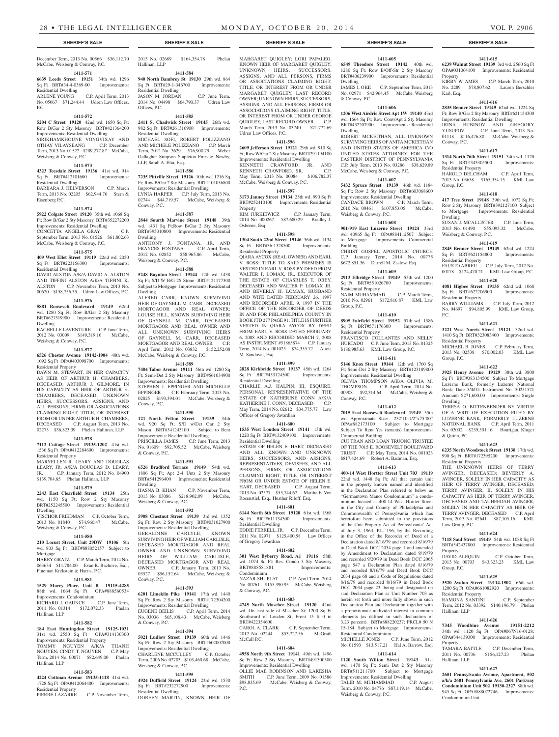December Term, 2013 No. 00566 $36,112.70 McCabe, Weisberg & Conway, P.C.

**1411-571**

**6639 Leeds Street 19151** 34th wd. 1296 Sq Ft BRT#34-4-0369-00 Improvements: Residential Dwelling

ARLENE YOUNG C.P. April Term, 2013 No. 05067 $71,244.44 Udren Law Offices, P.C.

**1411-572**

**5204 C Street 19120** 42nd wd. 1650 Sq Ft; Row B/Gar 2 Sty Masonry BRT#421364200 Improvements: Residential Dwelling

SIRIKHAMKHOUNE VONGVIXAY AND OTHAY VILAYSEANG C.P. December Term, 2013 No. 01522 $209,277.87 McCabe, Weisberg & Conway, P.C.

**1411-573**

**4323 Teesdale Street 19136** 41st wd. 914 Sq Ft BRT#412101600 Improvements: Residential Dwelling

BARBARA J. HELVERSON C.P. March Term, 2013 No. 02205 $62,944.76 Stern & Eisenberg P.C.

**1411-574**

**5922 Colgate Street 19120** 35th wd. 1068 Sq Ft; Row B/Gar 2 Sty Masonry BRT#352272200 Improvements: Residential Dwelling

CONCETTA ANGELA GRAY C.P. September Term, 2013 No. 01526 $61,802.63 McCabe, Weisberg & Conway, P.C.

**1411-575**

**409 West Ellet Street 19119** 22nd wd. 2050 Sq Ft BRT#223156300 Improvements: Residential Dwelling

DAVID ALSTON A/K/A DAVID A. ALSTON AND TIFFINI ALSTON A/K/A TIFFINI K. ALSTON C.P. November Term, 2013 No. 00620 $158,756.35 Udren Law Offices, P.C.

**1411-576**

**5881 Roosevelt Boulevard 19149** 62nd wd. 1280 Sq Ft; Row B/Gar 2 Sty Masonry BRT#621319900 Improvements: Residential Dwelling

RACHELLE LAVENTURE C.P. June Term, 2012 No. 03009 $149,319.16 McCabe, Weisberg & Conway, P.C.

**1411-577**

**6526 Chester Avenue 19142-1904** 40th wd. 1092 Sq Ft OPA#403098700 Improvements: Residential Property

DAWN M. STEWART, IN HER CAPACITY AS HEIR OF ARTHUR H. CHAMBERS, DECEASED; ARTHUR J. GILMORE, IN HIS CAPACITY AS HEIR OF ARTHUR H. CHAMBERS, DECEASED; UNKNOWN HEIRS, SUCCESSORS, ASSIGNS, AND ALL PERSONS, FIRMS OR ASSOCIATIONS CLAIMING RIGHT, TITLE, OR INTEREST FROM OR UNDER ARTHUR H. CHAMBERS, DECEASED C.P. August Term, 2013 No. 02273 $36,823.39 Phelan Hallinan, LLP

**1411-578**

**7112 Cottage Street 19135-1202** 41st wd. 1536 Sq Ft OPA#412284600 Improvements: Residential Property

MARYELLEN R. LEARY AND DOUGLAS LEARY, JR. A/K/A DOUGLAS D. LEARY, JR. C.P. January Term, 2012 No. 04900 $139,704.85 Phelan Hallinan, LLP

**1411-579**

**2243 East Clearfield Street 19134** 25th wd. 1150 Sq Ft; Row 2 Sty Masonry BRT#252245500 Improvements: Residential Dwelling

YISCHOR FRIEDMAN C.P. October Term, 2013 No. 01840 $74,960.47 McCabe, Weisberg & Conway, P.C.

**1411-580**

**210 Locust Street, Unit 29DW 19106** 5th wd. 803 Sq Ft BRT#888052157 Subject to Mortgage

HARRY GRATZ C.P. March Term, 2014 No. 063634 $11,784.00 Evan R. Bachove, Esq., Fineman Krekstein & Harris, P.C.

**1411-581**

**1529 Marcy Place, Unit B 19115-4285** 88th wd. 1664 Sq Ft OPA#888560534 Improvements: Condominium

RICHARD J. GAUNCE C.P. June Term, 2011 No. 01314 $172,072.33 Phelan Hallinan, LLP

**1411-582**

**184 East Huntingdon Street 19125-1031** 31st wd. 2550 Sq Ft OPA#314130300 Improvements: Residential Property

TOMMY NGUYEN A/K/A THANH NGUYEN; CINDY T. NGUYEN C.P. May Term, 2014 No. 00071 $82,649.00 Phelan Hallinan, LLP

**1411-583**

**4224 Cottman Avenue 19135-1118** 41st wd. 1728 Sq Ft OPA#412064400 Improvements: Residential Property

PIERRE LAZARRE C.P. November Term, 2013 No. 02689 $164,354.78 Phelan Hallinan, LLP

**1411-584**

**940 North Bambrey St 19130** 29th wd. 864 Sq Ft BRT#29-1-346700 Improvements: Residential Dwelling

JASON M. JORDAN C.P. June Term, 2014 No. 04498 $64,790.37 Udren Law Offices, P.C.

**1411-585**

**2411 S. Chadwick Street 19145** 26th wd. 982 Sq Ft BRT#261316900 Improvements: Residential Dwelling

MICHAEL SOFI, ROBERT POLIZZANO AND MICHELE POLIZZANO C.P. March Term, 2012 No. 3629 $76,900.79 Weber Gallagher Simpson Stapleton Fires & Newby, LLP, Sarah A. Elia, Esq.

**1411-586**

**7235 Pittville Street 19126** 10th wd. 1216 Sq Ft; Row B/Gar 2 Sty Masonry BRT#101056800 Improvements: Residential Dwelling

LYNIA HARPER C.P. July Term, 2013 No. 02744 $44,719.57 McCabe, Weisberg & Conway, P.C.

**1411-587**

**2844 Sourth Marvine Street 19148** 39th wd. 1431 Sq Ft;Row B/Gar 2 Sty Masonry BRT#395310800 Improvements: Residential Dwelling

ANTHONY J. FONTANA, JR. AND FRANCES FONTANA C.P. April Term, 2012 No. 02852 $58,965.86 McCabe, Weisberg & Conway, P.C.

**1411-588**

**5248 Baynton Street 19144** 12th wd. 1438 Sq Ft; S/D W B/G 2S Stone BRT#121177300 Subject to Mortgage Improvements: Residential Dwelling

ALFRED CARR, KNOWN SURVIVING HEIR OF GAYNELL M. CARR, DECEASED MORTGAGOR AND REAL OWNER; LOUISE HILL, KNOWN SURVIVING HEIR OF GAYNELL M. CARR, DECEASED MORTGAGOR AND REAL OWNER AND ALL UNKNOWN SURVIVING HEIRS OF GAYNELL M. CARR, DECEASED MORTGAGOR AND REAL OWNER C.P. April Term, 2012 No. 03832 $152,252.08 McCabe, Weisberg & Conway, P.C.

**1411-589**

**7404 Tabor Avenue 19111** 56th wd. 1280 Sq Ft; Semi-Det 2 Sty Masonry BRT#561034900 Improvements: Residential Dwelling

STEPHEN J. EPPINGER AND MICHELLE EPPINGER C.P. February Term, 2013 No. 02825 $193,394.01 McCabe, Weisberg & Conway, P.C.

**1411-590**

**121 North Felton Street 19139** 34th wd. 920 Sq Ft; S/D w/Det Gar 2 Sty Mason BRT#341243100 Subject to Rent Improvements: Residential Dwelling

PRISCILLA JAMES C.P. June Term, 2013 No. 01609 $92,705.52 McCabe, Weisberg & Conway, P.C.

**1411-591**

**6526 Bradford Terrace 19149** 54th wd. 1806 Sq Ft; Apt 2-4 Unts 2 Sty Masonry BRT#541296400 Improvements: Residential Dwelling

HASNA B. KHAN C.P. November Term, 2013 No. 03086 $218,902.09 McCabe, Weisberg & Conway, P.C.

**1411-592**

**5908 Chestnut Street 19139** 3rd wd. 1352 Sq Ft; Row 2 Sty Masonry BRT#031027900 Improvements: Residential Dwelling

GERALDINE CARLYLE, KNOWN SURVIVING HEIR OF WILLIAM CARLISLE, DECEASED MORTGAGOR AND REAL OWNER AND UNKNOWN SURVIVING HEIRS OF WILLIAM CARLISLE, DECEASED MORTGAGOR AND REAL OWNER. C.P. January Term, 2013 No. 03527 $56,152.64 McCabe, Weisberg & Conway, P.C.

**1411-593**

**6201 Limekiln Pike 19141** 17th wd. 1440 Sq Ft; Row 2 Sty Masonry BRT#172304200 Improvements: Residential Dwelling

EUGENE BEILIS C.P. April Term, 2014 No. 03036 $65,108.43 McCabe, Weisberg & Conway, P.C.

**1411-594**

**5021 Ludlow Street 19139** 60th wd. 1446 Sq Ft; Row 2 Sty Masonry BRT#602007000 Improvements: Residential Dwelling

CHARLENE MCCULLEY C.P. October Term, 2006 No. 02703 $103,460.68 McCabe, Weisberg & Conway, P.C.

**1411-595**

**4924 Duffield Street 19124** 23rd wd. 1530 Sq Ft BRT#232272900 Improvements: Residential Dwelling

DOREEN MARTIN, KNOWN HEIR OF MARGARET QUIGLEY; LORI PAPALEO, KNOWN HEIR OF MARGARET QUIGLEY; UNKNOWN HEIRS, SUCCESSORS, ASSIGNS, AND ALL PERSONS, FIRMS OR ASSOCIATIONS CLAIMING RIGHT, TITLE, OR INTEREST FROM OR UNDER MARGARET QUIGLEY, LAST RECORD OWNER; UNKNOWN HEIRS, SUCCESSORS, ASSIGNS, AND ALL PERSONS, FIRMS OR ASSOCIATIONS CLAIMING RIGHT, TITLE, OR INTEREST FROM OR UNDER GEORGE QUIGLEY, LAST RECORD OWNER. C.P. March Term, 2013 No. 03740 $71,772.69 Udren Law Offices, P.C.

**1411-596**

**2609 Jefferson Street 19121** 29th wd. 910 Sq Ft; Row W/Gar 2 Sty Masonry BRT#291194100 Improvements: Residential Dwelling

KENNETH CRAWFORD, JR. AND KENNETH CRAWFORD, SR. C.P. May Term, 2013 No. 00084 $106,782.37 McCabe, Weisberg & Conway, P.C.

**1411-597**

**3173 Janney Street 19134** 25th wd. 990 Sq Ft BRT#252410100 Improvements: Residential Property

KIM JURKIEWICZ C.P. January Term, 2014 No. 000267 $87,680.29 Bradley J. Osborne, Esq.

**1411-598**

**1304 South 22nd Street 19146** 36th wd. 1134 Sq Ft BRT#36-1328500 Improvements: Residential Property

QIARA AYCOX (REAL OWNER) AND EARL V. ROSS; TITLE TO SAID PREMISES IS VESTED IN EARL V. ROSS BY DEED FROM WALTER P. LOMAX, JR., EXECUTOR OF THE ESTATE OF CHASRLES T. OBEY, DECEASED AND WALTER P. LOMAX JR. AND BEVERLY H. LOMAX, HUSBAND AND WIFE DATED FEBRUARY 26, 1997 AND RECORDED APRIL 9, 1997 IN THE OFFICE OF THE RECORDER OF DEEDS IN AND FOR PHILADELPHIA COUNTY IN BOOK JTD 277 PAGE 91; TITLE IS FURTHER VESTED IN QIARA AYCOX BY DEED FROM EARL V. ROSS DATED FEBRUARY 6, 2008 AND RECORDED MARCH 7, 2008 AS INSTRUMENT #51865874 C.P. January Term, 2014 No. 001025 $74,355.72 Alicia M. Sandoval, Esq.

**1411-599**

**2828 Kirkbride Street 19137** 45th wd. 1264 Sq Ft BRT#453124500 Improvements: Residential Dwelling

CHARLIE A.J. HALPIN, III, ESQUIRE, PERSONAL REPRESENTATIVE OF THE ESTATE OF KATHERINE CONN A/K/A KATHERINE J. CONN, DECEASED C.P. May Term, 2014 No. 02612 $34,775.77 Law Offices of Gregory Javardian

**1411-600**

**1535 West Loudon Street 19141** 13th wd. 1220 Sq Ft BRT#132409100 Improvements: Residential Dwelling

ESTATE OF HELEN E. HART, DECEASED AND ALL KNOWN AND UNKNOWN HEIRS, SUCCESSORS, AND ASSIGNS, REPRESENTATIVES, DEVISEES, AND ALL PERSONS, FIRMS, OR ASSOCIATIONS CLAIMING RIGHT, TITLE, OR INTEREST FROM OR UNDER ESTATE OF HELEN E. HART, DECEASED C.P. August Term, 2013 No. 02577 $55,744.67 Martha E. Von Rosenstiel, Esq., Heather Riloff, Esq.

**1411-601**

**6144 North 6th Street 19120** 61st wd. 1568 Sq Ft BRT#611134300 Improvements: Residential Dwelling

EDDIE FERRELL, JR. C.P. December Term, 2011 No. 02971 $125,400.58 Law Offices of Gregory Javardian

**1411-602**

**301 West Byberry Road, A1 19116** 58th wd. 1074 Sq Ft; Res. Condo 3 Sty Masonry BRT#888581881 Improvements: Condominium

NAZAR SHUPLAT C.P. April Term, 2014 No. 00761 $155,390.95 McCabe, Weisberg & Conway, P.C.

**1411-603**

**4745 North Mascher Street 19120** 42nd wd. On east side of Mascher St; 1200 Sq Ft Southward of Louden St; Front 15 ft 0 in BRT#422354600

CAROL A. CLARK C.P. September Term, 2012 No. 02244 $53,727.56 McGrath McCall P.C.

**1411-604**

**4958 North 9th Street 19141** 49th wd. 1496 Sq Ft; Row 2 Sty Masonry BRT#491300500 Improvements: Residential Dwelling

OLLIE MAE ROBINSON AND LAKESHA SMITH C.P. June Term, 2009 No. 01586 $98,835.69 McCabe, Weisberg & Conway, P.C.

**1411-605**

**6549 Theodore Street 19142** 40th wd. 1280 Sq Ft; Row B/Off-Str 2 Sty Masonry BRT#406239900 Improvements: Residential Dwelling

JAMES I. OKE C.P. September Term, 2013 No. 02971 $42,964.45 McCabe, Weisberg & Conway, P.C.

**1411-606**

**1206 West Airdrie Street Apt 1W 19140** 43rd wd. 1664 Sq Ft; Row Conv/Apt 2 Sty Masonry BRT#432207900 Improvements: Residential Dwelling

ROBERT MCKEITHAN, ALL UNKNOWN SURVIVING HEIRS OF ANITA MCKEITHAN AND UNITED STATES OF AMERICA C/O UNITED STATES ATTORNEY FOR THE EASTERN DISTRICT OF PENNSYLVANIA C.P. July Term, 2013 No. 03286 $38,629.89 McCabe, Weisberg & Conway, P.C.

**1411-607**

**5432 Spruce Street 19139** 46th wd. 1184 Sq Ft; Row 2 Sty Masonry BRT#603068600 Improvements: Residential Dwelling

CANDACE BROWN C.P. March Term, 2010 No. 00461 $107,853.05 McCabe, Weisberg & Conway, P.C.

**1411-608**

**901-919 East Luzerne Street 19124** 33rd wd. 40965 Sq Ft OPA#884112507 Subject to Mortgage Improvements: Commercial Building

CHRIST GOSPEL APOSTOLIC CHURCH C.P. January Term, 2014 No. 00775 $672,851.36 Darrell M. Zaslow, Esq.

**1411-609**

**2913 Elbridge Street 19149** 55th wd. 1200 Sq Ft BRT#551026700 Improvements: Residential Property

NAIM MUHAMMAD C.P. March Term, 2010 No. 02961 $172,816.87 KML Law Group, P.C.

**1411-610**

**8905 Fairfield Street 19152** 57th wd. 1586 Sq Ft BRT#571176300 Improvements: Residential Property

FRANCISCO COLLANTES AND NELLY HURTADO C.P. June Term, 2013 No. 01325 $186,985.63 KML Law Group, P.C.

**1411-611**

**5146 Knox Street 19144** 12th wd. 1760 Sq Ft; Semi-Det 2 Sty Masonry BRT#123189800 Improvements: Residential Dwelling

OLIVIA THOMPSON A/K/A OLIVIA M. THOMPSON C.P. April Term, 2014 No. 00908 $92,314.64 McCabe, Weisberg & Conway, P.C.

**1411-612**

**7015 East Roosevelt Boulevard 19149** 55th wd. Approximate Size: 232'10-1/2"x75'00" OPA#882173100 Subject to Mortgage Subject To Rent Yes (tenants) Improvements: Commercial Building

CUI TRAN AND LOAN TRUONG TRUSTEE OF THE 7015 E. ROOSEVELT BOULEVARD TRUST C.P. May Term, 2014 No. 001023 $817,424.69 Robert A. Badman, Esq.

**1411-613**

**400-14 West Hortter Street Unit 703 19119** 22nd wd. 1448 Sq Ft; All that certain unit in the property known named and identified in the Declaration Plan referred to below as "Germantown Manor Condominium" a condominium located at 400-14 West Hortter Street in the City and County of Philadelphia and Commonwealth of Pennsylvania which has heretofore been submitted to the provisions of the Unit Property Act of Pennsylvania' Act of July 3, 1963, P.L. 196, by the Recording in the Office of the Recorder of Deed of a Declaration dated 8/16/79 and recorded 8/16/79 in Deed Book DCC 2034 page 1 and amended by Amendment to Declaration dated 9/19/79 and recorded 9/20/79 in Deed Book DCC 2065 page 547 a Declaration Plan dated 8/16/79 and recorded 8/16/79 and Deed Book DCC 2034 page 68 and a Code of Regulations dated 8/16/79 and recorded 8/16/79 in Deed Book DCC 2034 page 23, being and designated on said Declaration Plan as Unit Number 703 as herein set forth and more fully shown in such Declaration Plan and Declaration together with a proportionate undivided interest in common elements (as defined in such declaration of 3.23 percent). BRT#888220237; PRCL# 50 N 15-184 Subject to Mortgage Improvements: Residential Condominium

MICHELLE JONES C.P. June Term, 2012 No. 01593 $13,517.21 Hal A. Barrow, Esq.

**1411-614**

**1120 South Wilton Street 19143** 51st wd. 1470 Sq Ft; Semi Det 2 Sty Masonry BRT#511211700 Subject to Mortgage Improvements: Residential Dwelling

TALIB M. MUHAMMAD C.P. August Term, 2010 No. 04776 $87,119.14 McCabe, Weisberg & Conway, P.C.

**1411-615**

**6239 Walnut Street 19139** 3rd wd. 2560 Sq Ft OPA#031064100 Improvements: Residential Property

KIRBY W. AMES C.P. March Term, 2010 No. 2289 $78,807.62 Lauren Berschler Karl, Esq.

**1411-616**

**2835 Benner Street 19149** 62nd wd. 1224 Sq Ft; Row B/Gar 2 Sty Masonry BRT#621154300 Improvements: Residential Dwelling

IRINA RUBINOV AND GREGORY YUSUPOV C.P. June Term, 2013 No. 01118 $116,476.80 McCabe, Weisberg & Conway, P.C.

**1411-617**

**1314 North 76th Street 19151** 34th wd. 1120 Sq Ft BRT#343305500 Improvements: Residential Property

HAROLD DELCHAM C.P. April Term, 2013 No. 03638 $165,954.15 KML Law Group, P.C.

**1411-618**

**417 Tree Street 19148** 39th wd. 1072 Sq Ft; Row 2 Sty Masonry BRT#392127100 Subject to Mortgage Improvements: Residential Dwelling

SUSAN J. MCALLISTER C.P. June Term, 2013 No. 01490 $55,095.32 McCabe, Weisberg & Conway, P.C.

**1411-619**

**2845 Benner Street 19149** 62nd wd. 1224 Sq Ft BRT#621154800 Improvements: Residential Property

FAUSTO ABREU C.P. July Term, 2012 No. 00178 $124,470.21 KML Law Group, P.C.

**1411-620**

**4081 Higbee Street 19135** 62nd wd. 1068 Sq Ft BRT#622206900 Improvements: Residential Property

BARRY WILLIAMS C.P. July Term, 2012 No. 04697 $94,805.99 KML Law Group, P.C.

**1411-621**

**3221 West Norris Street 19121** 32nd wd. 1410 Sq Ft BRT#323083400 Improvements: Residential Property

MICHAEL B. JONES C.P. February Term, 2013 No. 02538 $70,002.03 KML Law Group, P.C.

**1411-622**

**3925 Henry Avenue 19129** 38th wd. 3800 Sq Ft BRT#383134500 Subject To Mortgage Luzerne Bank, formerly Luzerne National Bank; Date 5/4/01; Instrument No. 50251521 Amount: $271,600.00 Improvements: Single Dwelling

TERESA O. BITTENBENDER BY VIRTUE OF A WRIT OF EXECUTION FILED BY LUZERNE BANK, FORMERLY LUZERNE NATIONAL BANK C.P. April Term, 2011 No. 02002 $239,501.16 Hourigan, Kluger & Quinn, PC

**1411-623**

**6235 North Woodstock Street 19138** 17th wd. 990 Sq Ft BRT#172395200 Improvements: Residential Property

THE UNKNOWN HEIRS OF TERRY AVINGER, DECEASED; BEVERLY A. AVINGER, SOLELY IN HER CAPACITY AS HEIR OF TERRY AVINGER, DECEASED; TERRY AVINGER, II, SOLELY IN HIS CAPACITY AS HEIR OF TERRY AVINGER, DECEASED AND TAUHEEDAH AVINGER, SOLELY IN HER CAPACITY AS HEIR OF TERRY AVINGER, DECEASED C.P. April Term, 2013 No. 02641 $87,105.16 KML Law Group, P.C.

**1411-624**

**7118 Saul Street 19149** 54th wd. 1088 Sq Ft BRT#542437800 Improvements: Residential Property

DAVID ALEQUIN C.P. October Term, 2013 No. 00703 $43,323.23 KML Law Group, P.C.

**1411-625**

**3520 Avalon Street 19114-1502** 66th wd. 1200 Sq Ft OPA#661082920 Improvements: Residential Property

RAMONA SANTINI C.P. September Term, 2012 No. 03392 $140,196.79 Phelan Hallinan, LLP

**1411-626**

**7345 Woodbine Avenue 19151-2212** 34th wd. 1120 Sq Ft OPA#067N16-0128; OPA#344139300 Improvements: Residential Property

TAMARA BATTLE C.P. December Term, 2011 No. 00736 $156,127.23 Phelan Hallinan, LLP

**1411-627**

**2601 Pennsylvania Avenue, Apartment, 502 a/k/a 2601 Pennsylvania Ave, 2601 Parkway Condominium Unit 502 19130-2327** 88th wd. 945 Sq Ft OPA#888072746 Improvements: Condominium Unit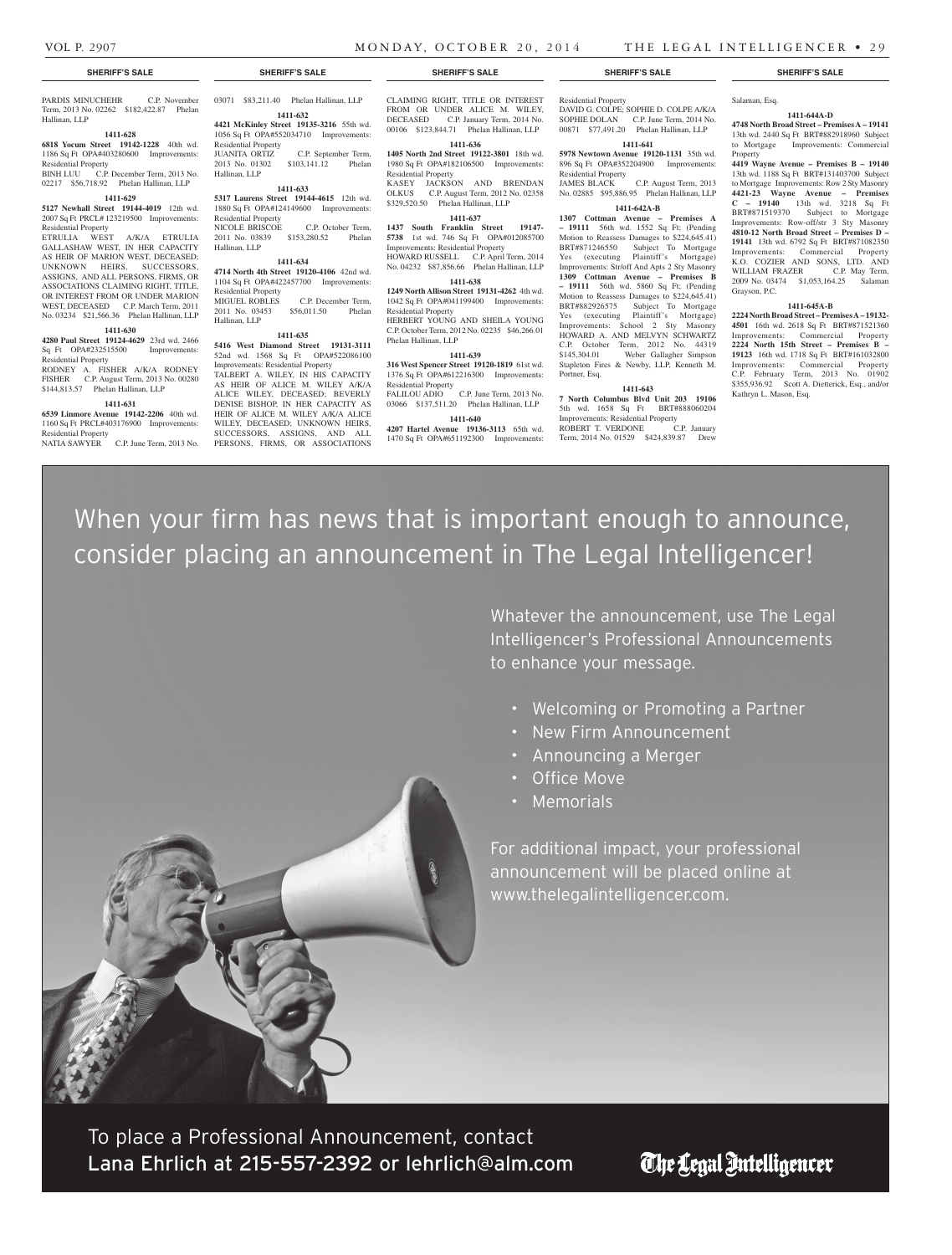## SHERIFF'S SALE

PARDIS MINUCHEHR C.P. November Term, 2013 No. 02262 $182,422.87 Phelan Hallinan, LLP

**1411-628**

**6818 Yocum Street 19142-1228** 40th wd. 1186 Sq Ft OPA#403280600 Improvements: Residential Property
BINH LUU C.P. December Term, 2013 No. 02217 $56,718.92 Phelan Hallinan, LLP

**1411-629**

**5127 Newhall Street 19144-4019** 12th wd. 2007 Sq Ft PRCL# 123219500 Improvements: Residential Property
ETRULIA WEST A/K/A ETRULIA GALLASHAW WEST, IN HER CAPACITY AS HEIR OF MARION WEST, DECEASED; UNKNOWN HEIRS, SUCCESSORS, ASSIGNS, AND ALL PERSONS, FIRMS, OR ASSOCIATIONS CLAIMING RIGHT, TITLE, OR INTEREST FROM OR UNDER MARION WEST, DECEASED C.P. March Term, 2011 No. 03234 $21,566.36 Phelan Hallinan, LLP

**1411-630**

**4280 Paul Street 19124-4629** 23rd wd. 2466 Sq Ft OPA#232515500 Improvements: Residential Property
RODNEY A. FISHER A/K/A RODNEY FISHER C.P. August Term, 2013 No. 00280 $144,813.57 Phelan Hallinan, LLP

**1411-631**

**6539 Linmore Avenue 19142-2206** 40th wd. 1160 Sq Ft PRCL#403176900 Improvements: Residential Property
NATIA SAWYER C.P. June Term, 2013 No. 03071 $83,211.40 Phelan Hallinan, LLP

**1411-632**

**4421 McKinley Street 19135-3216** 55th wd. 1056 Sq Ft OPA#552034710 Improvements: Residential Property
JUANITA ORTIZ C.P. September Term, 2013 No. 01302 $103,141.12 Phelan Hallinan, LLP

**1411-633**

**5317 Laurens Street 19144-4615** 12th wd. 1880 Sq Ft OPA#124149600 Improvements: Residential Property
NICOLE BRISCOE C.P. October Term, 2011 No. 03839 $153,280.52 Phelan Hallinan, LLP

**1411-634**

**4714 North 4th Street 19120-4106** 42nd wd. 1104 Sq Ft OPA#422457700 Improvements: Residential Property
MIGUEL ROBLES C.P. December Term, 2011 No. 03453 $56,011.50 Phelan Hallinan, LLP

**1411-635**

**5416 West Diamond Street 19131-3111** 52nd wd. 1568 Sq Ft OPA#522086100 Improvements: Residential Property
TALBERT A. WILEY, IN HIS CAPACITY AS HEIR OF ALICE M. WILEY A/K/A ALICE WILEY, DECEASED; BEVERLY DENISE BISHOP, IN HER CAPACITY AS HEIR OF ALICE M. WILEY A/K/A ALICE WILEY, DECEASED; UNKNOWN HEIRS, SUCCESSORS, ASSIGNS, AND ALL PERSONS, FIRMS, OR ASSOCIATIONS CLAIMING RIGHT, TITLE OR INTEREST FROM OR UNDER ALICE M. WILEY, DECEASED C.P. January Term, 2014 No. 00106 $123,844.71 Phelan Hallinan, LLP

**1411-636**

**1405 North 2nd Street 19122-3801** 18th wd. 1980 Sq Ft OPA#182106500 Improvements: Residential Property
KASEY JACKSON AND BRENDAN OLKUS C.P. August Term, 2012 No. 02358 $329,520.50 Phelan Hallinan, LLP

**1411-637**

**1437 South Franklin Street 19147-5738** 1st wd. 746 Sq Ft OPA#012085700 Improvements: Residential Property
HOWARD RUSSELL C.P. April Term, 2014 No. 04232 $87,856.66 Phelan Hallinan, LLP

**1411-638**

**1249 North Allison Street 19131-4262** 4th wd. 1042 Sq Ft OPA#041199400 Improvements: Residential Property
HERBERT YOUNG AND SHEILA YOUNG C.P. October Term, 2012 No. 02235 $46,266.01 Phelan Hallinan, LLP

**1411-639**

**316 West Spencer Street 19120-1819** 61st wd. 1376 Sq Ft OPA#612216300 Improvements: Residential Property
FALILOU ADIO C.P. June Term, 2013 No. 03066 $137,511.20 Phelan Hallinan, LLP

**1411-640**

**4207 Hartel Avenue 19136-3113** 65th wd. 1470 Sq Ft OPA#651192300 Improvements: Residential Property
DAVID G. COLPE; SOPHIE D. COLPE A/K/A SOPHIE DOLAN C.P. June Term, 2014 No. 00871 $77,491.20 Phelan Hallinan, LLP

**1411-641**

**5978 Newtown Avenue 19120-1131** 35th wd. 896 Sq Ft OPA#352204900 Improvements: Residential Property
JAMES BLACK C.P. August Term, 2013 No. 02885 $95,886.95 Phelan Hallinan, LLP

**1411-642A-B**

**1307 Cottman Avenue – Premises A – 19111** 56th wd. 1552 Sq Ft; (Pending Motion to Reassess Damages to $224,645.41) BRT#871246550 Subject To Mortgage Yes (executing Plaintiff's Mortgage) Improvements: Str/off And Apts 2 Sty Masonry **1309 Cottman Avenue – Premises B – 19111** 56th wd. 5860 Sq Ft; (Pending Motion to Reassess Damages to $224,645.41) BRT#882926575 Subject To Mortgage Yes (executing Plaintiff's Mortgage) Improvements: School 2 Sty Masonry
HOWARD A. AND MELVYN SCHWARTZ C.P. October Term, 2012 No. 44319 $145,304.01 Weber Gallagher Simpson Stapleton Fires & Newby, LLP, Kenneth M. Portner, Esq.

**1411-643**

**7 North Columbus Blvd Unit 203 19106** 5th wd. 1658 Sq Ft BRT#888060204 Improvements: Residential Property
ROBERT T. VERDONE C.P. January Term, 2014 No. 01529 $424,839.87 Drew Salaman, Esq.

**1411-644A-D**

**4748 North Broad Street – Premises A – 19141** 13th wd. 2440 Sq Ft BRT#882918960 Subject to Mortgage Improvements: Commercial Property
**4419 Wayne Avenue – Premises B – 19140** 13th wd. 1188 Sq Ft BRT#131403700 Subject to Mortgage Improvements: Row 2 Sty Masonry **4421-23 Wayne Avenue – Premises C – 19140** 13th wd. 3218 Sq Ft BRT#871519370 Subject to Mortgage Improvements: Row-off/str 3 Sty Masonry **4810-12 North Broad Street – Premises D – 19141** 13th wd. 6792 Sq Ft BRT#871082350 Improvements: Commercial Property
K.O. COZIER AND SONS, LTD. AND WILLIAM FRAZER C.P. May Term, 2009 No. 03474 $1,053,164.25 Salaman Grayson, P.C.

**1411-645A-B**

**2224 North Broad Street – Premises A – 19132-4501** 16th wd. 2618 Sq Ft BRT#871521360 Improvements: Commercial Property **2224 North 15th Street – Premises B – 19123** 16th wd. 1718 Sq Ft BRT#161032800 Improvements: Commercial Property
C.P. February Term, 2013 No. 01902 $355,936.92 Scott A. Dietterick, Esq., and/or Kathryn L. Mason, Esq.

---

When your firm has news that is important enough to announce, consider placing an announcement in The Legal Intelligencer!

Whatever the announcement, use The Legal Intelligencer's Professional Announcements to enhance your message.

- Welcoming or Promoting a Partner
- New Firm Announcement
- Announcing a Merger
- Office Move
- Memorials

For additional impact, your professional announcement will be placed online at www.thelegalintelligencer.com.

To place a Professional Announcement, contact
Lana Ehrlich at 215-557-2392 or lehrlich@alm.com

The Legal Intelligencer